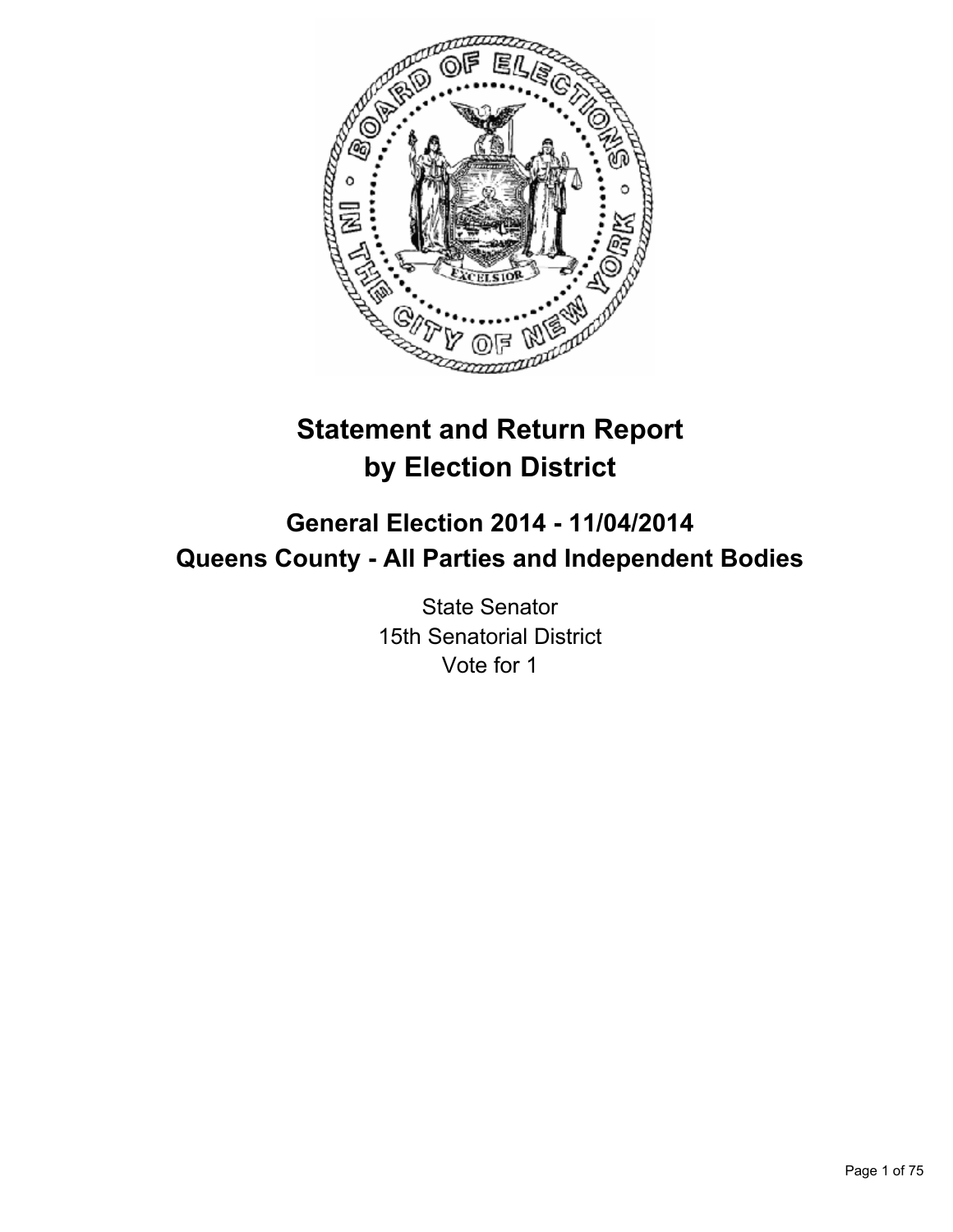# Statement and Return Report by Election District

## General Election 2014 - 11/04/2014
## Queens County - All Parties and Independent Bodies

State Senator
15th Senatorial District
Vote for 1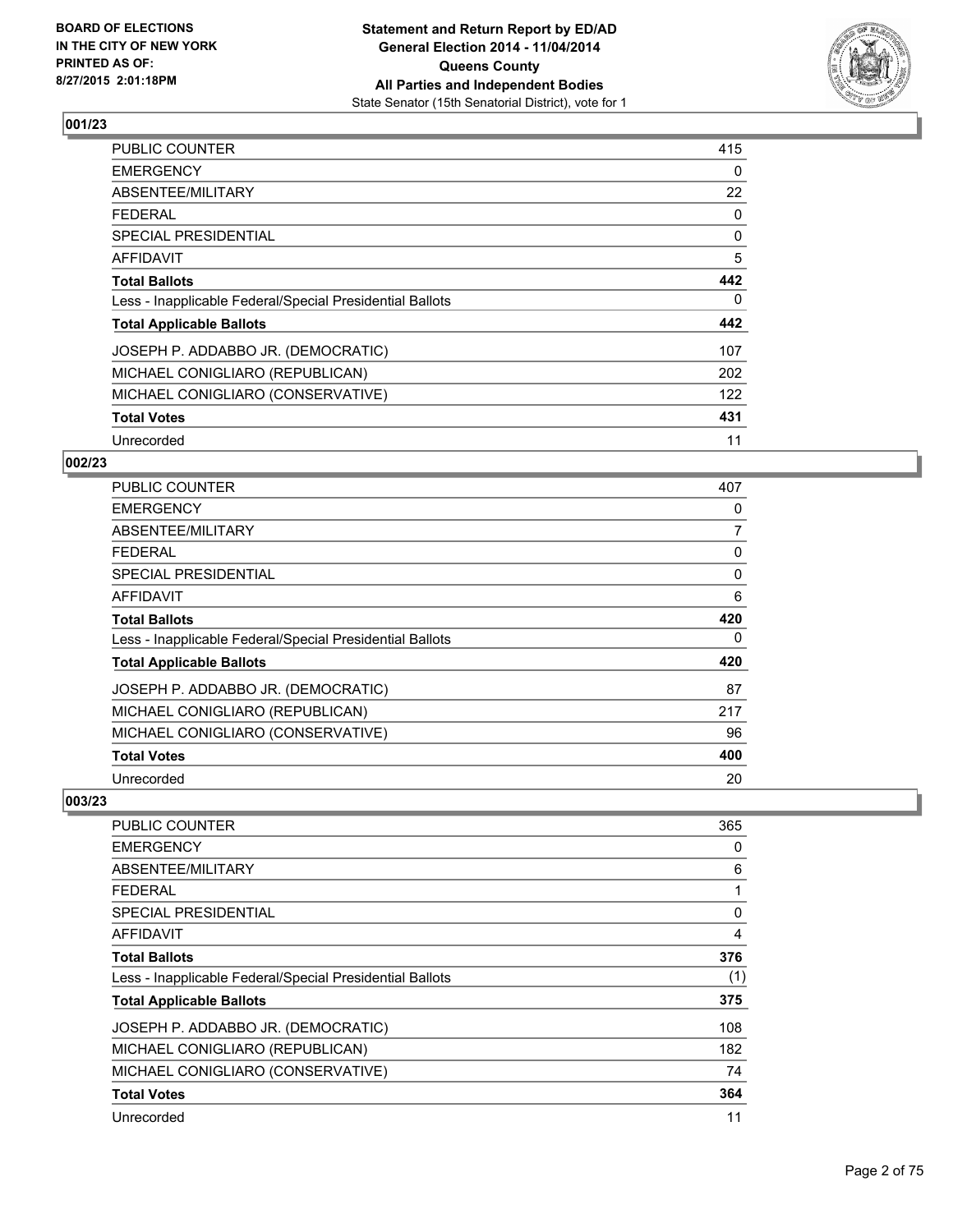### 001/23

| | |
|---|---|
| PUBLIC COUNTER | 415 |
| EMERGENCY | 0 |
| ABSENTEE/MILITARY | 22 |
| FEDERAL | 0 |
| SPECIAL PRESIDENTIAL | 0 |
| AFFIDAVIT | 5 |
| **Total Ballots** | **442** |
| Less - Inapplicable Federal/Special Presidential Ballots | 0 |
| **Total Applicable Ballots** | **442** |
| JOSEPH P. ADDABBO JR. (DEMOCRATIC) | 107 |
| MICHAEL CONIGLIARO (REPUBLICAN) | 202 |
| MICHAEL CONIGLIARO (CONSERVATIVE) | 122 |
| **Total Votes** | **431** |
| Unrecorded | 11 |

### 002/23

| | |
|---|---|
| PUBLIC COUNTER | 407 |
| EMERGENCY | 0 |
| ABSENTEE/MILITARY | 7 |
| FEDERAL | 0 |
| SPECIAL PRESIDENTIAL | 0 |
| AFFIDAVIT | 6 |
| **Total Ballots** | **420** |
| Less - Inapplicable Federal/Special Presidential Ballots | 0 |
| **Total Applicable Ballots** | **420** |
| JOSEPH P. ADDABBO JR. (DEMOCRATIC) | 87 |
| MICHAEL CONIGLIARO (REPUBLICAN) | 217 |
| MICHAEL CONIGLIARO (CONSERVATIVE) | 96 |
| **Total Votes** | **400** |
| Unrecorded | 20 |

### 003/23

| | |
|---|---|
| PUBLIC COUNTER | 365 |
| EMERGENCY | 0 |
| ABSENTEE/MILITARY | 6 |
| FEDERAL | 1 |
| SPECIAL PRESIDENTIAL | 0 |
| AFFIDAVIT | 4 |
| **Total Ballots** | **376** |
| Less - Inapplicable Federal/Special Presidential Ballots | (1) |
| **Total Applicable Ballots** | **375** |
| JOSEPH P. ADDABBO JR. (DEMOCRATIC) | 108 |
| MICHAEL CONIGLIARO (REPUBLICAN) | 182 |
| MICHAEL CONIGLIARO (CONSERVATIVE) | 74 |
| **Total Votes** | **364** |
| Unrecorded | 11 |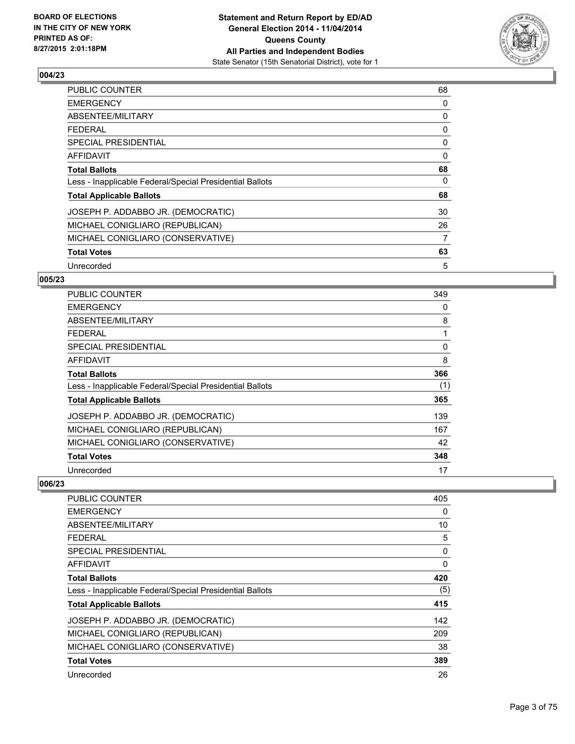## 004/23

| | |
|---|---|
| PUBLIC COUNTER | 68 |
| EMERGENCY | 0 |
| ABSENTEE/MILITARY | 0 |
| FEDERAL | 0 |
| SPECIAL PRESIDENTIAL | 0 |
| AFFIDAVIT | 0 |
| **Total Ballots** | **68** |
| Less - Inapplicable Federal/Special Presidential Ballots | 0 |
| **Total Applicable Ballots** | **68** |
| JOSEPH P. ADDABBO JR. (DEMOCRATIC) | 30 |
| MICHAEL CONIGLIARO (REPUBLICAN) | 26 |
| MICHAEL CONIGLIARO (CONSERVATIVE) | 7 |
| **Total Votes** | **63** |
| Unrecorded | 5 |

## 005/23

| | |
|---|---|
| PUBLIC COUNTER | 349 |
| EMERGENCY | 0 |
| ABSENTEE/MILITARY | 8 |
| FEDERAL | 1 |
| SPECIAL PRESIDENTIAL | 0 |
| AFFIDAVIT | 8 |
| **Total Ballots** | **366** |
| Less - Inapplicable Federal/Special Presidential Ballots | (1) |
| **Total Applicable Ballots** | **365** |
| JOSEPH P. ADDABBO JR. (DEMOCRATIC) | 139 |
| MICHAEL CONIGLIARO (REPUBLICAN) | 167 |
| MICHAEL CONIGLIARO (CONSERVATIVE) | 42 |
| **Total Votes** | **348** |
| Unrecorded | 17 |

## 006/23

| | |
|---|---|
| PUBLIC COUNTER | 405 |
| EMERGENCY | 0 |
| ABSENTEE/MILITARY | 10 |
| FEDERAL | 5 |
| SPECIAL PRESIDENTIAL | 0 |
| AFFIDAVIT | 0 |
| **Total Ballots** | **420** |
| Less - Inapplicable Federal/Special Presidential Ballots | (5) |
| **Total Applicable Ballots** | **415** |
| JOSEPH P. ADDABBO JR. (DEMOCRATIC) | 142 |
| MICHAEL CONIGLIARO (REPUBLICAN) | 209 |
| MICHAEL CONIGLIARO (CONSERVATIVE) | 38 |
| **Total Votes** | **389** |
| Unrecorded | 26 |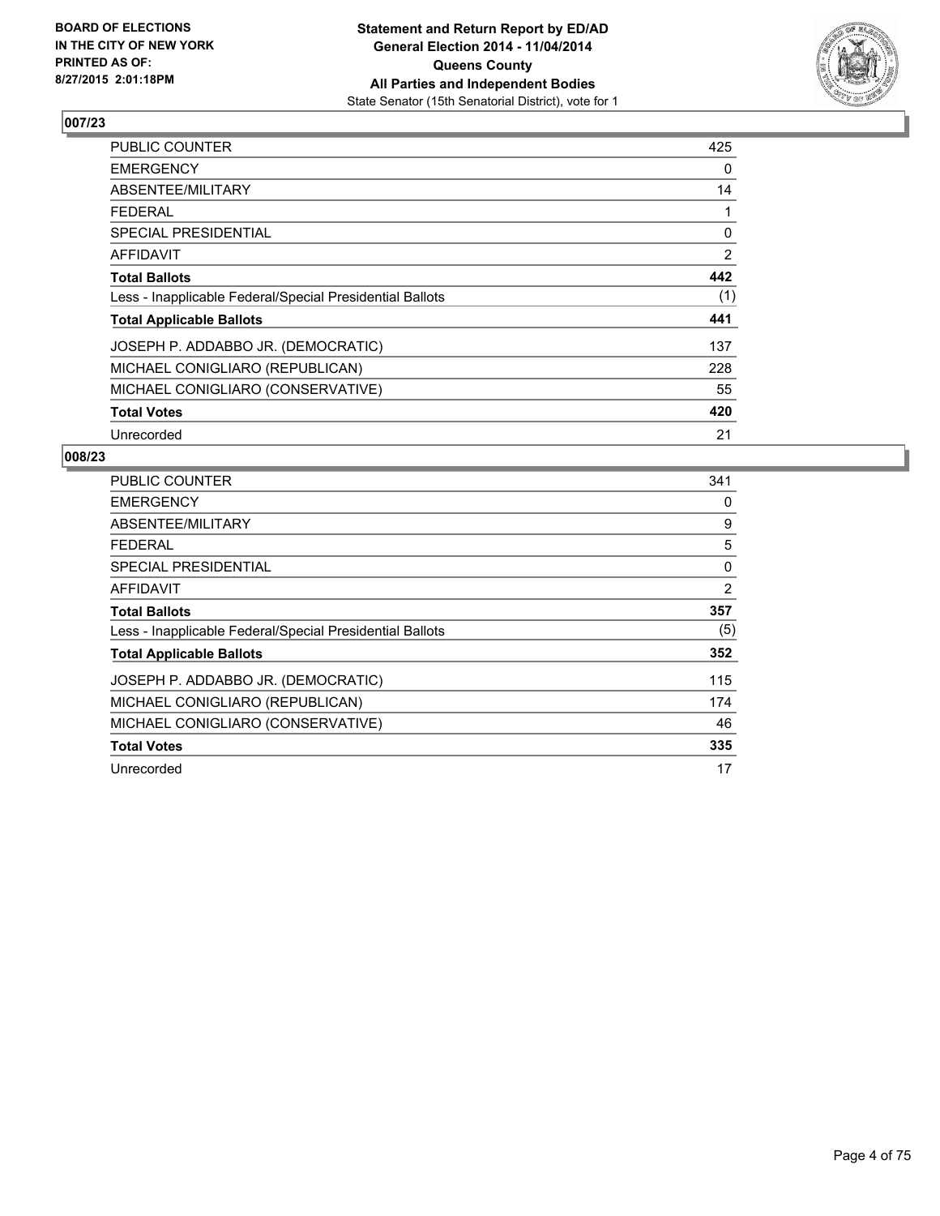**BOARD OF ELECTIONS IN THE CITY OF NEW YORK PRINTED AS OF: 8/27/2015 2:01:18PM**

**Statement and Return Report by ED/AD General Election 2014 - 11/04/2014 Queens County All Parties and Independent Bodies**

State Senator (15th Senatorial District), vote for 1

## 007/23

| | |
|---|---|
| PUBLIC COUNTER | 425 |
| EMERGENCY | 0 |
| ABSENTEE/MILITARY | 14 |
| FEDERAL | 1 |
| SPECIAL PRESIDENTIAL | 0 |
| AFFIDAVIT | 2 |
| **Total Ballots** | **442** |
| Less - Inapplicable Federal/Special Presidential Ballots | (1) |
| **Total Applicable Ballots** | **441** |
| JOSEPH P. ADDABBO JR. (DEMOCRATIC) | 137 |
| MICHAEL CONIGLIARO (REPUBLICAN) | 228 |
| MICHAEL CONIGLIARO (CONSERVATIVE) | 55 |
| **Total Votes** | **420** |
| Unrecorded | 21 |

## 008/23

| | |
|---|---|
| PUBLIC COUNTER | 341 |
| EMERGENCY | 0 |
| ABSENTEE/MILITARY | 9 |
| FEDERAL | 5 |
| SPECIAL PRESIDENTIAL | 0 |
| AFFIDAVIT | 2 |
| **Total Ballots** | **357** |
| Less - Inapplicable Federal/Special Presidential Ballots | (5) |
| **Total Applicable Ballots** | **352** |
| JOSEPH P. ADDABBO JR. (DEMOCRATIC) | 115 |
| MICHAEL CONIGLIARO (REPUBLICAN) | 174 |
| MICHAEL CONIGLIARO (CONSERVATIVE) | 46 |
| **Total Votes** | **335** |
| Unrecorded | 17 |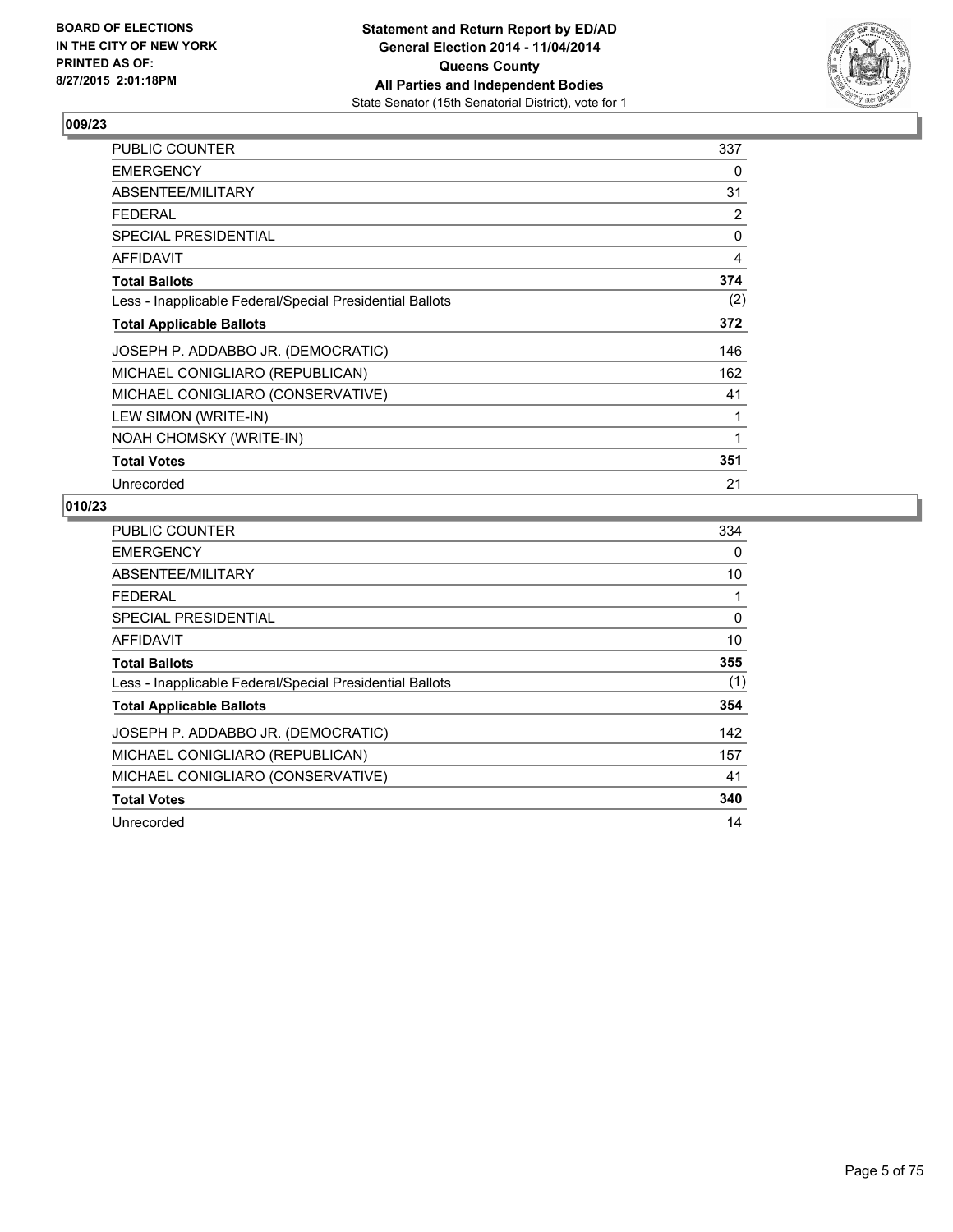**BOARD OF ELECTIONS IN THE CITY OF NEW YORK PRINTED AS OF: 8/27/2015 2:01:18PM**

**Statement and Return Report by ED/AD**
**General Election 2014 - 11/04/2014**
**Queens County**
**All Parties and Independent Bodies**
State Senator (15th Senatorial District), vote for 1

## 009/23

| | |
|---|---|
| PUBLIC COUNTER | 337 |
| EMERGENCY | 0 |
| ABSENTEE/MILITARY | 31 |
| FEDERAL | 2 |
| SPECIAL PRESIDENTIAL | 0 |
| AFFIDAVIT | 4 |
| **Total Ballots** | **374** |
| Less - Inapplicable Federal/Special Presidential Ballots | (2) |
| **Total Applicable Ballots** | **372** |
| JOSEPH P. ADDABBO JR. (DEMOCRATIC) | 146 |
| MICHAEL CONIGLIARO (REPUBLICAN) | 162 |
| MICHAEL CONIGLIARO (CONSERVATIVE) | 41 |
| LEW SIMON (WRITE-IN) | 1 |
| NOAH CHOMSKY (WRITE-IN) | 1 |
| **Total Votes** | **351** |
| Unrecorded | 21 |

## 010/23

| | |
|---|---|
| PUBLIC COUNTER | 334 |
| EMERGENCY | 0 |
| ABSENTEE/MILITARY | 10 |
| FEDERAL | 1 |
| SPECIAL PRESIDENTIAL | 0 |
| AFFIDAVIT | 10 |
| **Total Ballots** | **355** |
| Less - Inapplicable Federal/Special Presidential Ballots | (1) |
| **Total Applicable Ballots** | **354** |
| JOSEPH P. ADDABBO JR. (DEMOCRATIC) | 142 |
| MICHAEL CONIGLIARO (REPUBLICAN) | 157 |
| MICHAEL CONIGLIARO (CONSERVATIVE) | 41 |
| **Total Votes** | **340** |
| Unrecorded | 14 |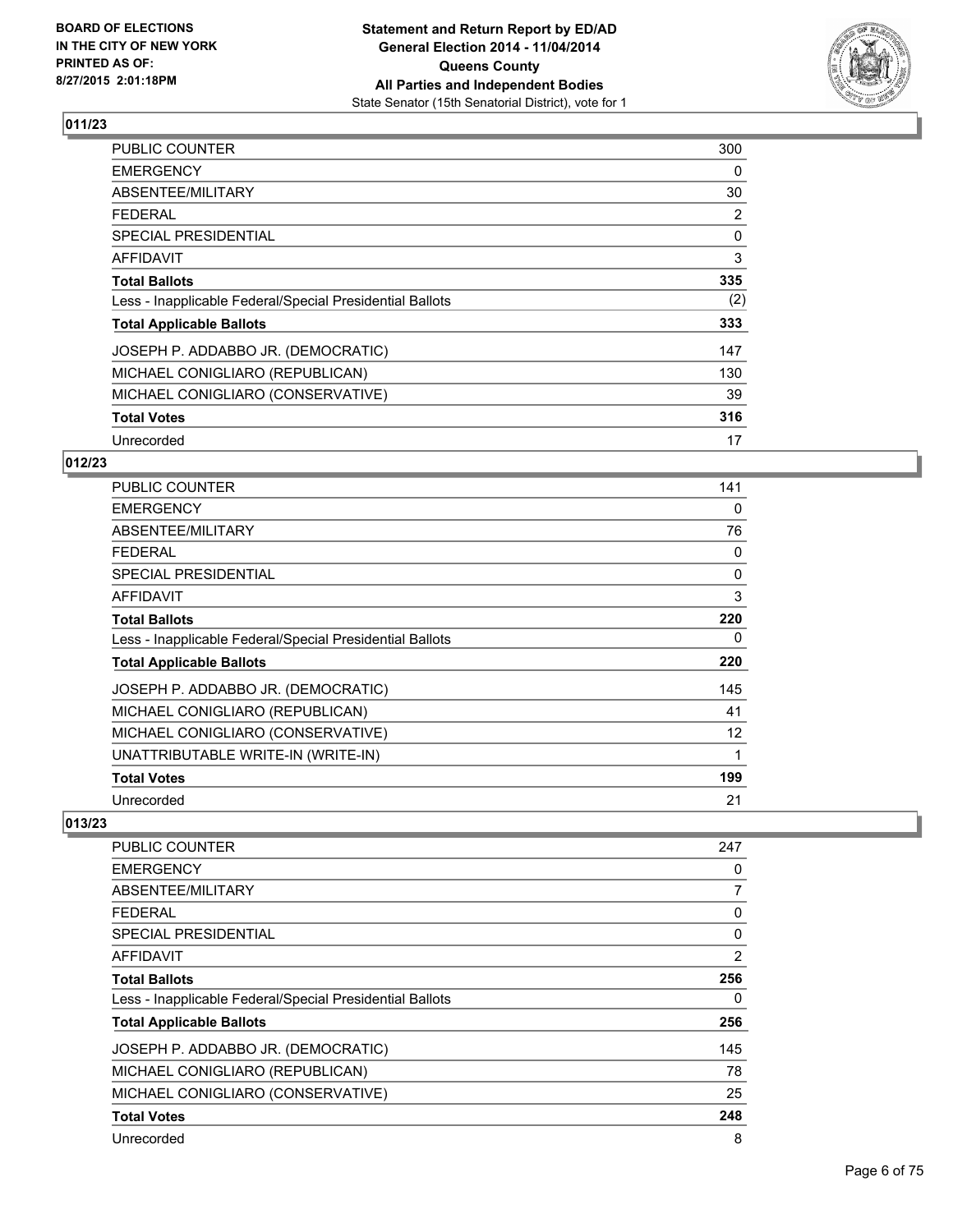## 011/23

| | |
|---|---|
| PUBLIC COUNTER | 300 |
| EMERGENCY | 0 |
| ABSENTEE/MILITARY | 30 |
| FEDERAL | 2 |
| SPECIAL PRESIDENTIAL | 0 |
| AFFIDAVIT | 3 |
| **Total Ballots** | **335** |
| Less - Inapplicable Federal/Special Presidential Ballots | (2) |
| **Total Applicable Ballots** | **333** |
| JOSEPH P. ADDABBO JR. (DEMOCRATIC) | 147 |
| MICHAEL CONIGLIARO (REPUBLICAN) | 130 |
| MICHAEL CONIGLIARO (CONSERVATIVE) | 39 |
| **Total Votes** | **316** |
| Unrecorded | 17 |

## 012/23

| | |
|---|---|
| PUBLIC COUNTER | 141 |
| EMERGENCY | 0 |
| ABSENTEE/MILITARY | 76 |
| FEDERAL | 0 |
| SPECIAL PRESIDENTIAL | 0 |
| AFFIDAVIT | 3 |
| **Total Ballots** | **220** |
| Less - Inapplicable Federal/Special Presidential Ballots | 0 |
| **Total Applicable Ballots** | **220** |
| JOSEPH P. ADDABBO JR. (DEMOCRATIC) | 145 |
| MICHAEL CONIGLIARO (REPUBLICAN) | 41 |
| MICHAEL CONIGLIARO (CONSERVATIVE) | 12 |
| UNATTRIBUTABLE WRITE-IN (WRITE-IN) | 1 |
| **Total Votes** | **199** |
| Unrecorded | 21 |

## 013/23

| | |
|---|---|
| PUBLIC COUNTER | 247 |
| EMERGENCY | 0 |
| ABSENTEE/MILITARY | 7 |
| FEDERAL | 0 |
| SPECIAL PRESIDENTIAL | 0 |
| AFFIDAVIT | 2 |
| **Total Ballots** | **256** |
| Less - Inapplicable Federal/Special Presidential Ballots | 0 |
| **Total Applicable Ballots** | **256** |
| JOSEPH P. ADDABBO JR. (DEMOCRATIC) | 145 |
| MICHAEL CONIGLIARO (REPUBLICAN) | 78 |
| MICHAEL CONIGLIARO (CONSERVATIVE) | 25 |
| **Total Votes** | **248** |
| Unrecorded | 8 |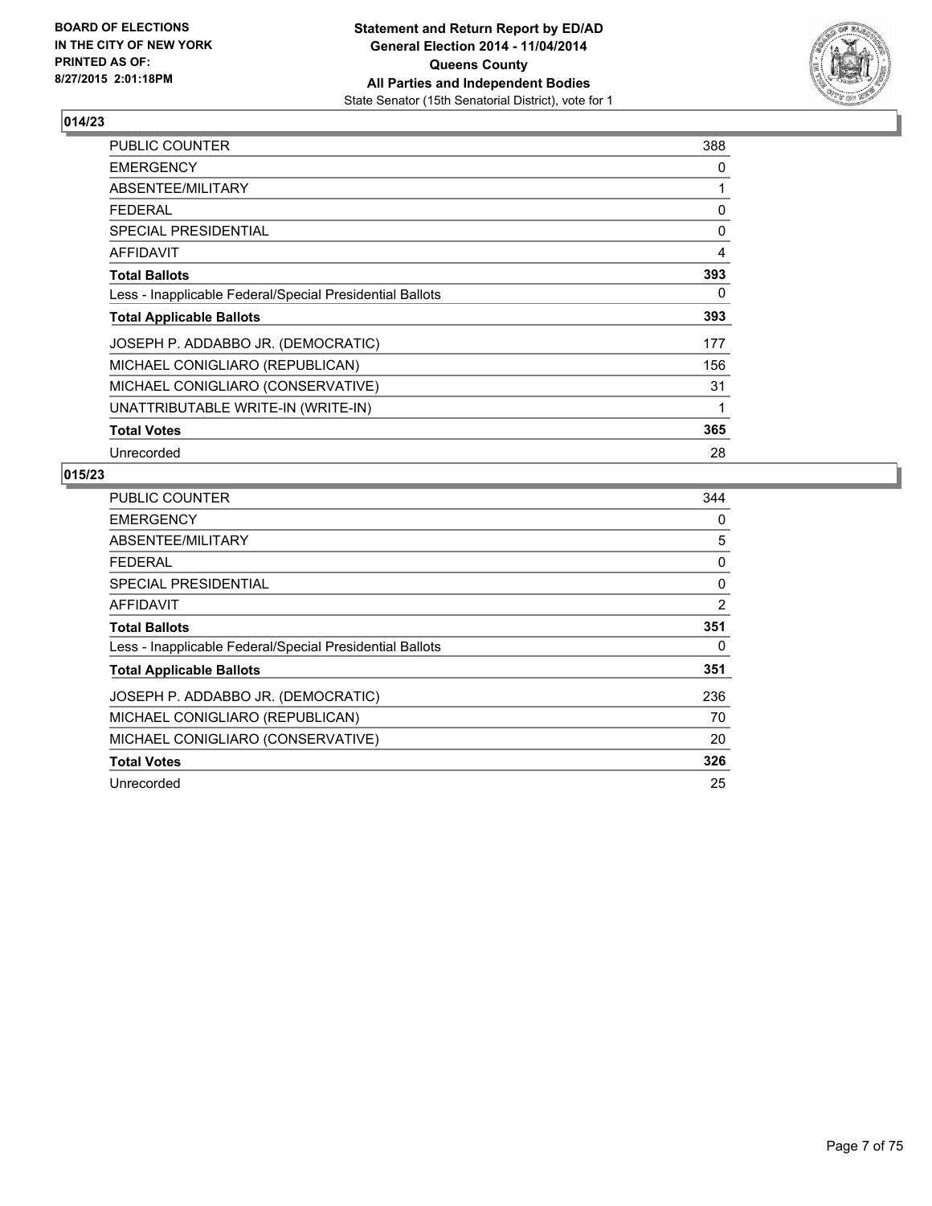## 014/23

| | |
|---|---|
| PUBLIC COUNTER | 388 |
| EMERGENCY | 0 |
| ABSENTEE/MILITARY | 1 |
| FEDERAL | 0 |
| SPECIAL PRESIDENTIAL | 0 |
| AFFIDAVIT | 4 |
| **Total Ballots** | **393** |
| Less - Inapplicable Federal/Special Presidential Ballots | 0 |
| **Total Applicable Ballots** | **393** |
| JOSEPH P. ADDABBO JR. (DEMOCRATIC) | 177 |
| MICHAEL CONIGLIARO (REPUBLICAN) | 156 |
| MICHAEL CONIGLIARO (CONSERVATIVE) | 31 |
| UNATTRIBUTABLE WRITE-IN (WRITE-IN) | 1 |
| **Total Votes** | **365** |
| Unrecorded | 28 |

## 015/23

| | |
|---|---|
| PUBLIC COUNTER | 344 |
| EMERGENCY | 0 |
| ABSENTEE/MILITARY | 5 |
| FEDERAL | 0 |
| SPECIAL PRESIDENTIAL | 0 |
| AFFIDAVIT | 2 |
| **Total Ballots** | **351** |
| Less - Inapplicable Federal/Special Presidential Ballots | 0 |
| **Total Applicable Ballots** | **351** |
| JOSEPH P. ADDABBO JR. (DEMOCRATIC) | 236 |
| MICHAEL CONIGLIARO (REPUBLICAN) | 70 |
| MICHAEL CONIGLIARO (CONSERVATIVE) | 20 |
| **Total Votes** | **326** |
| Unrecorded | 25 |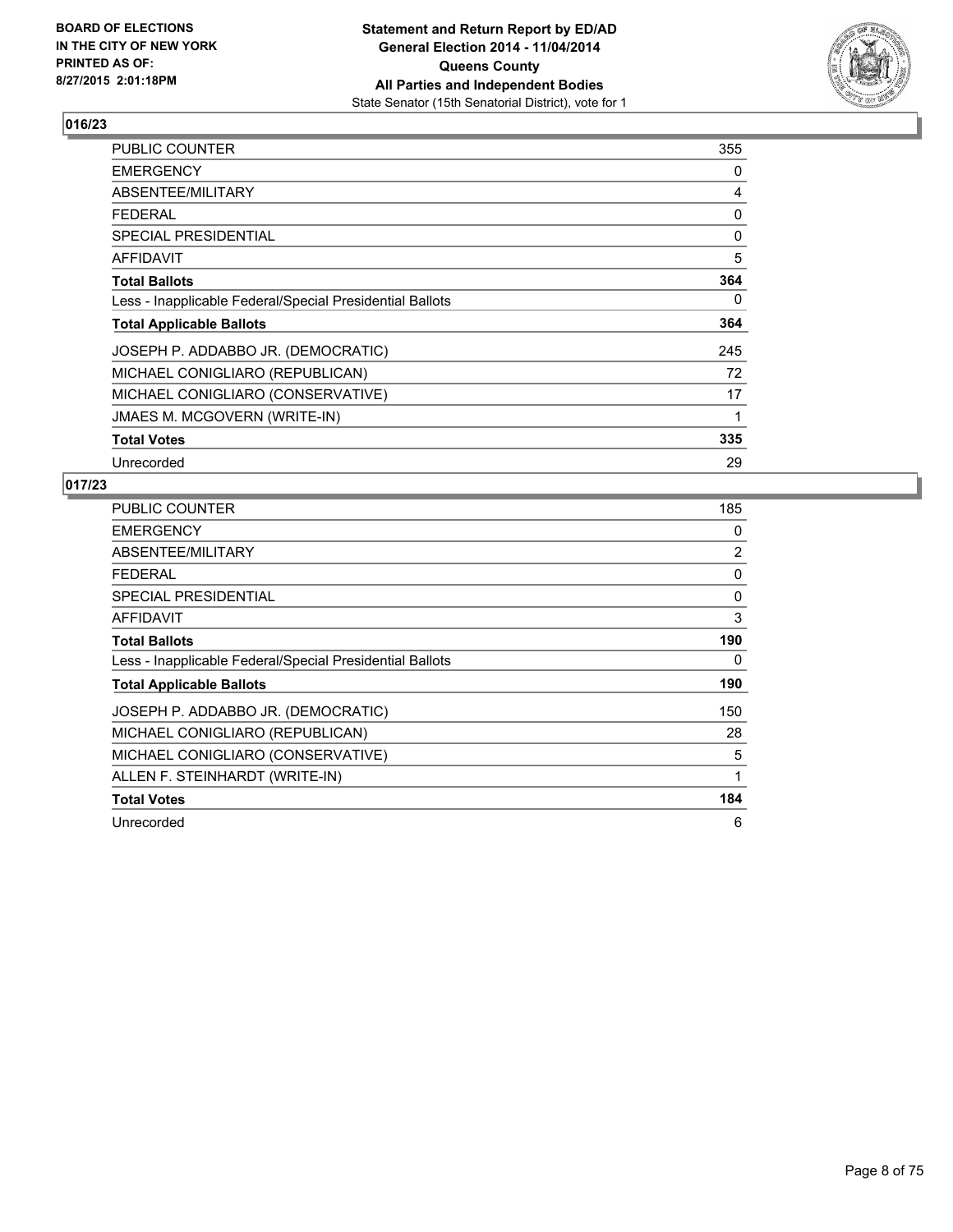BOARD OF ELECTIONS
IN THE CITY OF NEW YORK
PRINTED AS OF:
8/27/2015 2:01:18PM

**Statement and Return Report by ED/AD**
**General Election 2014 - 11/04/2014**
**Queens County**
**All Parties and Independent Bodies**
State Senator (15th Senatorial District), vote for 1

## 016/23

| | |
|---|---|
| PUBLIC COUNTER | 355 |
| EMERGENCY | 0 |
| ABSENTEE/MILITARY | 4 |
| FEDERAL | 0 |
| SPECIAL PRESIDENTIAL | 0 |
| AFFIDAVIT | 5 |
| **Total Ballots** | **364** |
| Less - Inapplicable Federal/Special Presidential Ballots | 0 |
| **Total Applicable Ballots** | **364** |
| JOSEPH P. ADDABBO JR. (DEMOCRATIC) | 245 |
| MICHAEL CONIGLIARO (REPUBLICAN) | 72 |
| MICHAEL CONIGLIARO (CONSERVATIVE) | 17 |
| JMAES M. MCGOVERN (WRITE-IN) | 1 |
| **Total Votes** | **335** |
| Unrecorded | 29 |

## 017/23

| | |
|---|---|
| PUBLIC COUNTER | 185 |
| EMERGENCY | 0 |
| ABSENTEE/MILITARY | 2 |
| FEDERAL | 0 |
| SPECIAL PRESIDENTIAL | 0 |
| AFFIDAVIT | 3 |
| **Total Ballots** | **190** |
| Less - Inapplicable Federal/Special Presidential Ballots | 0 |
| **Total Applicable Ballots** | **190** |
| JOSEPH P. ADDABBO JR. (DEMOCRATIC) | 150 |
| MICHAEL CONIGLIARO (REPUBLICAN) | 28 |
| MICHAEL CONIGLIARO (CONSERVATIVE) | 5 |
| ALLEN F. STEINHARDT (WRITE-IN) | 1 |
| **Total Votes** | **184** |
| Unrecorded | 6 |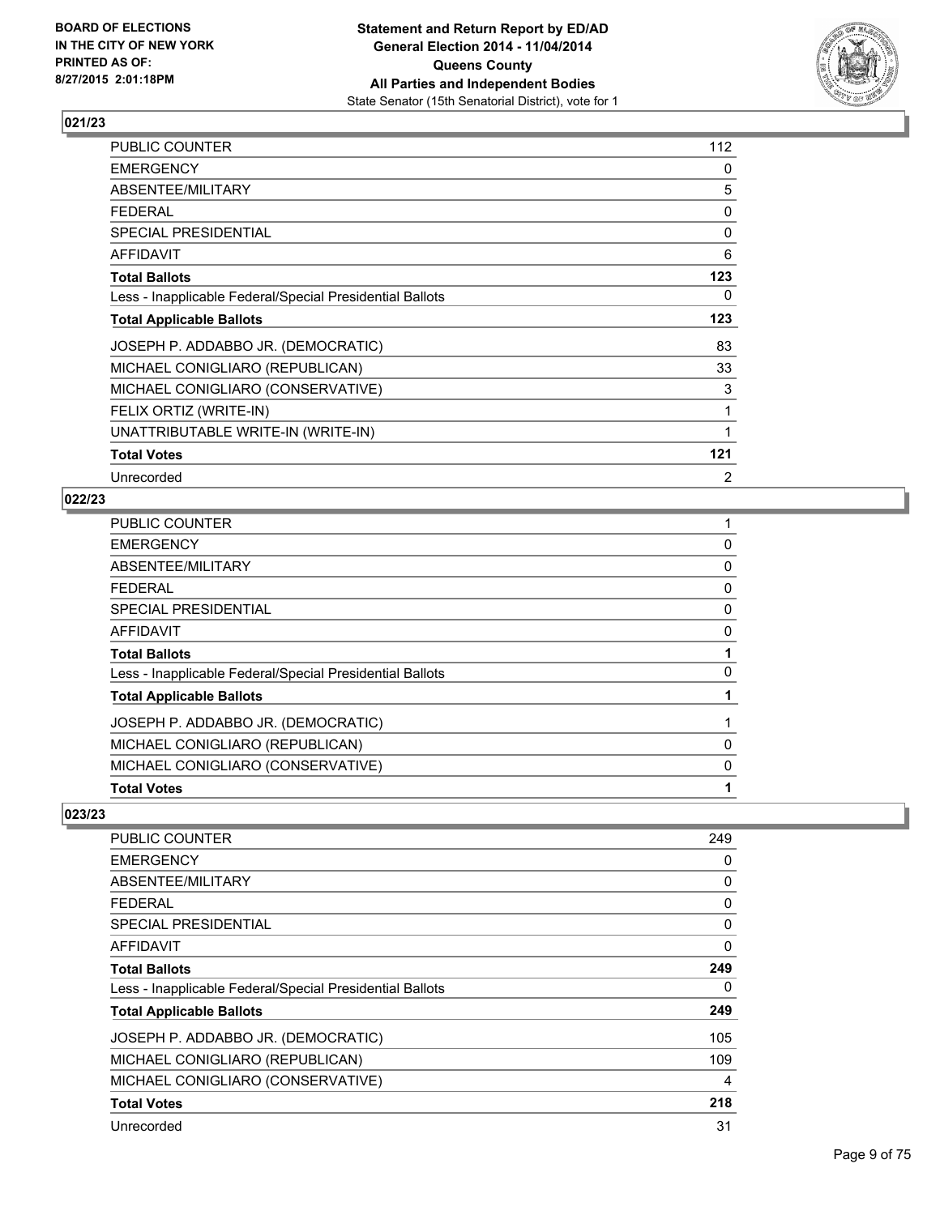**BOARD OF ELECTIONS IN THE CITY OF NEW YORK PRINTED AS OF: 8/27/2015 2:01:18PM**

**Statement and Return Report by ED/AD**
**General Election 2014 - 11/04/2014**
**Queens County**
**All Parties and Independent Bodies**
State Senator (15th Senatorial District), vote for 1

## 021/23

| | |
|---|---|
| PUBLIC COUNTER | 112 |
| EMERGENCY | 0 |
| ABSENTEE/MILITARY | 5 |
| FEDERAL | 0 |
| SPECIAL PRESIDENTIAL | 0 |
| AFFIDAVIT | 6 |
| **Total Ballots** | **123** |
| Less - Inapplicable Federal/Special Presidential Ballots | 0 |
| **Total Applicable Ballots** | **123** |
| JOSEPH P. ADDABBO JR. (DEMOCRATIC) | 83 |
| MICHAEL CONIGLIARO (REPUBLICAN) | 33 |
| MICHAEL CONIGLIARO (CONSERVATIVE) | 3 |
| FELIX ORTIZ (WRITE-IN) | 1 |
| UNATTRIBUTABLE WRITE-IN (WRITE-IN) | 1 |
| **Total Votes** | **121** |
| Unrecorded | 2 |

## 022/23

| | |
|---|---|
| PUBLIC COUNTER | 1 |
| EMERGENCY | 0 |
| ABSENTEE/MILITARY | 0 |
| FEDERAL | 0 |
| SPECIAL PRESIDENTIAL | 0 |
| AFFIDAVIT | 0 |
| **Total Ballots** | **1** |
| Less - Inapplicable Federal/Special Presidential Ballots | 0 |
| **Total Applicable Ballots** | **1** |
| JOSEPH P. ADDABBO JR. (DEMOCRATIC) | 1 |
| MICHAEL CONIGLIARO (REPUBLICAN) | 0 |
| MICHAEL CONIGLIARO (CONSERVATIVE) | 0 |
| **Total Votes** | **1** |

## 023/23

| | |
|---|---|
| PUBLIC COUNTER | 249 |
| EMERGENCY | 0 |
| ABSENTEE/MILITARY | 0 |
| FEDERAL | 0 |
| SPECIAL PRESIDENTIAL | 0 |
| AFFIDAVIT | 0 |
| **Total Ballots** | **249** |
| Less - Inapplicable Federal/Special Presidential Ballots | 0 |
| **Total Applicable Ballots** | **249** |
| JOSEPH P. ADDABBO JR. (DEMOCRATIC) | 105 |
| MICHAEL CONIGLIARO (REPUBLICAN) | 109 |
| MICHAEL CONIGLIARO (CONSERVATIVE) | 4 |
| **Total Votes** | **218** |
| Unrecorded | 31 |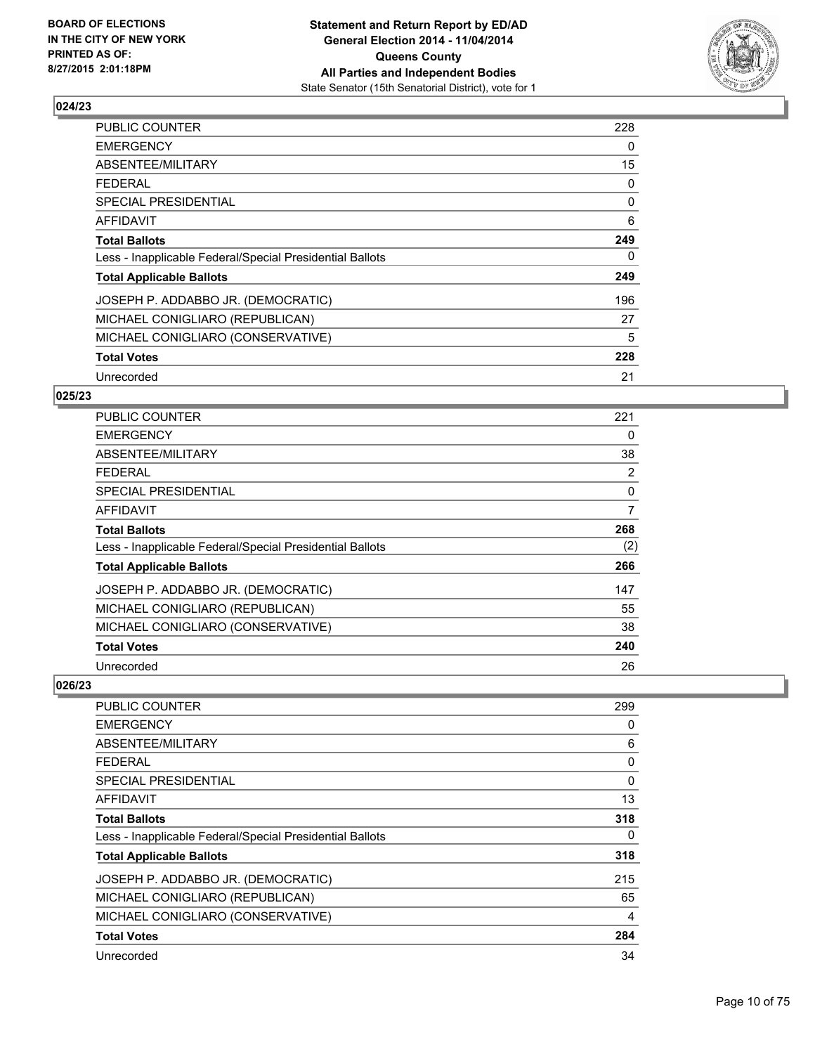## 024/23

| | |
|---|---|
| PUBLIC COUNTER | 228 |
| EMERGENCY | 0 |
| ABSENTEE/MILITARY | 15 |
| FEDERAL | 0 |
| SPECIAL PRESIDENTIAL | 0 |
| AFFIDAVIT | 6 |
| **Total Ballots** | **249** |
| Less - Inapplicable Federal/Special Presidential Ballots | 0 |
| **Total Applicable Ballots** | **249** |
| JOSEPH P. ADDABBO JR. (DEMOCRATIC) | 196 |
| MICHAEL CONIGLIARO (REPUBLICAN) | 27 |
| MICHAEL CONIGLIARO (CONSERVATIVE) | 5 |
| **Total Votes** | **228** |
| Unrecorded | 21 |

## 025/23

| | |
|---|---|
| PUBLIC COUNTER | 221 |
| EMERGENCY | 0 |
| ABSENTEE/MILITARY | 38 |
| FEDERAL | 2 |
| SPECIAL PRESIDENTIAL | 0 |
| AFFIDAVIT | 7 |
| **Total Ballots** | **268** |
| Less - Inapplicable Federal/Special Presidential Ballots | (2) |
| **Total Applicable Ballots** | **266** |
| JOSEPH P. ADDABBO JR. (DEMOCRATIC) | 147 |
| MICHAEL CONIGLIARO (REPUBLICAN) | 55 |
| MICHAEL CONIGLIARO (CONSERVATIVE) | 38 |
| **Total Votes** | **240** |
| Unrecorded | 26 |

## 026/23

| | |
|---|---|
| PUBLIC COUNTER | 299 |
| EMERGENCY | 0 |
| ABSENTEE/MILITARY | 6 |
| FEDERAL | 0 |
| SPECIAL PRESIDENTIAL | 0 |
| AFFIDAVIT | 13 |
| **Total Ballots** | **318** |
| Less - Inapplicable Federal/Special Presidential Ballots | 0 |
| **Total Applicable Ballots** | **318** |
| JOSEPH P. ADDABBO JR. (DEMOCRATIC) | 215 |
| MICHAEL CONIGLIARO (REPUBLICAN) | 65 |
| MICHAEL CONIGLIARO (CONSERVATIVE) | 4 |
| **Total Votes** | **284** |
| Unrecorded | 34 |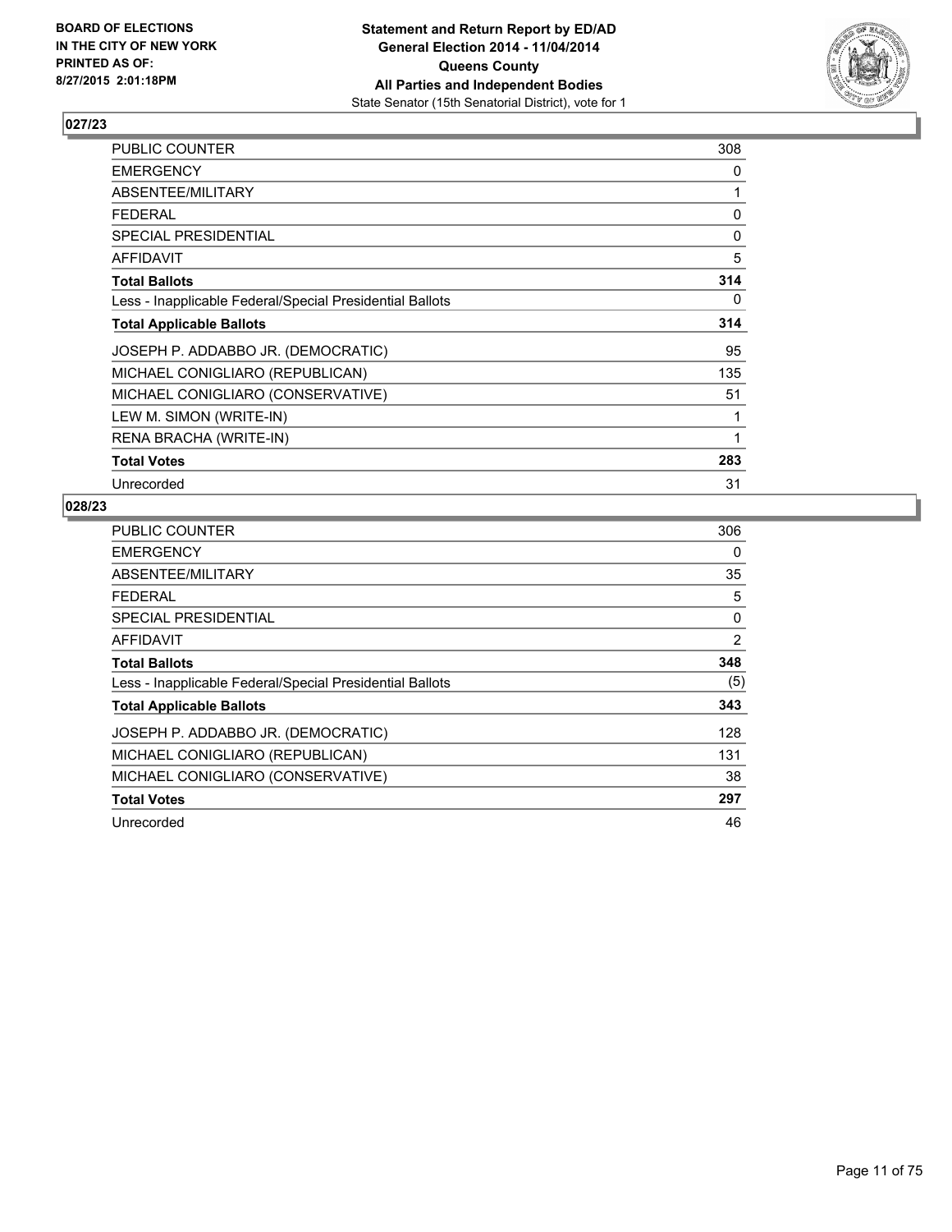**BOARD OF ELECTIONS IN THE CITY OF NEW YORK PRINTED AS OF: 8/27/2015 2:01:18PM**

# Statement and Return Report by ED/AD General Election 2014 - 11/04/2014 Queens County All Parties and Independent Bodies

State Senator (15th Senatorial District), vote for 1

## 027/23

| | |
|---|---|
| PUBLIC COUNTER | 308 |
| EMERGENCY | 0 |
| ABSENTEE/MILITARY | 1 |
| FEDERAL | 0 |
| SPECIAL PRESIDENTIAL | 0 |
| AFFIDAVIT | 5 |
| **Total Ballots** | **314** |
| Less - Inapplicable Federal/Special Presidential Ballots | 0 |
| **Total Applicable Ballots** | **314** |
| JOSEPH P. ADDABBO JR. (DEMOCRATIC) | 95 |
| MICHAEL CONIGLIARO (REPUBLICAN) | 135 |
| MICHAEL CONIGLIARO (CONSERVATIVE) | 51 |
| LEW M. SIMON (WRITE-IN) | 1 |
| RENA BRACHA (WRITE-IN) | 1 |
| **Total Votes** | **283** |
| Unrecorded | 31 |

## 028/23

| | |
|---|---|
| PUBLIC COUNTER | 306 |
| EMERGENCY | 0 |
| ABSENTEE/MILITARY | 35 |
| FEDERAL | 5 |
| SPECIAL PRESIDENTIAL | 0 |
| AFFIDAVIT | 2 |
| **Total Ballots** | **348** |
| Less - Inapplicable Federal/Special Presidential Ballots | (5) |
| **Total Applicable Ballots** | **343** |
| JOSEPH P. ADDABBO JR. (DEMOCRATIC) | 128 |
| MICHAEL CONIGLIARO (REPUBLICAN) | 131 |
| MICHAEL CONIGLIARO (CONSERVATIVE) | 38 |
| **Total Votes** | **297** |
| Unrecorded | 46 |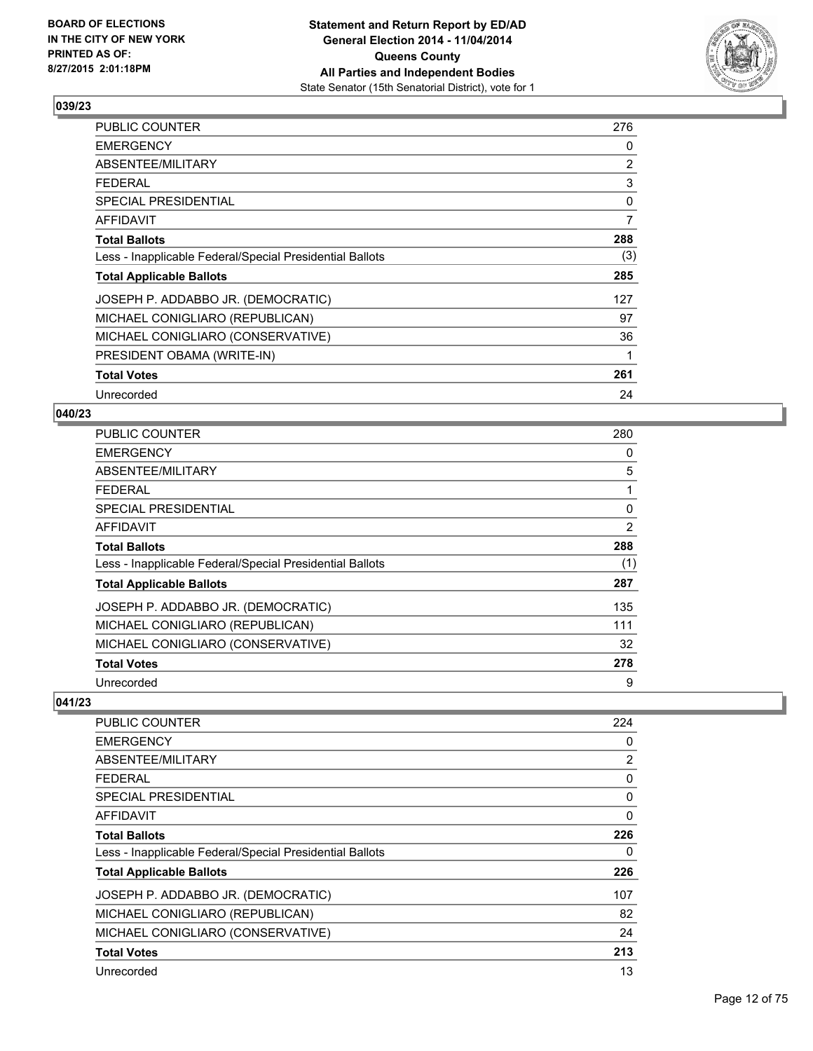### 039/23

| | |
|---|---|
| PUBLIC COUNTER | 276 |
| EMERGENCY | 0 |
| ABSENTEE/MILITARY | 2 |
| FEDERAL | 3 |
| SPECIAL PRESIDENTIAL | 0 |
| AFFIDAVIT | 7 |
| **Total Ballots** | **288** |
| Less - Inapplicable Federal/Special Presidential Ballots | (3) |
| **Total Applicable Ballots** | **285** |
| JOSEPH P. ADDABBO JR. (DEMOCRATIC) | 127 |
| MICHAEL CONIGLIARO (REPUBLICAN) | 97 |
| MICHAEL CONIGLIARO (CONSERVATIVE) | 36 |
| PRESIDENT OBAMA (WRITE-IN) | 1 |
| **Total Votes** | **261** |
| Unrecorded | 24 |

### 040/23

| | |
|---|---|
| PUBLIC COUNTER | 280 |
| EMERGENCY | 0 |
| ABSENTEE/MILITARY | 5 |
| FEDERAL | 1 |
| SPECIAL PRESIDENTIAL | 0 |
| AFFIDAVIT | 2 |
| **Total Ballots** | **288** |
| Less - Inapplicable Federal/Special Presidential Ballots | (1) |
| **Total Applicable Ballots** | **287** |
| JOSEPH P. ADDABBO JR. (DEMOCRATIC) | 135 |
| MICHAEL CONIGLIARO (REPUBLICAN) | 111 |
| MICHAEL CONIGLIARO (CONSERVATIVE) | 32 |
| **Total Votes** | **278** |
| Unrecorded | 9 |

### 041/23

| | |
|---|---|
| PUBLIC COUNTER | 224 |
| EMERGENCY | 0 |
| ABSENTEE/MILITARY | 2 |
| FEDERAL | 0 |
| SPECIAL PRESIDENTIAL | 0 |
| AFFIDAVIT | 0 |
| **Total Ballots** | **226** |
| Less - Inapplicable Federal/Special Presidential Ballots | 0 |
| **Total Applicable Ballots** | **226** |
| JOSEPH P. ADDABBO JR. (DEMOCRATIC) | 107 |
| MICHAEL CONIGLIARO (REPUBLICAN) | 82 |
| MICHAEL CONIGLIARO (CONSERVATIVE) | 24 |
| **Total Votes** | **213** |
| Unrecorded | 13 |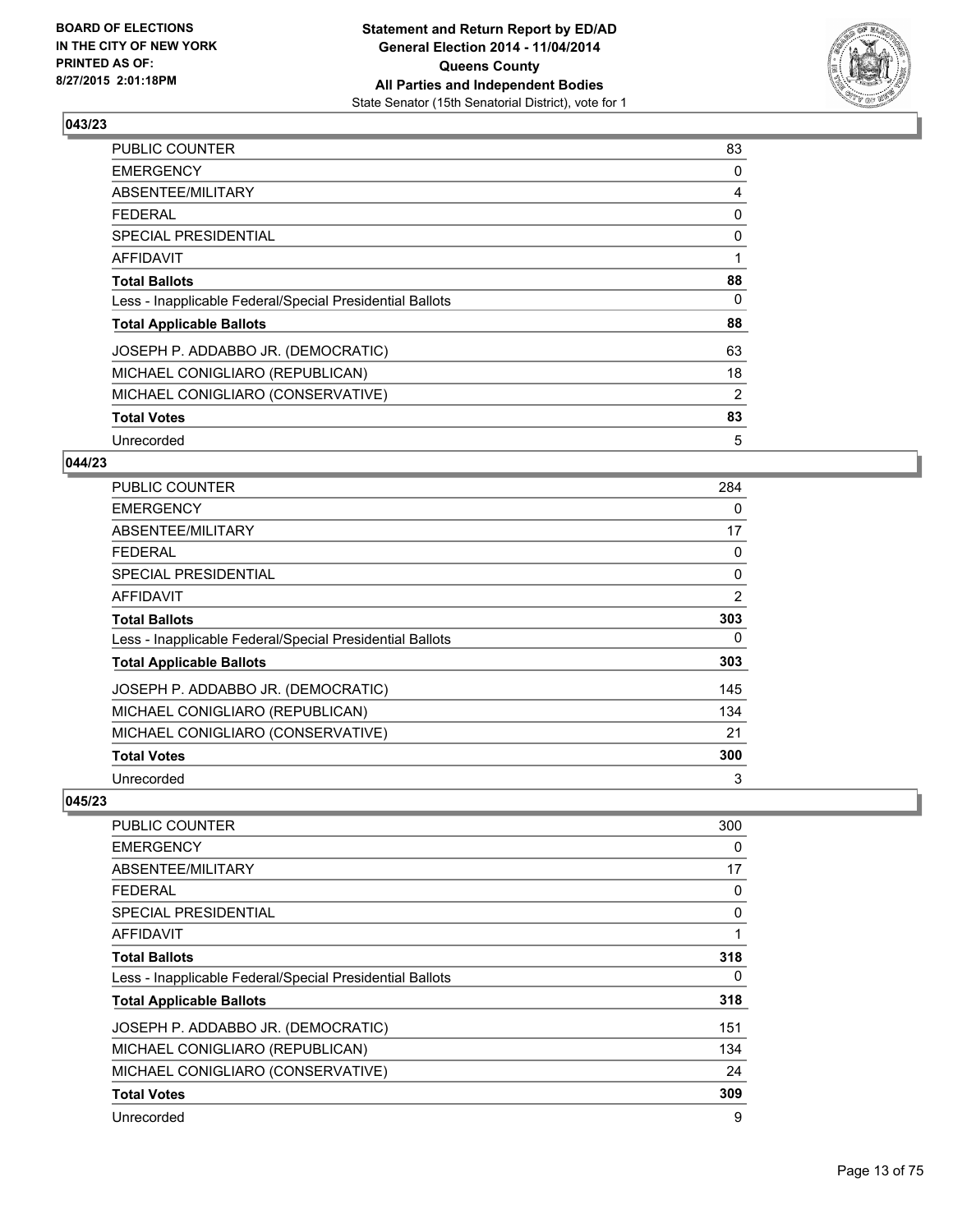## 043/23

| | |
|---|---|
| PUBLIC COUNTER | 83 |
| EMERGENCY | 0 |
| ABSENTEE/MILITARY | 4 |
| FEDERAL | 0 |
| SPECIAL PRESIDENTIAL | 0 |
| AFFIDAVIT | 1 |
| **Total Ballots** | **88** |
| Less - Inapplicable Federal/Special Presidential Ballots | 0 |
| **Total Applicable Ballots** | **88** |
| JOSEPH P. ADDABBO JR. (DEMOCRATIC) | 63 |
| MICHAEL CONIGLIARO (REPUBLICAN) | 18 |
| MICHAEL CONIGLIARO (CONSERVATIVE) | 2 |
| **Total Votes** | **83** |
| Unrecorded | 5 |

## 044/23

| | |
|---|---|
| PUBLIC COUNTER | 284 |
| EMERGENCY | 0 |
| ABSENTEE/MILITARY | 17 |
| FEDERAL | 0 |
| SPECIAL PRESIDENTIAL | 0 |
| AFFIDAVIT | 2 |
| **Total Ballots** | **303** |
| Less - Inapplicable Federal/Special Presidential Ballots | 0 |
| **Total Applicable Ballots** | **303** |
| JOSEPH P. ADDABBO JR. (DEMOCRATIC) | 145 |
| MICHAEL CONIGLIARO (REPUBLICAN) | 134 |
| MICHAEL CONIGLIARO (CONSERVATIVE) | 21 |
| **Total Votes** | **300** |
| Unrecorded | 3 |

## 045/23

| | |
|---|---|
| PUBLIC COUNTER | 300 |
| EMERGENCY | 0 |
| ABSENTEE/MILITARY | 17 |
| FEDERAL | 0 |
| SPECIAL PRESIDENTIAL | 0 |
| AFFIDAVIT | 1 |
| **Total Ballots** | **318** |
| Less - Inapplicable Federal/Special Presidential Ballots | 0 |
| **Total Applicable Ballots** | **318** |
| JOSEPH P. ADDABBO JR. (DEMOCRATIC) | 151 |
| MICHAEL CONIGLIARO (REPUBLICAN) | 134 |
| MICHAEL CONIGLIARO (CONSERVATIVE) | 24 |
| **Total Votes** | **309** |
| Unrecorded | 9 |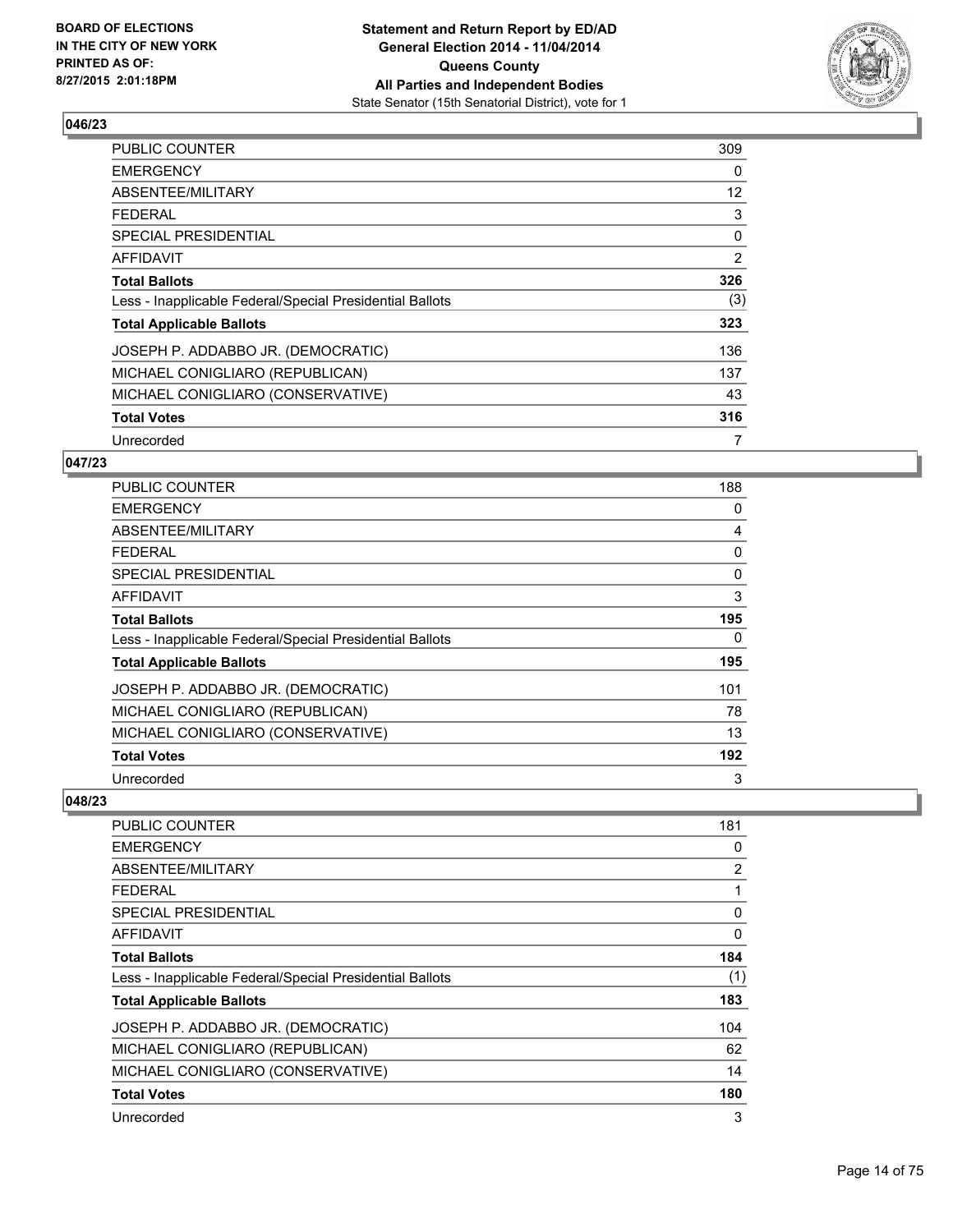## 046/23

| | |
|---|---|
| PUBLIC COUNTER | 309 |
| EMERGENCY | 0 |
| ABSENTEE/MILITARY | 12 |
| FEDERAL | 3 |
| SPECIAL PRESIDENTIAL | 0 |
| AFFIDAVIT | 2 |
| **Total Ballots** | **326** |
| Less - Inapplicable Federal/Special Presidential Ballots | (3) |
| **Total Applicable Ballots** | **323** |
| JOSEPH P. ADDABBO JR. (DEMOCRATIC) | 136 |
| MICHAEL CONIGLIARO (REPUBLICAN) | 137 |
| MICHAEL CONIGLIARO (CONSERVATIVE) | 43 |
| **Total Votes** | **316** |
| Unrecorded | 7 |

## 047/23

| | |
|---|---|
| PUBLIC COUNTER | 188 |
| EMERGENCY | 0 |
| ABSENTEE/MILITARY | 4 |
| FEDERAL | 0 |
| SPECIAL PRESIDENTIAL | 0 |
| AFFIDAVIT | 3 |
| **Total Ballots** | **195** |
| Less - Inapplicable Federal/Special Presidential Ballots | 0 |
| **Total Applicable Ballots** | **195** |
| JOSEPH P. ADDABBO JR. (DEMOCRATIC) | 101 |
| MICHAEL CONIGLIARO (REPUBLICAN) | 78 |
| MICHAEL CONIGLIARO (CONSERVATIVE) | 13 |
| **Total Votes** | **192** |
| Unrecorded | 3 |

## 048/23

| | |
|---|---|
| PUBLIC COUNTER | 181 |
| EMERGENCY | 0 |
| ABSENTEE/MILITARY | 2 |
| FEDERAL | 1 |
| SPECIAL PRESIDENTIAL | 0 |
| AFFIDAVIT | 0 |
| **Total Ballots** | **184** |
| Less - Inapplicable Federal/Special Presidential Ballots | (1) |
| **Total Applicable Ballots** | **183** |
| JOSEPH P. ADDABBO JR. (DEMOCRATIC) | 104 |
| MICHAEL CONIGLIARO (REPUBLICAN) | 62 |
| MICHAEL CONIGLIARO (CONSERVATIVE) | 14 |
| **Total Votes** | **180** |
| Unrecorded | 3 |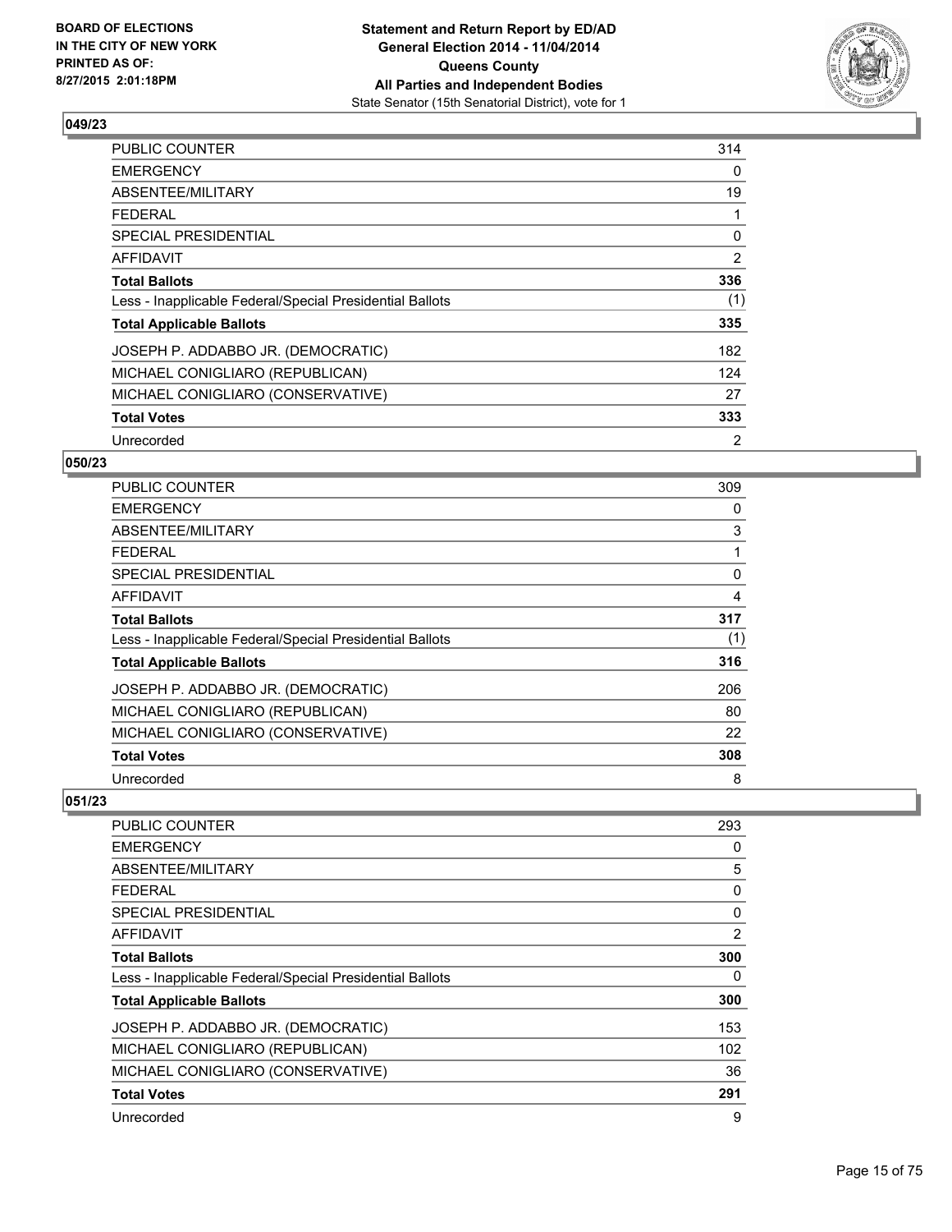## 049/23

| | |
|---|---|
| PUBLIC COUNTER | 314 |
| EMERGENCY | 0 |
| ABSENTEE/MILITARY | 19 |
| FEDERAL | 1 |
| SPECIAL PRESIDENTIAL | 0 |
| AFFIDAVIT | 2 |
| **Total Ballots** | **336** |
| Less - Inapplicable Federal/Special Presidential Ballots | (1) |
| **Total Applicable Ballots** | **335** |
| JOSEPH P. ADDABBO JR. (DEMOCRATIC) | 182 |
| MICHAEL CONIGLIARO (REPUBLICAN) | 124 |
| MICHAEL CONIGLIARO (CONSERVATIVE) | 27 |
| **Total Votes** | **333** |
| Unrecorded | 2 |

## 050/23

| | |
|---|---|
| PUBLIC COUNTER | 309 |
| EMERGENCY | 0 |
| ABSENTEE/MILITARY | 3 |
| FEDERAL | 1 |
| SPECIAL PRESIDENTIAL | 0 |
| AFFIDAVIT | 4 |
| **Total Ballots** | **317** |
| Less - Inapplicable Federal/Special Presidential Ballots | (1) |
| **Total Applicable Ballots** | **316** |
| JOSEPH P. ADDABBO JR. (DEMOCRATIC) | 206 |
| MICHAEL CONIGLIARO (REPUBLICAN) | 80 |
| MICHAEL CONIGLIARO (CONSERVATIVE) | 22 |
| **Total Votes** | **308** |
| Unrecorded | 8 |

## 051/23

| | |
|---|---|
| PUBLIC COUNTER | 293 |
| EMERGENCY | 0 |
| ABSENTEE/MILITARY | 5 |
| FEDERAL | 0 |
| SPECIAL PRESIDENTIAL | 0 |
| AFFIDAVIT | 2 |
| **Total Ballots** | **300** |
| Less - Inapplicable Federal/Special Presidential Ballots | 0 |
| **Total Applicable Ballots** | **300** |
| JOSEPH P. ADDABBO JR. (DEMOCRATIC) | 153 |
| MICHAEL CONIGLIARO (REPUBLICAN) | 102 |
| MICHAEL CONIGLIARO (CONSERVATIVE) | 36 |
| **Total Votes** | **291** |
| Unrecorded | 9 |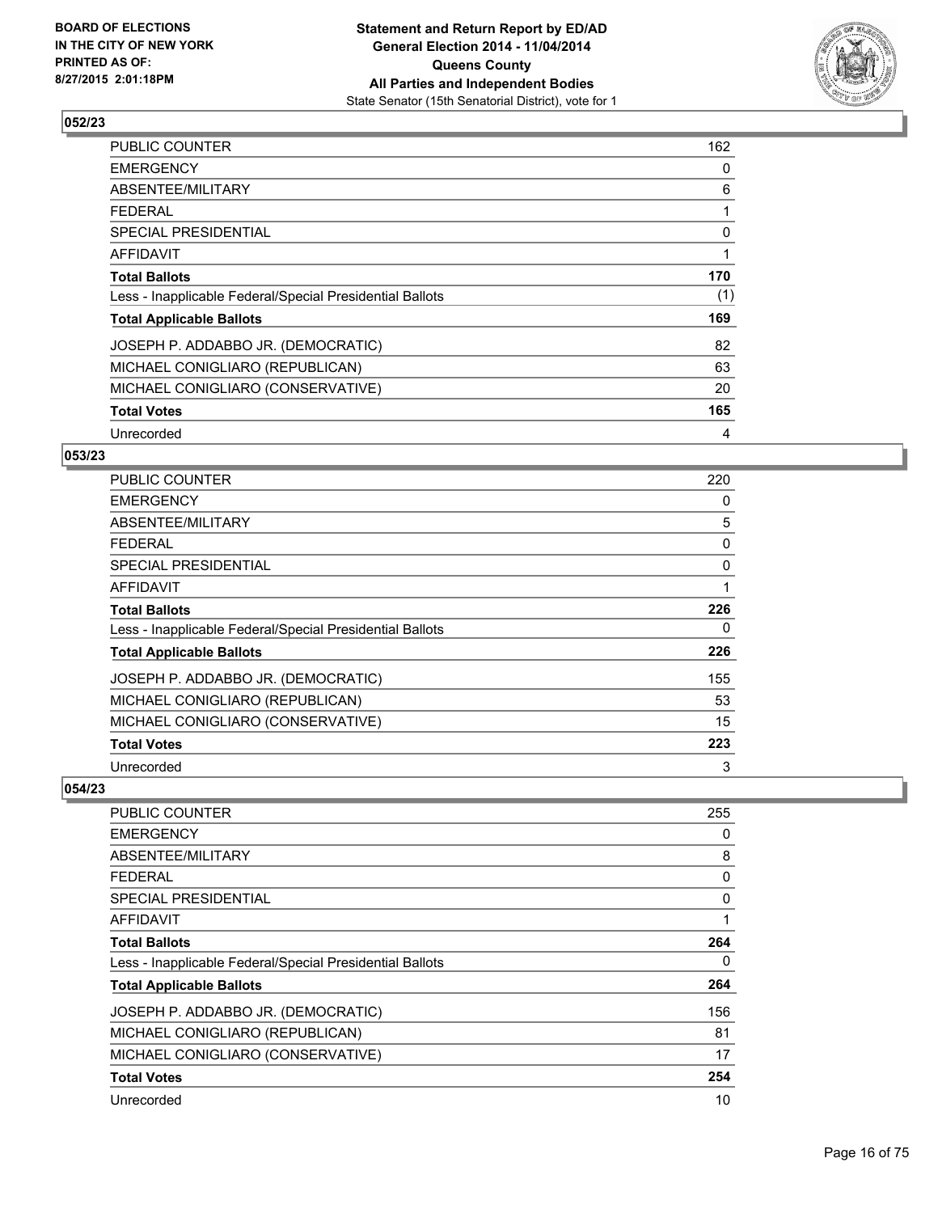**BOARD OF ELECTIONS IN THE CITY OF NEW YORK PRINTED AS OF: 8/27/2015 2:01:18PM**

**Statement and Return Report by ED/AD General Election 2014 - 11/04/2014 Queens County All Parties and Independent Bodies**
State Senator (15th Senatorial District), vote for 1

## 052/23

| | |
|---|---|
| PUBLIC COUNTER | 162 |
| EMERGENCY | 0 |
| ABSENTEE/MILITARY | 6 |
| FEDERAL | 1 |
| SPECIAL PRESIDENTIAL | 0 |
| AFFIDAVIT | 1 |
| **Total Ballots** | **170** |
| Less - Inapplicable Federal/Special Presidential Ballots | (1) |
| **Total Applicable Ballots** | **169** |
| JOSEPH P. ADDABBO JR. (DEMOCRATIC) | 82 |
| MICHAEL CONIGLIARO (REPUBLICAN) | 63 |
| MICHAEL CONIGLIARO (CONSERVATIVE) | 20 |
| **Total Votes** | **165** |
| Unrecorded | 4 |

## 053/23

| | |
|---|---|
| PUBLIC COUNTER | 220 |
| EMERGENCY | 0 |
| ABSENTEE/MILITARY | 5 |
| FEDERAL | 0 |
| SPECIAL PRESIDENTIAL | 0 |
| AFFIDAVIT | 1 |
| **Total Ballots** | **226** |
| Less - Inapplicable Federal/Special Presidential Ballots | 0 |
| **Total Applicable Ballots** | **226** |
| JOSEPH P. ADDABBO JR. (DEMOCRATIC) | 155 |
| MICHAEL CONIGLIARO (REPUBLICAN) | 53 |
| MICHAEL CONIGLIARO (CONSERVATIVE) | 15 |
| **Total Votes** | **223** |
| Unrecorded | 3 |

## 054/23

| | |
|---|---|
| PUBLIC COUNTER | 255 |
| EMERGENCY | 0 |
| ABSENTEE/MILITARY | 8 |
| FEDERAL | 0 |
| SPECIAL PRESIDENTIAL | 0 |
| AFFIDAVIT | 1 |
| **Total Ballots** | **264** |
| Less - Inapplicable Federal/Special Presidential Ballots | 0 |
| **Total Applicable Ballots** | **264** |
| JOSEPH P. ADDABBO JR. (DEMOCRATIC) | 156 |
| MICHAEL CONIGLIARO (REPUBLICAN) | 81 |
| MICHAEL CONIGLIARO (CONSERVATIVE) | 17 |
| **Total Votes** | **254** |
| Unrecorded | 10 |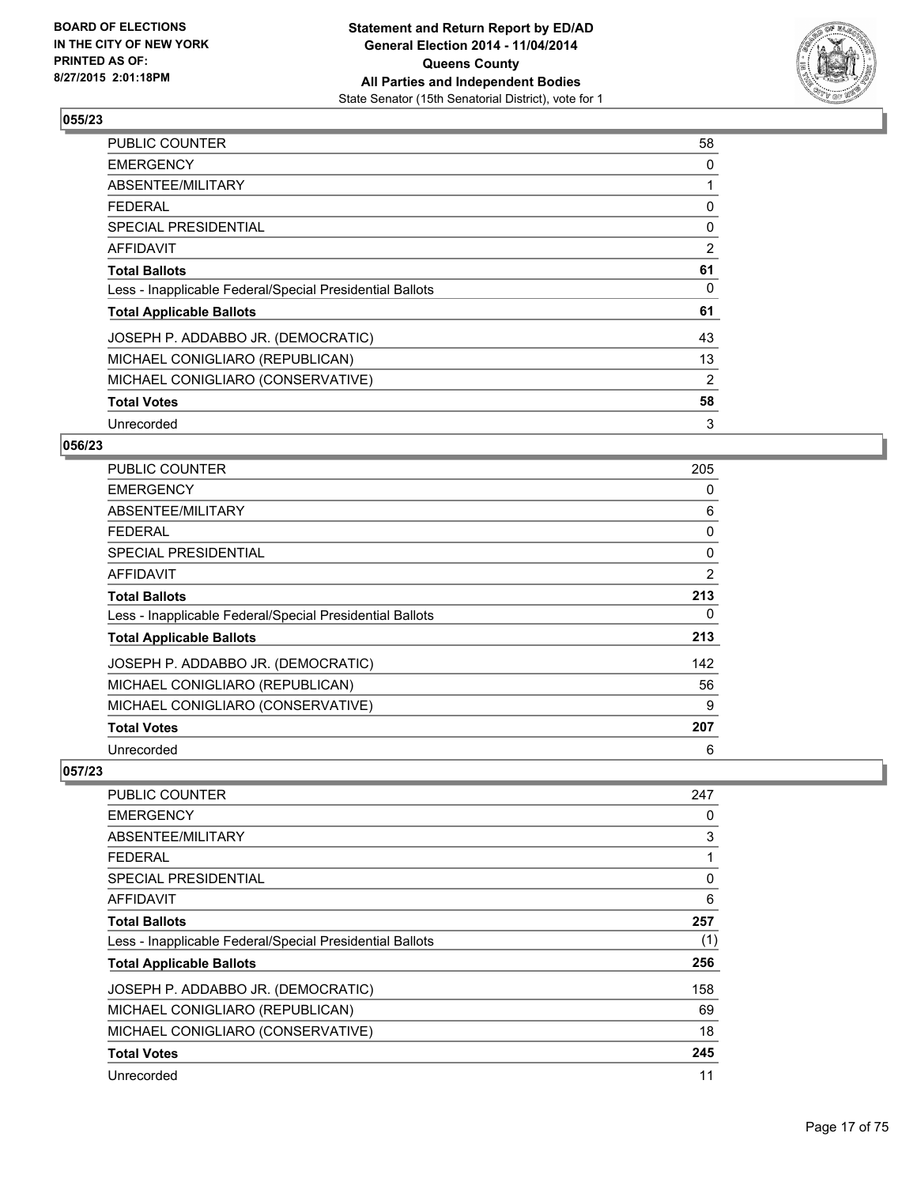## 055/23

| | |
|---|---|
| PUBLIC COUNTER | 58 |
| EMERGENCY | 0 |
| ABSENTEE/MILITARY | 1 |
| FEDERAL | 0 |
| SPECIAL PRESIDENTIAL | 0 |
| AFFIDAVIT | 2 |
| **Total Ballots** | **61** |
| Less - Inapplicable Federal/Special Presidential Ballots | 0 |
| **Total Applicable Ballots** | **61** |
| JOSEPH P. ADDABBO JR. (DEMOCRATIC) | 43 |
| MICHAEL CONIGLIARO (REPUBLICAN) | 13 |
| MICHAEL CONIGLIARO (CONSERVATIVE) | 2 |
| **Total Votes** | **58** |
| Unrecorded | 3 |

## 056/23

| | |
|---|---|
| PUBLIC COUNTER | 205 |
| EMERGENCY | 0 |
| ABSENTEE/MILITARY | 6 |
| FEDERAL | 0 |
| SPECIAL PRESIDENTIAL | 0 |
| AFFIDAVIT | 2 |
| **Total Ballots** | **213** |
| Less - Inapplicable Federal/Special Presidential Ballots | 0 |
| **Total Applicable Ballots** | **213** |
| JOSEPH P. ADDABBO JR. (DEMOCRATIC) | 142 |
| MICHAEL CONIGLIARO (REPUBLICAN) | 56 |
| MICHAEL CONIGLIARO (CONSERVATIVE) | 9 |
| **Total Votes** | **207** |
| Unrecorded | 6 |

## 057/23

| | |
|---|---|
| PUBLIC COUNTER | 247 |
| EMERGENCY | 0 |
| ABSENTEE/MILITARY | 3 |
| FEDERAL | 1 |
| SPECIAL PRESIDENTIAL | 0 |
| AFFIDAVIT | 6 |
| **Total Ballots** | **257** |
| Less - Inapplicable Federal/Special Presidential Ballots | (1) |
| **Total Applicable Ballots** | **256** |
| JOSEPH P. ADDABBO JR. (DEMOCRATIC) | 158 |
| MICHAEL CONIGLIARO (REPUBLICAN) | 69 |
| MICHAEL CONIGLIARO (CONSERVATIVE) | 18 |
| **Total Votes** | **245** |
| Unrecorded | 11 |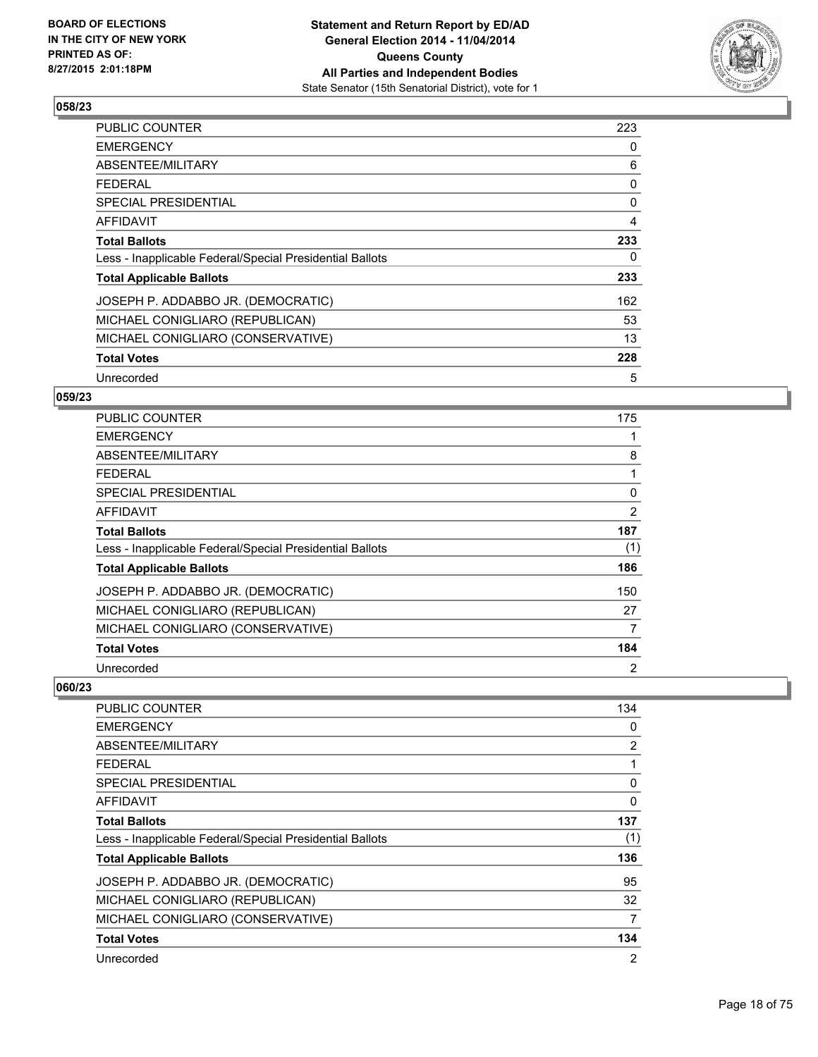## 058/23

| | |
|---|---|
| PUBLIC COUNTER | 223 |
| EMERGENCY | 0 |
| ABSENTEE/MILITARY | 6 |
| FEDERAL | 0 |
| SPECIAL PRESIDENTIAL | 0 |
| AFFIDAVIT | 4 |
| **Total Ballots** | **233** |
| Less - Inapplicable Federal/Special Presidential Ballots | 0 |
| **Total Applicable Ballots** | **233** |
| JOSEPH P. ADDABBO JR. (DEMOCRATIC) | 162 |
| MICHAEL CONIGLIARO (REPUBLICAN) | 53 |
| MICHAEL CONIGLIARO (CONSERVATIVE) | 13 |
| **Total Votes** | **228** |
| Unrecorded | 5 |

## 059/23

| | |
|---|---|
| PUBLIC COUNTER | 175 |
| EMERGENCY | 1 |
| ABSENTEE/MILITARY | 8 |
| FEDERAL | 1 |
| SPECIAL PRESIDENTIAL | 0 |
| AFFIDAVIT | 2 |
| **Total Ballots** | **187** |
| Less - Inapplicable Federal/Special Presidential Ballots | (1) |
| **Total Applicable Ballots** | **186** |
| JOSEPH P. ADDABBO JR. (DEMOCRATIC) | 150 |
| MICHAEL CONIGLIARO (REPUBLICAN) | 27 |
| MICHAEL CONIGLIARO (CONSERVATIVE) | 7 |
| **Total Votes** | **184** |
| Unrecorded | 2 |

## 060/23

| | |
|---|---|
| PUBLIC COUNTER | 134 |
| EMERGENCY | 0 |
| ABSENTEE/MILITARY | 2 |
| FEDERAL | 1 |
| SPECIAL PRESIDENTIAL | 0 |
| AFFIDAVIT | 0 |
| **Total Ballots** | **137** |
| Less - Inapplicable Federal/Special Presidential Ballots | (1) |
| **Total Applicable Ballots** | **136** |
| JOSEPH P. ADDABBO JR. (DEMOCRATIC) | 95 |
| MICHAEL CONIGLIARO (REPUBLICAN) | 32 |
| MICHAEL CONIGLIARO (CONSERVATIVE) | 7 |
| **Total Votes** | **134** |
| Unrecorded | 2 |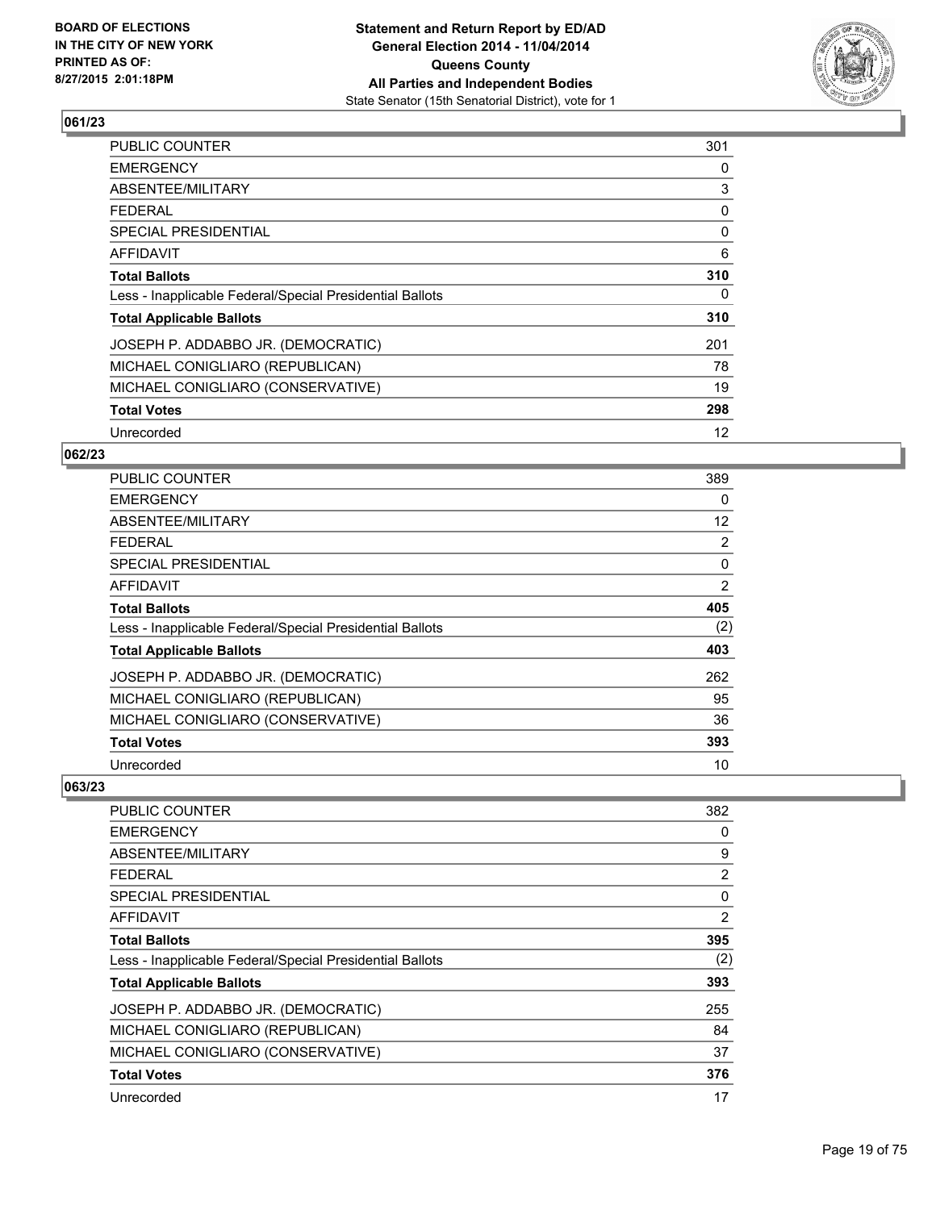**BOARD OF ELECTIONS IN THE CITY OF NEW YORK PRINTED AS OF: 8/27/2015 2:01:18PM**

**Statement and Return Report by ED/AD General Election 2014 - 11/04/2014 Queens County All Parties and Independent Bodies**
State Senator (15th Senatorial District), vote for 1

## 061/23

| | |
|---|---|
| PUBLIC COUNTER | 301 |
| EMERGENCY | 0 |
| ABSENTEE/MILITARY | 3 |
| FEDERAL | 0 |
| SPECIAL PRESIDENTIAL | 0 |
| AFFIDAVIT | 6 |
| **Total Ballots** | **310** |
| Less - Inapplicable Federal/Special Presidential Ballots | 0 |
| **Total Applicable Ballots** | **310** |
| JOSEPH P. ADDABBO JR. (DEMOCRATIC) | 201 |
| MICHAEL CONIGLIARO (REPUBLICAN) | 78 |
| MICHAEL CONIGLIARO (CONSERVATIVE) | 19 |
| **Total Votes** | **298** |
| Unrecorded | 12 |

## 062/23

| | |
|---|---|
| PUBLIC COUNTER | 389 |
| EMERGENCY | 0 |
| ABSENTEE/MILITARY | 12 |
| FEDERAL | 2 |
| SPECIAL PRESIDENTIAL | 0 |
| AFFIDAVIT | 2 |
| **Total Ballots** | **405** |
| Less - Inapplicable Federal/Special Presidential Ballots | (2) |
| **Total Applicable Ballots** | **403** |
| JOSEPH P. ADDABBO JR. (DEMOCRATIC) | 262 |
| MICHAEL CONIGLIARO (REPUBLICAN) | 95 |
| MICHAEL CONIGLIARO (CONSERVATIVE) | 36 |
| **Total Votes** | **393** |
| Unrecorded | 10 |

## 063/23

| | |
|---|---|
| PUBLIC COUNTER | 382 |
| EMERGENCY | 0 |
| ABSENTEE/MILITARY | 9 |
| FEDERAL | 2 |
| SPECIAL PRESIDENTIAL | 0 |
| AFFIDAVIT | 2 |
| **Total Ballots** | **395** |
| Less - Inapplicable Federal/Special Presidential Ballots | (2) |
| **Total Applicable Ballots** | **393** |
| JOSEPH P. ADDABBO JR. (DEMOCRATIC) | 255 |
| MICHAEL CONIGLIARO (REPUBLICAN) | 84 |
| MICHAEL CONIGLIARO (CONSERVATIVE) | 37 |
| **Total Votes** | **376** |
| Unrecorded | 17 |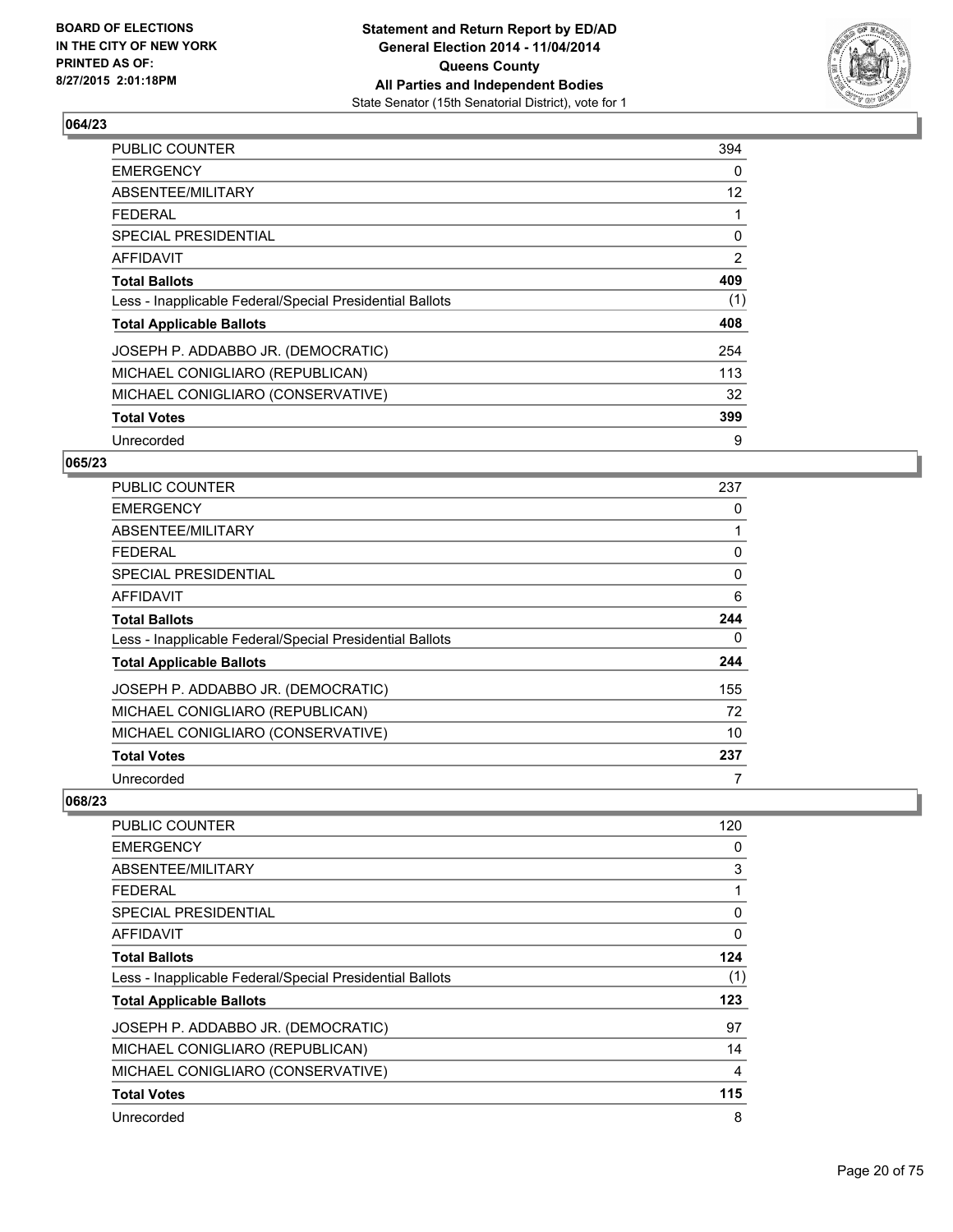## 064/23

| | |
|---|---|
| PUBLIC COUNTER | 394 |
| EMERGENCY | 0 |
| ABSENTEE/MILITARY | 12 |
| FEDERAL | 1 |
| SPECIAL PRESIDENTIAL | 0 |
| AFFIDAVIT | 2 |
| **Total Ballots** | **409** |
| Less - Inapplicable Federal/Special Presidential Ballots | (1) |
| **Total Applicable Ballots** | **408** |
| JOSEPH P. ADDABBO JR. (DEMOCRATIC) | 254 |
| MICHAEL CONIGLIARO (REPUBLICAN) | 113 |
| MICHAEL CONIGLIARO (CONSERVATIVE) | 32 |
| **Total Votes** | **399** |
| Unrecorded | 9 |

## 065/23

| | |
|---|---|
| PUBLIC COUNTER | 237 |
| EMERGENCY | 0 |
| ABSENTEE/MILITARY | 1 |
| FEDERAL | 0 |
| SPECIAL PRESIDENTIAL | 0 |
| AFFIDAVIT | 6 |
| **Total Ballots** | **244** |
| Less - Inapplicable Federal/Special Presidential Ballots | 0 |
| **Total Applicable Ballots** | **244** |
| JOSEPH P. ADDABBO JR. (DEMOCRATIC) | 155 |
| MICHAEL CONIGLIARO (REPUBLICAN) | 72 |
| MICHAEL CONIGLIARO (CONSERVATIVE) | 10 |
| **Total Votes** | **237** |
| Unrecorded | 7 |

## 068/23

| | |
|---|---|
| PUBLIC COUNTER | 120 |
| EMERGENCY | 0 |
| ABSENTEE/MILITARY | 3 |
| FEDERAL | 1 |
| SPECIAL PRESIDENTIAL | 0 |
| AFFIDAVIT | 0 |
| **Total Ballots** | **124** |
| Less - Inapplicable Federal/Special Presidential Ballots | (1) |
| **Total Applicable Ballots** | **123** |
| JOSEPH P. ADDABBO JR. (DEMOCRATIC) | 97 |
| MICHAEL CONIGLIARO (REPUBLICAN) | 14 |
| MICHAEL CONIGLIARO (CONSERVATIVE) | 4 |
| **Total Votes** | **115** |
| Unrecorded | 8 |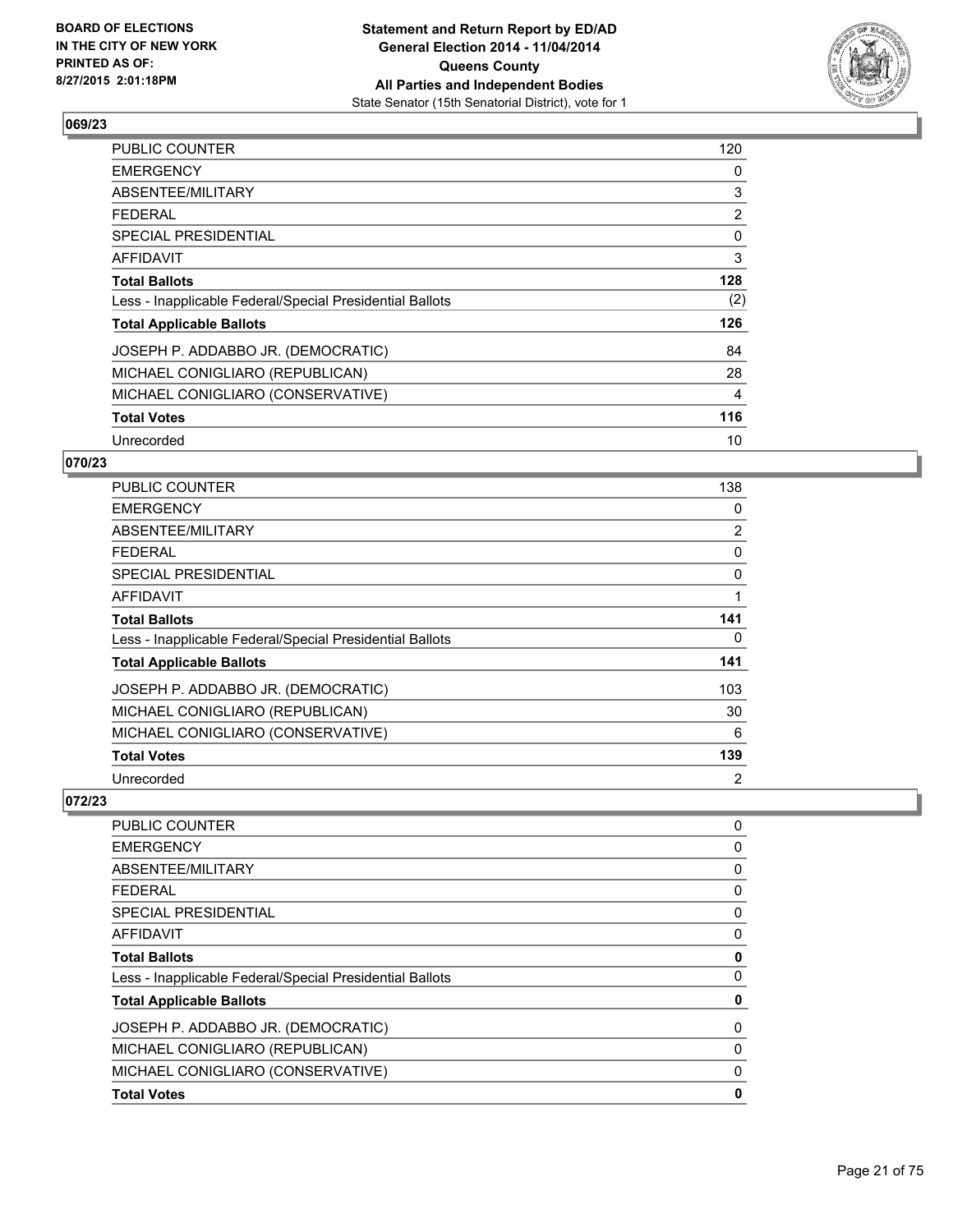## 069/23

| | |
|---|---|
| PUBLIC COUNTER | 120 |
| EMERGENCY | 0 |
| ABSENTEE/MILITARY | 3 |
| FEDERAL | 2 |
| SPECIAL PRESIDENTIAL | 0 |
| AFFIDAVIT | 3 |
| **Total Ballots** | **128** |
| Less - Inapplicable Federal/Special Presidential Ballots | (2) |
| **Total Applicable Ballots** | **126** |
| JOSEPH P. ADDABBO JR. (DEMOCRATIC) | 84 |
| MICHAEL CONIGLIARO (REPUBLICAN) | 28 |
| MICHAEL CONIGLIARO (CONSERVATIVE) | 4 |
| **Total Votes** | **116** |
| Unrecorded | 10 |

## 070/23

| | |
|---|---|
| PUBLIC COUNTER | 138 |
| EMERGENCY | 0 |
| ABSENTEE/MILITARY | 2 |
| FEDERAL | 0 |
| SPECIAL PRESIDENTIAL | 0 |
| AFFIDAVIT | 1 |
| **Total Ballots** | **141** |
| Less - Inapplicable Federal/Special Presidential Ballots | 0 |
| **Total Applicable Ballots** | **141** |
| JOSEPH P. ADDABBO JR. (DEMOCRATIC) | 103 |
| MICHAEL CONIGLIARO (REPUBLICAN) | 30 |
| MICHAEL CONIGLIARO (CONSERVATIVE) | 6 |
| **Total Votes** | **139** |
| Unrecorded | 2 |

## 072/23

| | |
|---|---|
| PUBLIC COUNTER | 0 |
| EMERGENCY | 0 |
| ABSENTEE/MILITARY | 0 |
| FEDERAL | 0 |
| SPECIAL PRESIDENTIAL | 0 |
| AFFIDAVIT | 0 |
| **Total Ballots** | **0** |
| Less - Inapplicable Federal/Special Presidential Ballots | 0 |
| **Total Applicable Ballots** | **0** |
| JOSEPH P. ADDABBO JR. (DEMOCRATIC) | 0 |
| MICHAEL CONIGLIARO (REPUBLICAN) | 0 |
| MICHAEL CONIGLIARO (CONSERVATIVE) | 0 |
| **Total Votes** | **0** |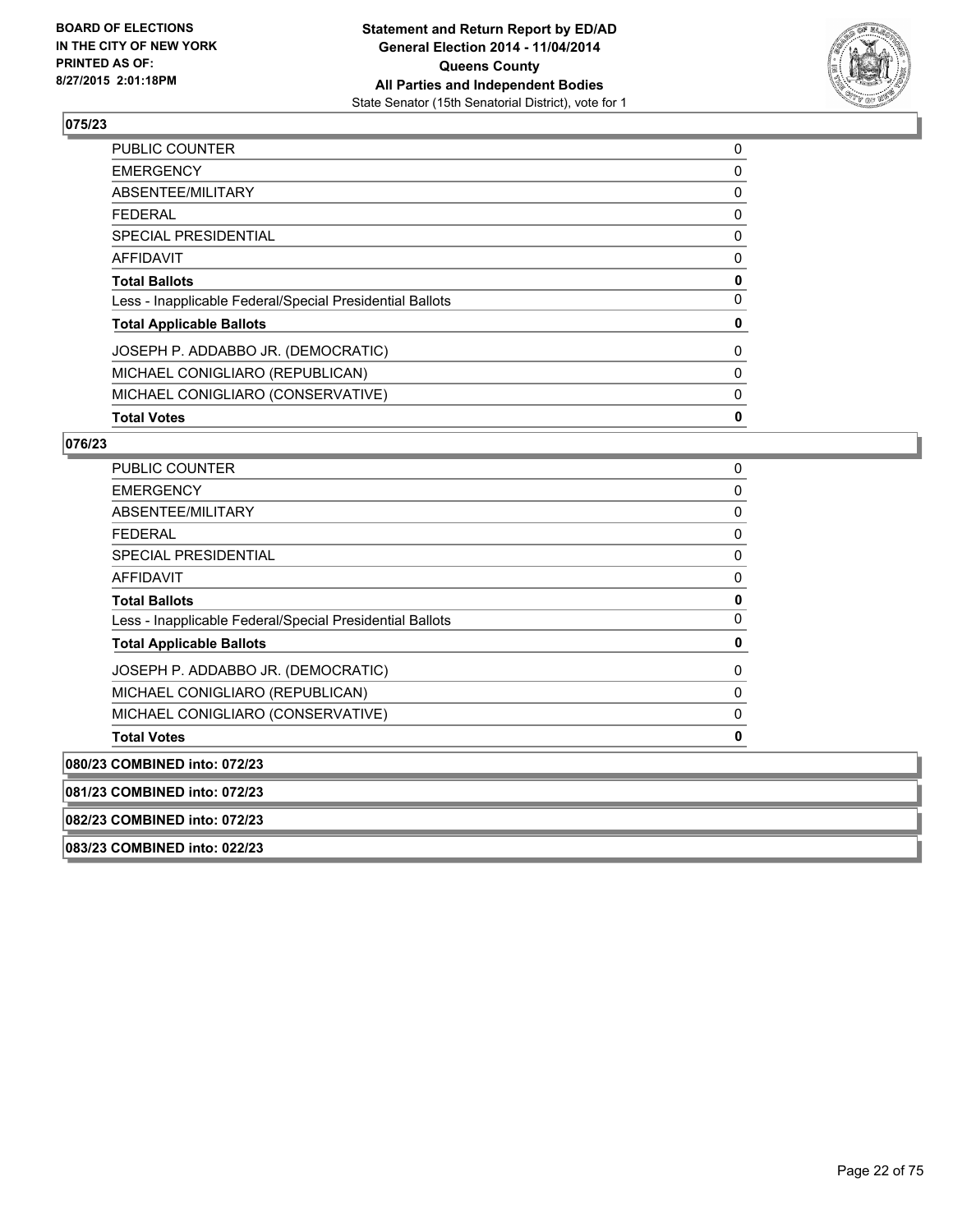**075/23**

| | |
|---|---|
| PUBLIC COUNTER | 0 |
| EMERGENCY | 0 |
| ABSENTEE/MILITARY | 0 |
| FEDERAL | 0 |
| SPECIAL PRESIDENTIAL | 0 |
| AFFIDAVIT | 0 |
| **Total Ballots** | **0** |
| Less - Inapplicable Federal/Special Presidential Ballots | 0 |
| **Total Applicable Ballots** | **0** |
| JOSEPH P. ADDABBO JR. (DEMOCRATIC) | 0 |
| MICHAEL CONIGLIARO (REPUBLICAN) | 0 |
| MICHAEL CONIGLIARO (CONSERVATIVE) | 0 |
| **Total Votes** | **0** |

**076/23**

| | |
|---|---|
| PUBLIC COUNTER | 0 |
| EMERGENCY | 0 |
| ABSENTEE/MILITARY | 0 |
| FEDERAL | 0 |
| SPECIAL PRESIDENTIAL | 0 |
| AFFIDAVIT | 0 |
| **Total Ballots** | **0** |
| Less - Inapplicable Federal/Special Presidential Ballots | 0 |
| **Total Applicable Ballots** | **0** |
| JOSEPH P. ADDABBO JR. (DEMOCRATIC) | 0 |
| MICHAEL CONIGLIARO (REPUBLICAN) | 0 |
| MICHAEL CONIGLIARO (CONSERVATIVE) | 0 |
| **Total Votes** | **0** |

**080/23 COMBINED into: 072/23**

**081/23 COMBINED into: 072/23**

**082/23 COMBINED into: 072/23**

**083/23 COMBINED into: 022/23**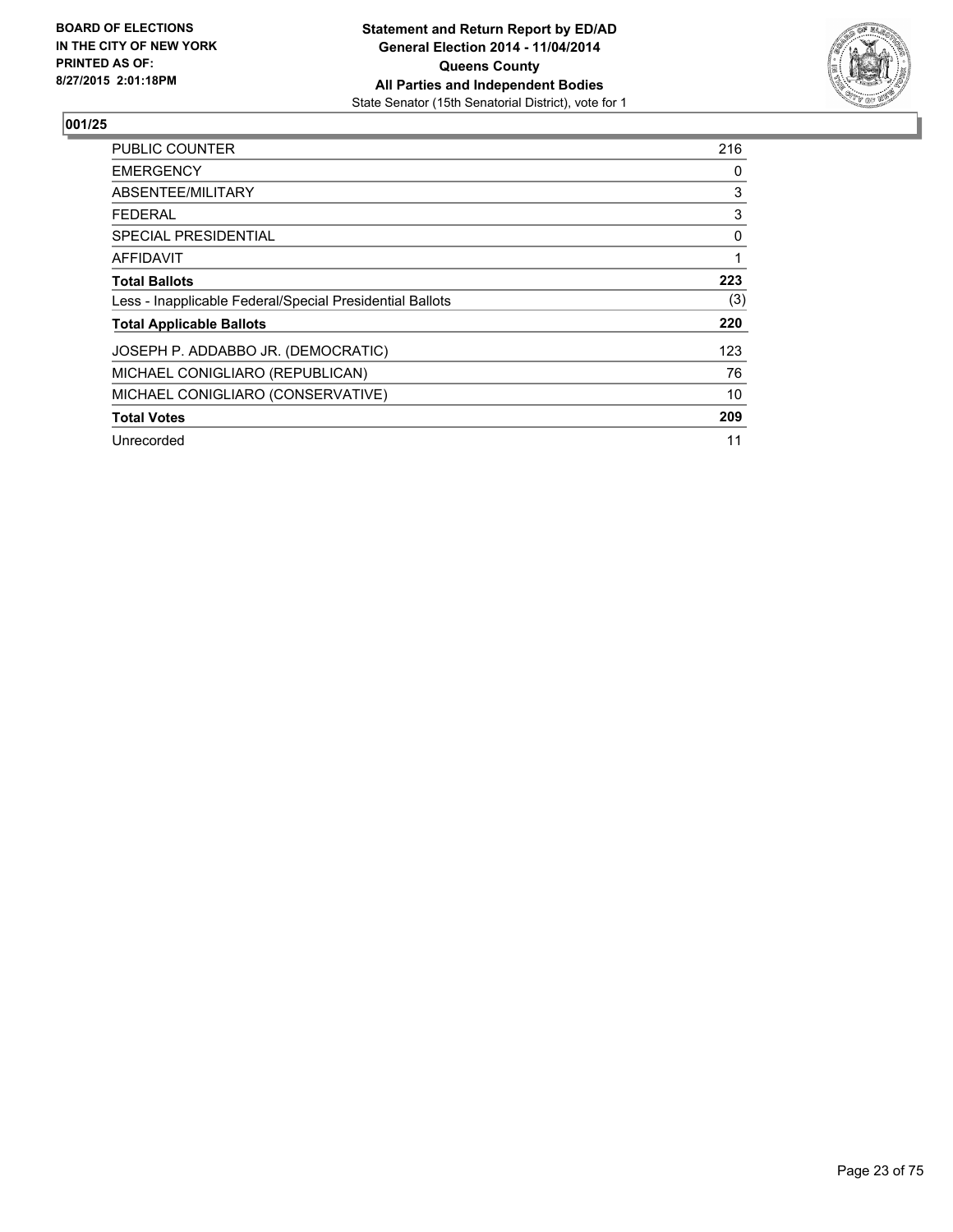BOARD OF ELECTIONS
IN THE CITY OF NEW YORK
PRINTED AS OF:
8/27/2015 2:01:18PM

**Statement and Return Report by ED/AD**
**General Election 2014 - 11/04/2014**
**Queens County**
**All Parties and Independent Bodies**
State Senator (15th Senatorial District), vote for 1

## 001/25

| | |
|---|---|
| PUBLIC COUNTER | 216 |
| EMERGENCY | 0 |
| ABSENTEE/MILITARY | 3 |
| FEDERAL | 3 |
| SPECIAL PRESIDENTIAL | 0 |
| AFFIDAVIT | 1 |
| **Total Ballots** | **223** |
| Less - Inapplicable Federal/Special Presidential Ballots | (3) |
| **Total Applicable Ballots** | **220** |
| JOSEPH P. ADDABBO JR. (DEMOCRATIC) | 123 |
| MICHAEL CONIGLIARO (REPUBLICAN) | 76 |
| MICHAEL CONIGLIARO (CONSERVATIVE) | 10 |
| **Total Votes** | **209** |
| Unrecorded | 11 |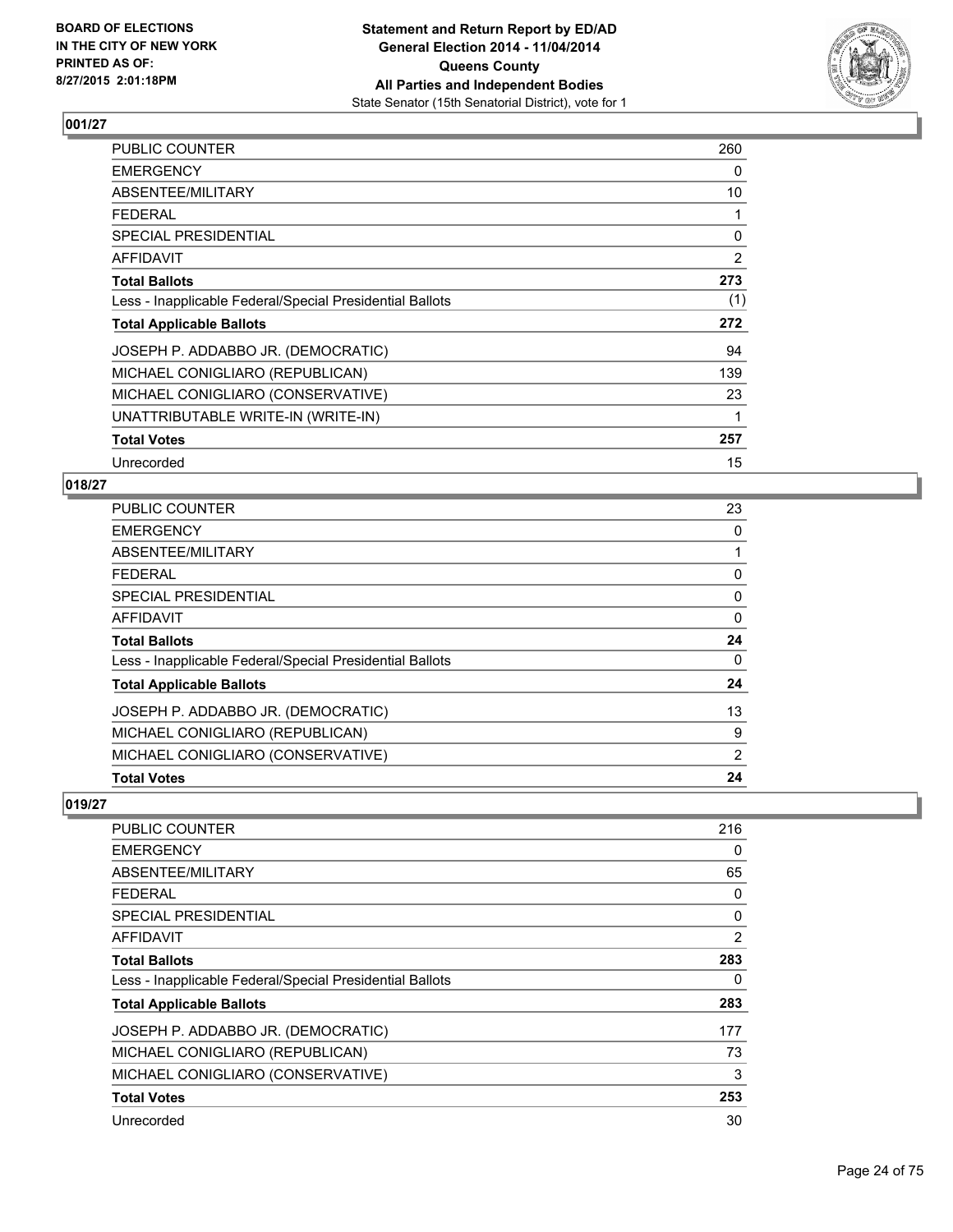BOARD OF ELECTIONS
IN THE CITY OF NEW YORK
PRINTED AS OF:
8/27/2015 2:01:18PM

**Statement and Return Report by ED/AD**
**General Election 2014 - 11/04/2014**
**Queens County**
**All Parties and Independent Bodies**
State Senator (15th Senatorial District), vote for 1

## 001/27

| | |
|---|---|
| PUBLIC COUNTER | 260 |
| EMERGENCY | 0 |
| ABSENTEE/MILITARY | 10 |
| FEDERAL | 1 |
| SPECIAL PRESIDENTIAL | 0 |
| AFFIDAVIT | 2 |
| **Total Ballots** | **273** |
| Less - Inapplicable Federal/Special Presidential Ballots | (1) |
| **Total Applicable Ballots** | **272** |
| JOSEPH P. ADDABBO JR. (DEMOCRATIC) | 94 |
| MICHAEL CONIGLIARO (REPUBLICAN) | 139 |
| MICHAEL CONIGLIARO (CONSERVATIVE) | 23 |
| UNATTRIBUTABLE WRITE-IN (WRITE-IN) | 1 |
| **Total Votes** | **257** |
| Unrecorded | 15 |

## 018/27

| | |
|---|---|
| PUBLIC COUNTER | 23 |
| EMERGENCY | 0 |
| ABSENTEE/MILITARY | 1 |
| FEDERAL | 0 |
| SPECIAL PRESIDENTIAL | 0 |
| AFFIDAVIT | 0 |
| **Total Ballots** | **24** |
| Less - Inapplicable Federal/Special Presidential Ballots | 0 |
| **Total Applicable Ballots** | **24** |
| JOSEPH P. ADDABBO JR. (DEMOCRATIC) | 13 |
| MICHAEL CONIGLIARO (REPUBLICAN) | 9 |
| MICHAEL CONIGLIARO (CONSERVATIVE) | 2 |
| **Total Votes** | **24** |

## 019/27

| | |
|---|---|
| PUBLIC COUNTER | 216 |
| EMERGENCY | 0 |
| ABSENTEE/MILITARY | 65 |
| FEDERAL | 0 |
| SPECIAL PRESIDENTIAL | 0 |
| AFFIDAVIT | 2 |
| **Total Ballots** | **283** |
| Less - Inapplicable Federal/Special Presidential Ballots | 0 |
| **Total Applicable Ballots** | **283** |
| JOSEPH P. ADDABBO JR. (DEMOCRATIC) | 177 |
| MICHAEL CONIGLIARO (REPUBLICAN) | 73 |
| MICHAEL CONIGLIARO (CONSERVATIVE) | 3 |
| **Total Votes** | **253** |
| Unrecorded | 30 |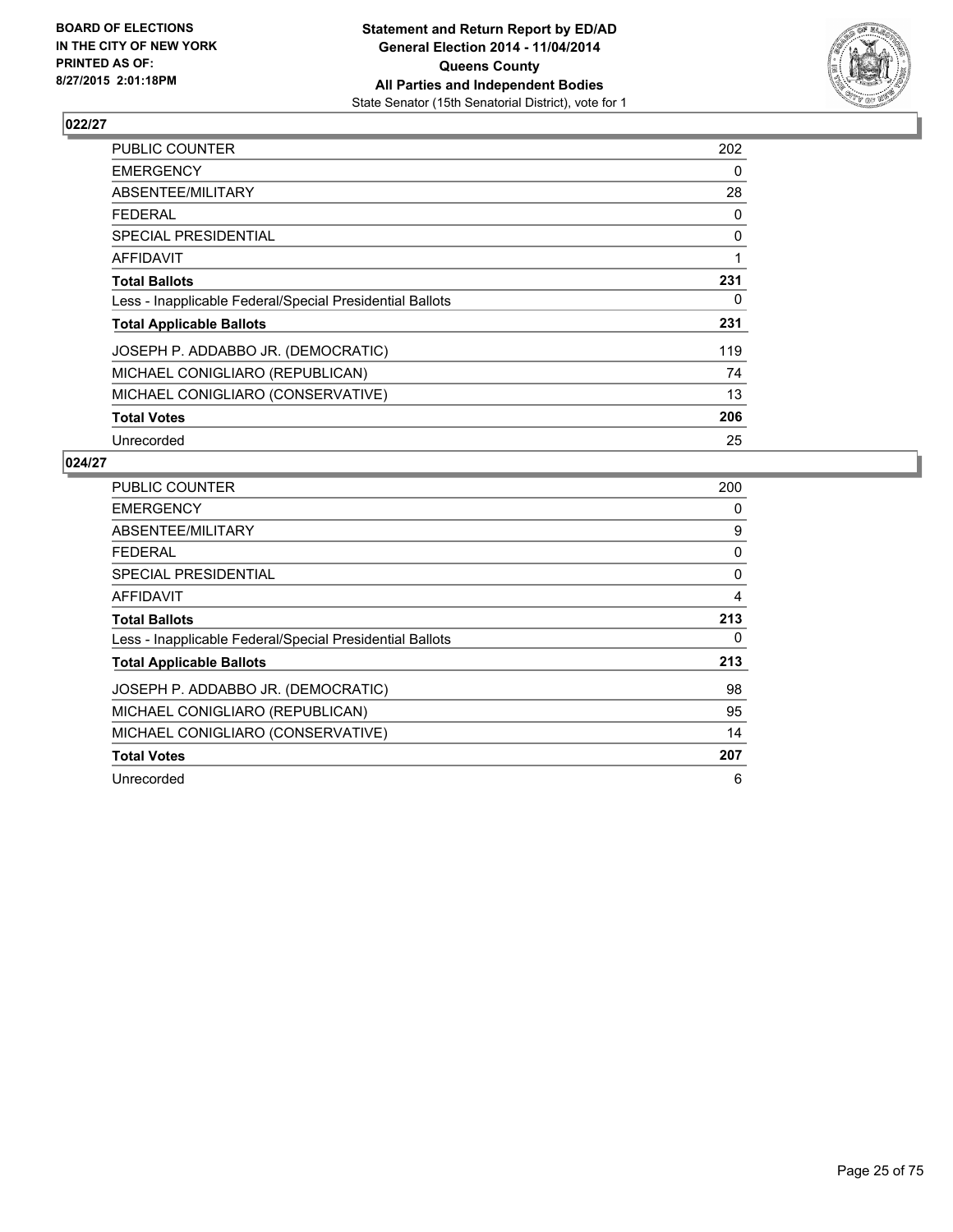**BOARD OF ELECTIONS IN THE CITY OF NEW YORK PRINTED AS OF: 8/27/2015 2:01:18PM**

**Statement and Return Report by ED/AD General Election 2014 - 11/04/2014 Queens County All Parties and Independent Bodies**
State Senator (15th Senatorial District), vote for 1

## 022/27

| | |
|---|---|
| PUBLIC COUNTER | 202 |
| EMERGENCY | 0 |
| ABSENTEE/MILITARY | 28 |
| FEDERAL | 0 |
| SPECIAL PRESIDENTIAL | 0 |
| AFFIDAVIT | 1 |
| **Total Ballots** | **231** |
| Less - Inapplicable Federal/Special Presidential Ballots | 0 |
| **Total Applicable Ballots** | **231** |
| JOSEPH P. ADDABBO JR. (DEMOCRATIC) | 119 |
| MICHAEL CONIGLIARO (REPUBLICAN) | 74 |
| MICHAEL CONIGLIARO (CONSERVATIVE) | 13 |
| **Total Votes** | **206** |
| Unrecorded | 25 |

## 024/27

| | |
|---|---|
| PUBLIC COUNTER | 200 |
| EMERGENCY | 0 |
| ABSENTEE/MILITARY | 9 |
| FEDERAL | 0 |
| SPECIAL PRESIDENTIAL | 0 |
| AFFIDAVIT | 4 |
| **Total Ballots** | **213** |
| Less - Inapplicable Federal/Special Presidential Ballots | 0 |
| **Total Applicable Ballots** | **213** |
| JOSEPH P. ADDABBO JR. (DEMOCRATIC) | 98 |
| MICHAEL CONIGLIARO (REPUBLICAN) | 95 |
| MICHAEL CONIGLIARO (CONSERVATIVE) | 14 |
| **Total Votes** | **207** |
| Unrecorded | 6 |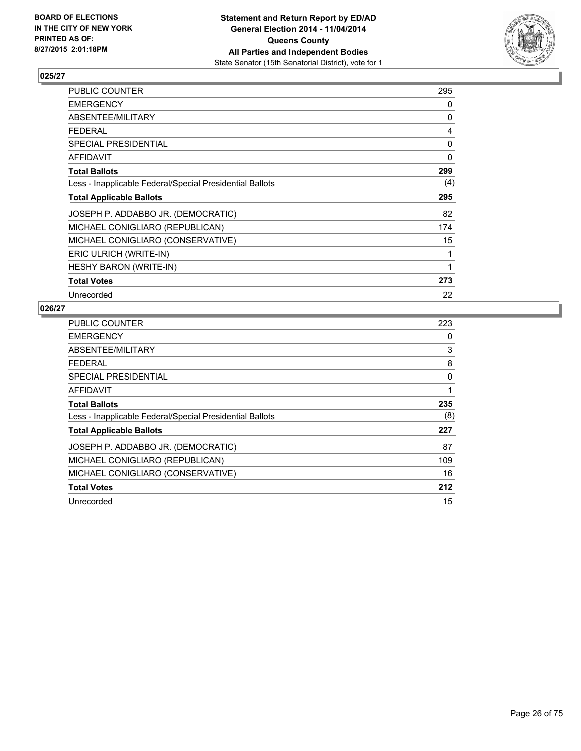BOARD OF ELECTIONS
IN THE CITY OF NEW YORK
PRINTED AS OF:
8/27/2015 2:01:18PM

**Statement and Return Report by ED/AD**
**General Election 2014 - 11/04/2014**
**Queens County**
**All Parties and Independent Bodies**
State Senator (15th Senatorial District), vote for 1

## 025/27

| | |
|---|---|
| PUBLIC COUNTER | 295 |
| EMERGENCY | 0 |
| ABSENTEE/MILITARY | 0 |
| FEDERAL | 4 |
| SPECIAL PRESIDENTIAL | 0 |
| AFFIDAVIT | 0 |
| **Total Ballots** | **299** |
| Less - Inapplicable Federal/Special Presidential Ballots | (4) |
| **Total Applicable Ballots** | **295** |
| JOSEPH P. ADDABBO JR. (DEMOCRATIC) | 82 |
| MICHAEL CONIGLIARO (REPUBLICAN) | 174 |
| MICHAEL CONIGLIARO (CONSERVATIVE) | 15 |
| ERIC ULRICH (WRITE-IN) | 1 |
| HESHY BARON (WRITE-IN) | 1 |
| **Total Votes** | **273** |
| Unrecorded | 22 |

## 026/27

| | |
|---|---|
| PUBLIC COUNTER | 223 |
| EMERGENCY | 0 |
| ABSENTEE/MILITARY | 3 |
| FEDERAL | 8 |
| SPECIAL PRESIDENTIAL | 0 |
| AFFIDAVIT | 1 |
| **Total Ballots** | **235** |
| Less - Inapplicable Federal/Special Presidential Ballots | (8) |
| **Total Applicable Ballots** | **227** |
| JOSEPH P. ADDABBO JR. (DEMOCRATIC) | 87 |
| MICHAEL CONIGLIARO (REPUBLICAN) | 109 |
| MICHAEL CONIGLIARO (CONSERVATIVE) | 16 |
| **Total Votes** | **212** |
| Unrecorded | 15 |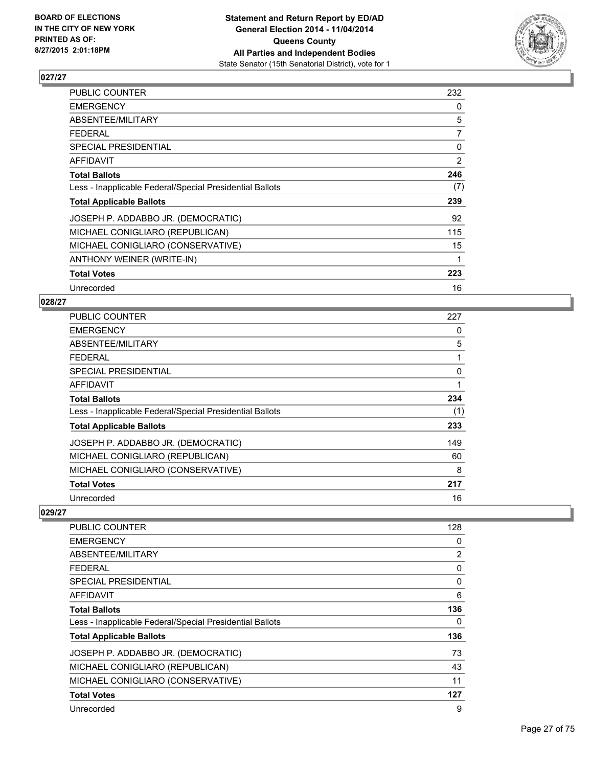**Statement and Return Report by ED/AD**
**General Election 2014 - 11/04/2014**
**Queens County**
**All Parties and Independent Bodies**
State Senator (15th Senatorial District), vote for 1

BOARD OF ELECTIONS
IN THE CITY OF NEW YORK
PRINTED AS OF:
8/27/2015 2:01:18PM

## 027/27

| | |
|---|---|
| PUBLIC COUNTER | 232 |
| EMERGENCY | 0 |
| ABSENTEE/MILITARY | 5 |
| FEDERAL | 7 |
| SPECIAL PRESIDENTIAL | 0 |
| AFFIDAVIT | 2 |
| **Total Ballots** | **246** |
| Less - Inapplicable Federal/Special Presidential Ballots | (7) |
| **Total Applicable Ballots** | **239** |
| JOSEPH P. ADDABBO JR. (DEMOCRATIC) | 92 |
| MICHAEL CONIGLIARO (REPUBLICAN) | 115 |
| MICHAEL CONIGLIARO (CONSERVATIVE) | 15 |
| ANTHONY WEINER (WRITE-IN) | 1 |
| **Total Votes** | **223** |
| Unrecorded | 16 |

## 028/27

| | |
|---|---|
| PUBLIC COUNTER | 227 |
| EMERGENCY | 0 |
| ABSENTEE/MILITARY | 5 |
| FEDERAL | 1 |
| SPECIAL PRESIDENTIAL | 0 |
| AFFIDAVIT | 1 |
| **Total Ballots** | **234** |
| Less - Inapplicable Federal/Special Presidential Ballots | (1) |
| **Total Applicable Ballots** | **233** |
| JOSEPH P. ADDABBO JR. (DEMOCRATIC) | 149 |
| MICHAEL CONIGLIARO (REPUBLICAN) | 60 |
| MICHAEL CONIGLIARO (CONSERVATIVE) | 8 |
| **Total Votes** | **217** |
| Unrecorded | 16 |

## 029/27

| | |
|---|---|
| PUBLIC COUNTER | 128 |
| EMERGENCY | 0 |
| ABSENTEE/MILITARY | 2 |
| FEDERAL | 0 |
| SPECIAL PRESIDENTIAL | 0 |
| AFFIDAVIT | 6 |
| **Total Ballots** | **136** |
| Less - Inapplicable Federal/Special Presidential Ballots | 0 |
| **Total Applicable Ballots** | **136** |
| JOSEPH P. ADDABBO JR. (DEMOCRATIC) | 73 |
| MICHAEL CONIGLIARO (REPUBLICAN) | 43 |
| MICHAEL CONIGLIARO (CONSERVATIVE) | 11 |
| **Total Votes** | **127** |
| Unrecorded | 9 |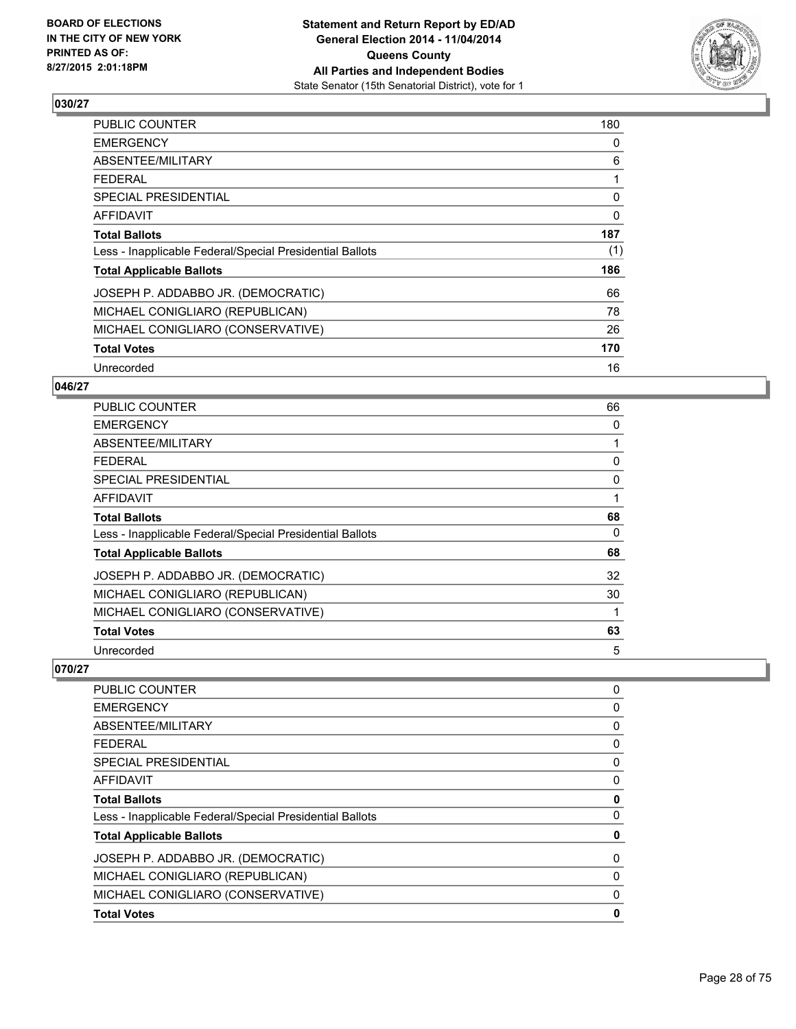## 030/27

| | |
|---|---|
| PUBLIC COUNTER | 180 |
| EMERGENCY | 0 |
| ABSENTEE/MILITARY | 6 |
| FEDERAL | 1 |
| SPECIAL PRESIDENTIAL | 0 |
| AFFIDAVIT | 0 |
| **Total Ballots** | **187** |
| Less - Inapplicable Federal/Special Presidential Ballots | (1) |
| **Total Applicable Ballots** | **186** |
| JOSEPH P. ADDABBO JR. (DEMOCRATIC) | 66 |
| MICHAEL CONIGLIARO (REPUBLICAN) | 78 |
| MICHAEL CONIGLIARO (CONSERVATIVE) | 26 |
| **Total Votes** | **170** |
| Unrecorded | 16 |

## 046/27

| | |
|---|---|
| PUBLIC COUNTER | 66 |
| EMERGENCY | 0 |
| ABSENTEE/MILITARY | 1 |
| FEDERAL | 0 |
| SPECIAL PRESIDENTIAL | 0 |
| AFFIDAVIT | 1 |
| **Total Ballots** | **68** |
| Less - Inapplicable Federal/Special Presidential Ballots | 0 |
| **Total Applicable Ballots** | **68** |
| JOSEPH P. ADDABBO JR. (DEMOCRATIC) | 32 |
| MICHAEL CONIGLIARO (REPUBLICAN) | 30 |
| MICHAEL CONIGLIARO (CONSERVATIVE) | 1 |
| **Total Votes** | **63** |
| Unrecorded | 5 |

## 070/27

| | |
|---|---|
| PUBLIC COUNTER | 0 |
| EMERGENCY | 0 |
| ABSENTEE/MILITARY | 0 |
| FEDERAL | 0 |
| SPECIAL PRESIDENTIAL | 0 |
| AFFIDAVIT | 0 |
| **Total Ballots** | **0** |
| Less - Inapplicable Federal/Special Presidential Ballots | 0 |
| **Total Applicable Ballots** | **0** |
| JOSEPH P. ADDABBO JR. (DEMOCRATIC) | 0 |
| MICHAEL CONIGLIARO (REPUBLICAN) | 0 |
| MICHAEL CONIGLIARO (CONSERVATIVE) | 0 |
| **Total Votes** | **0** |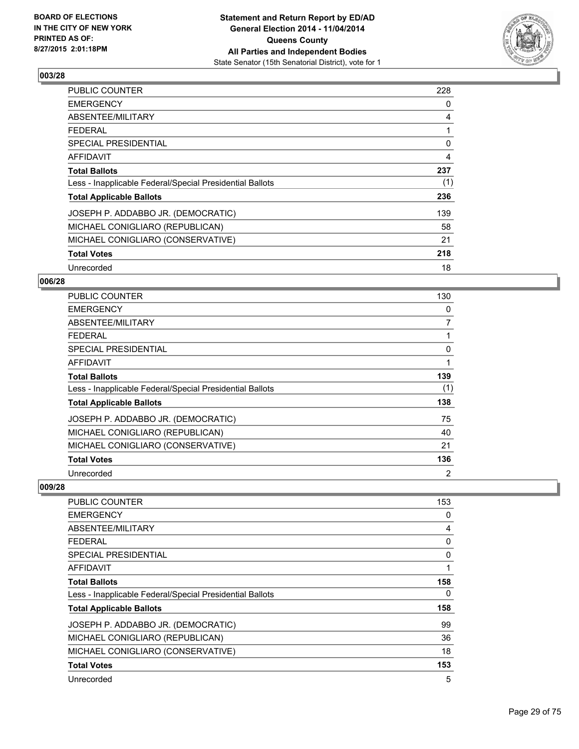BOARD OF ELECTIONS
IN THE CITY OF NEW YORK
PRINTED AS OF:
8/27/2015 2:01:18PM

**Statement and Return Report by ED/AD**
**General Election 2014 - 11/04/2014**
**Queens County**
**All Parties and Independent Bodies**
State Senator (15th Senatorial District), vote for 1

### 003/28

| | |
|---|---|
| PUBLIC COUNTER | 228 |
| EMERGENCY | 0 |
| ABSENTEE/MILITARY | 4 |
| FEDERAL | 1 |
| SPECIAL PRESIDENTIAL | 0 |
| AFFIDAVIT | 4 |
| **Total Ballots** | **237** |
| Less - Inapplicable Federal/Special Presidential Ballots | (1) |
| **Total Applicable Ballots** | **236** |
| JOSEPH P. ADDABBO JR. (DEMOCRATIC) | 139 |
| MICHAEL CONIGLIARO (REPUBLICAN) | 58 |
| MICHAEL CONIGLIARO (CONSERVATIVE) | 21 |
| **Total Votes** | **218** |
| Unrecorded | 18 |

### 006/28

| | |
|---|---|
| PUBLIC COUNTER | 130 |
| EMERGENCY | 0 |
| ABSENTEE/MILITARY | 7 |
| FEDERAL | 1 |
| SPECIAL PRESIDENTIAL | 0 |
| AFFIDAVIT | 1 |
| **Total Ballots** | **139** |
| Less - Inapplicable Federal/Special Presidential Ballots | (1) |
| **Total Applicable Ballots** | **138** |
| JOSEPH P. ADDABBO JR. (DEMOCRATIC) | 75 |
| MICHAEL CONIGLIARO (REPUBLICAN) | 40 |
| MICHAEL CONIGLIARO (CONSERVATIVE) | 21 |
| **Total Votes** | **136** |
| Unrecorded | 2 |

### 009/28

| | |
|---|---|
| PUBLIC COUNTER | 153 |
| EMERGENCY | 0 |
| ABSENTEE/MILITARY | 4 |
| FEDERAL | 0 |
| SPECIAL PRESIDENTIAL | 0 |
| AFFIDAVIT | 1 |
| **Total Ballots** | **158** |
| Less - Inapplicable Federal/Special Presidential Ballots | 0 |
| **Total Applicable Ballots** | **158** |
| JOSEPH P. ADDABBO JR. (DEMOCRATIC) | 99 |
| MICHAEL CONIGLIARO (REPUBLICAN) | 36 |
| MICHAEL CONIGLIARO (CONSERVATIVE) | 18 |
| **Total Votes** | **153** |
| Unrecorded | 5 |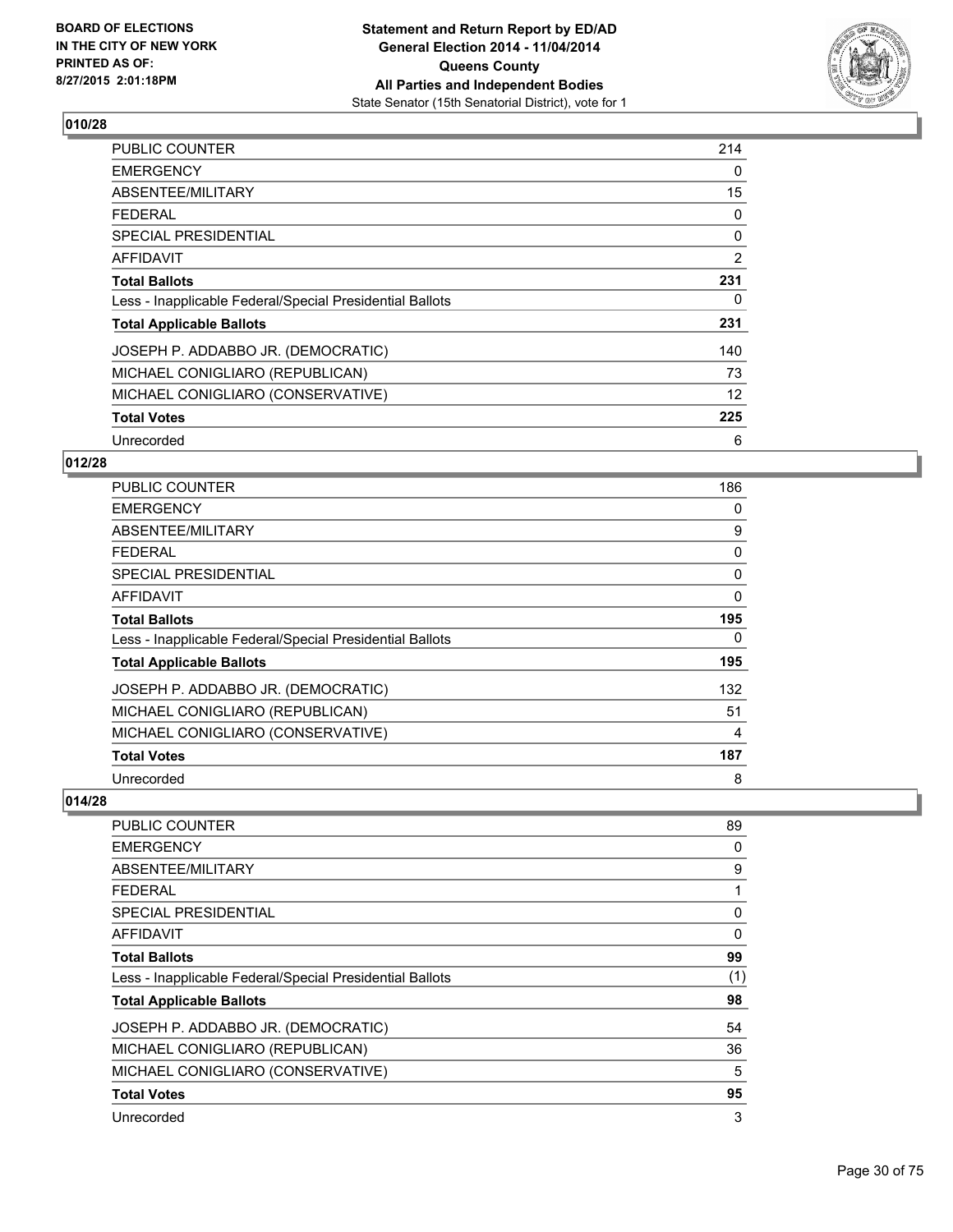## 010/28

| | |
|---|---|
| PUBLIC COUNTER | 214 |
| EMERGENCY | 0 |
| ABSENTEE/MILITARY | 15 |
| FEDERAL | 0 |
| SPECIAL PRESIDENTIAL | 0 |
| AFFIDAVIT | 2 |
| **Total Ballots** | **231** |
| Less - Inapplicable Federal/Special Presidential Ballots | 0 |
| **Total Applicable Ballots** | **231** |
| JOSEPH P. ADDABBO JR. (DEMOCRATIC) | 140 |
| MICHAEL CONIGLIARO (REPUBLICAN) | 73 |
| MICHAEL CONIGLIARO (CONSERVATIVE) | 12 |
| **Total Votes** | **225** |
| Unrecorded | 6 |

## 012/28

| | |
|---|---|
| PUBLIC COUNTER | 186 |
| EMERGENCY | 0 |
| ABSENTEE/MILITARY | 9 |
| FEDERAL | 0 |
| SPECIAL PRESIDENTIAL | 0 |
| AFFIDAVIT | 0 |
| **Total Ballots** | **195** |
| Less - Inapplicable Federal/Special Presidential Ballots | 0 |
| **Total Applicable Ballots** | **195** |
| JOSEPH P. ADDABBO JR. (DEMOCRATIC) | 132 |
| MICHAEL CONIGLIARO (REPUBLICAN) | 51 |
| MICHAEL CONIGLIARO (CONSERVATIVE) | 4 |
| **Total Votes** | **187** |
| Unrecorded | 8 |

## 014/28

| | |
|---|---|
| PUBLIC COUNTER | 89 |
| EMERGENCY | 0 |
| ABSENTEE/MILITARY | 9 |
| FEDERAL | 1 |
| SPECIAL PRESIDENTIAL | 0 |
| AFFIDAVIT | 0 |
| **Total Ballots** | **99** |
| Less - Inapplicable Federal/Special Presidential Ballots | (1) |
| **Total Applicable Ballots** | **98** |
| JOSEPH P. ADDABBO JR. (DEMOCRATIC) | 54 |
| MICHAEL CONIGLIARO (REPUBLICAN) | 36 |
| MICHAEL CONIGLIARO (CONSERVATIVE) | 5 |
| **Total Votes** | **95** |
| Unrecorded | 3 |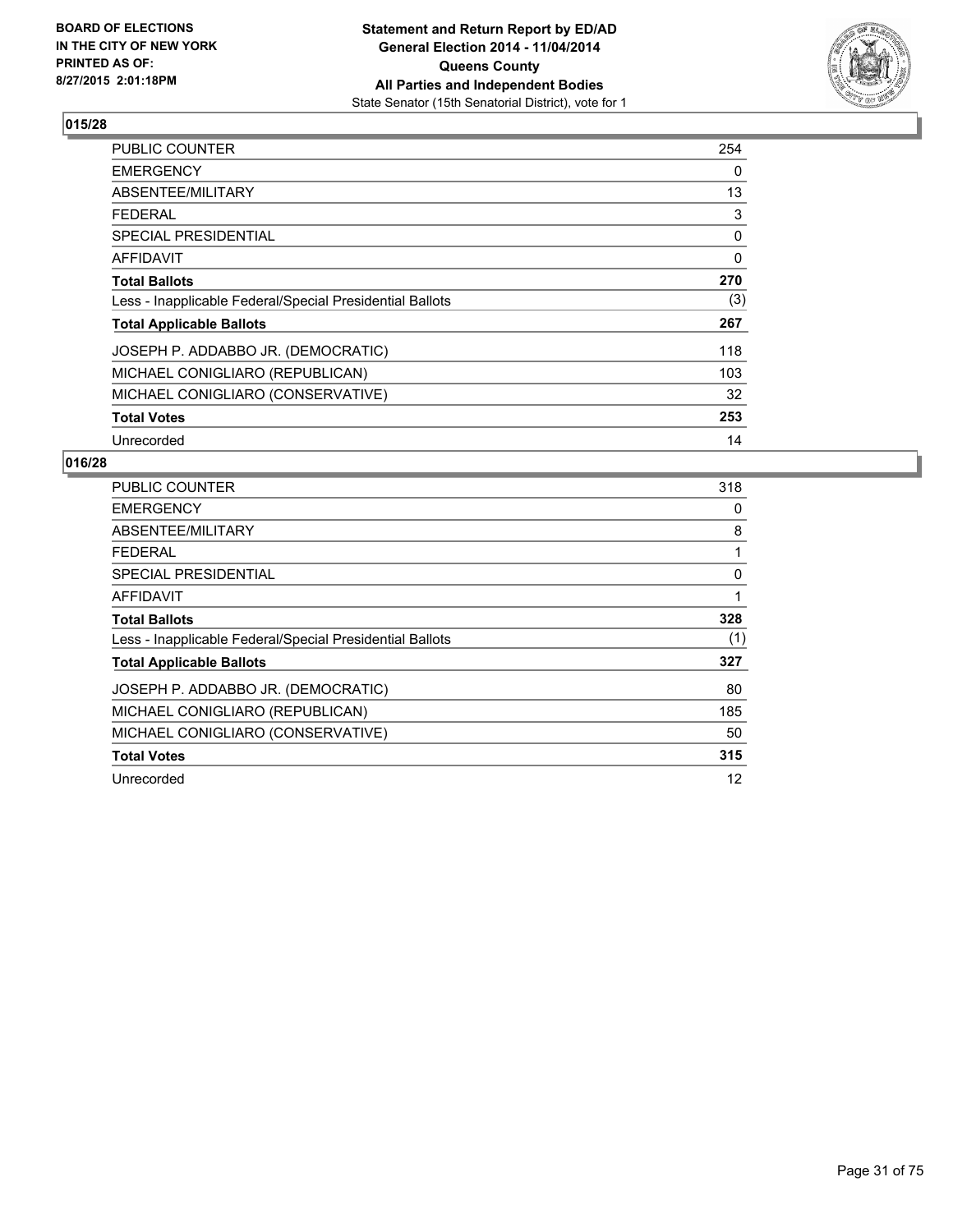## 015/28

| | |
|---|---|
| PUBLIC COUNTER | 254 |
| EMERGENCY | 0 |
| ABSENTEE/MILITARY | 13 |
| FEDERAL | 3 |
| SPECIAL PRESIDENTIAL | 0 |
| AFFIDAVIT | 0 |
| **Total Ballots** | **270** |
| Less - Inapplicable Federal/Special Presidential Ballots | (3) |
| **Total Applicable Ballots** | **267** |
| JOSEPH P. ADDABBO JR. (DEMOCRATIC) | 118 |
| MICHAEL CONIGLIARO (REPUBLICAN) | 103 |
| MICHAEL CONIGLIARO (CONSERVATIVE) | 32 |
| **Total Votes** | **253** |
| Unrecorded | 14 |

## 016/28

| | |
|---|---|
| PUBLIC COUNTER | 318 |
| EMERGENCY | 0 |
| ABSENTEE/MILITARY | 8 |
| FEDERAL | 1 |
| SPECIAL PRESIDENTIAL | 0 |
| AFFIDAVIT | 1 |
| **Total Ballots** | **328** |
| Less - Inapplicable Federal/Special Presidential Ballots | (1) |
| **Total Applicable Ballots** | **327** |
| JOSEPH P. ADDABBO JR. (DEMOCRATIC) | 80 |
| MICHAEL CONIGLIARO (REPUBLICAN) | 185 |
| MICHAEL CONIGLIARO (CONSERVATIVE) | 50 |
| **Total Votes** | **315** |
| Unrecorded | 12 |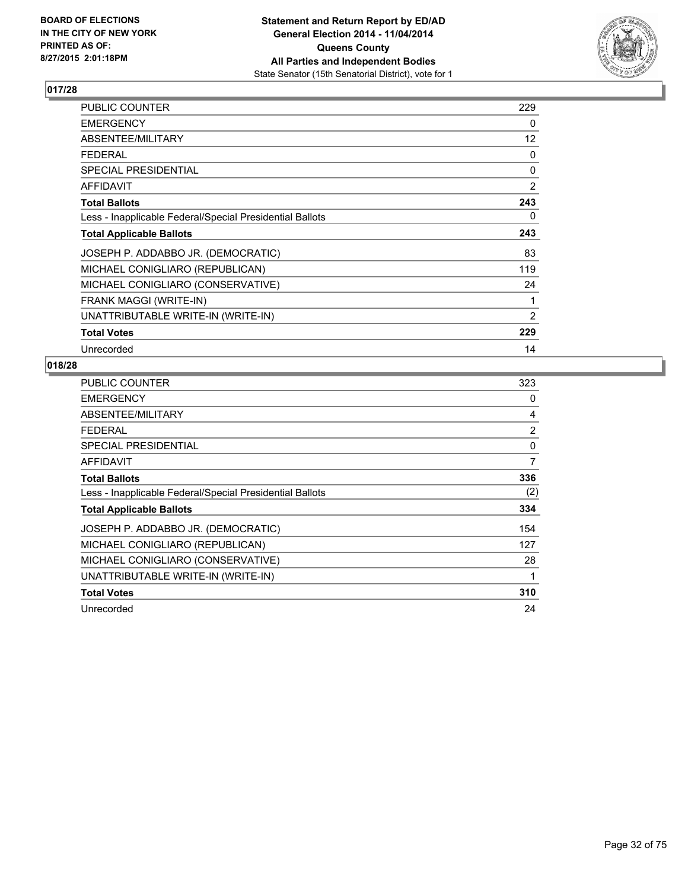**Statement and Return Report by ED/AD**
**General Election 2014 - 11/04/2014**
**Queens County**
**All Parties and Independent Bodies**
State Senator (15th Senatorial District), vote for 1

BOARD OF ELECTIONS
IN THE CITY OF NEW YORK
PRINTED AS OF:
8/27/2015 2:01:18PM

### 017/28

| | |
|---|---|
| PUBLIC COUNTER | 229 |
| EMERGENCY | 0 |
| ABSENTEE/MILITARY | 12 |
| FEDERAL | 0 |
| SPECIAL PRESIDENTIAL | 0 |
| AFFIDAVIT | 2 |
| **Total Ballots** | **243** |
| Less - Inapplicable Federal/Special Presidential Ballots | 0 |
| **Total Applicable Ballots** | **243** |
| JOSEPH P. ADDABBO JR. (DEMOCRATIC) | 83 |
| MICHAEL CONIGLIARO (REPUBLICAN) | 119 |
| MICHAEL CONIGLIARO (CONSERVATIVE) | 24 |
| FRANK MAGGI (WRITE-IN) | 1 |
| UNATTRIBUTABLE WRITE-IN (WRITE-IN) | 2 |
| **Total Votes** | **229** |
| Unrecorded | 14 |

### 018/28

| | |
|---|---|
| PUBLIC COUNTER | 323 |
| EMERGENCY | 0 |
| ABSENTEE/MILITARY | 4 |
| FEDERAL | 2 |
| SPECIAL PRESIDENTIAL | 0 |
| AFFIDAVIT | 7 |
| **Total Ballots** | **336** |
| Less - Inapplicable Federal/Special Presidential Ballots | (2) |
| **Total Applicable Ballots** | **334** |
| JOSEPH P. ADDABBO JR. (DEMOCRATIC) | 154 |
| MICHAEL CONIGLIARO (REPUBLICAN) | 127 |
| MICHAEL CONIGLIARO (CONSERVATIVE) | 28 |
| UNATTRIBUTABLE WRITE-IN (WRITE-IN) | 1 |
| **Total Votes** | **310** |
| Unrecorded | 24 |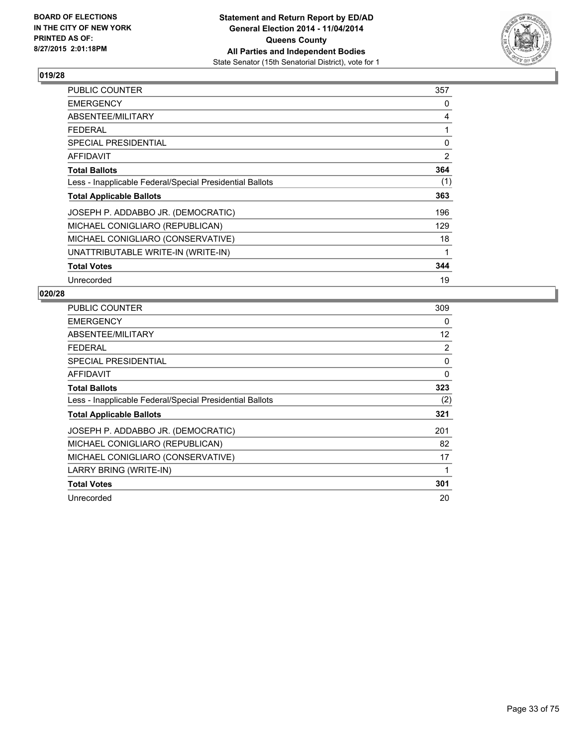BOARD OF ELECTIONS
IN THE CITY OF NEW YORK
PRINTED AS OF:
8/27/2015 2:01:18PM

**Statement and Return Report by ED/AD**
**General Election 2014 - 11/04/2014**
**Queens County**
**All Parties and Independent Bodies**
State Senator (15th Senatorial District), vote for 1

## 019/28

| | |
|---|---|
| PUBLIC COUNTER | 357 |
| EMERGENCY | 0 |
| ABSENTEE/MILITARY | 4 |
| FEDERAL | 1 |
| SPECIAL PRESIDENTIAL | 0 |
| AFFIDAVIT | 2 |
| **Total Ballots** | **364** |
| Less - Inapplicable Federal/Special Presidential Ballots | (1) |
| **Total Applicable Ballots** | **363** |
| JOSEPH P. ADDABBO JR. (DEMOCRATIC) | 196 |
| MICHAEL CONIGLIARO (REPUBLICAN) | 129 |
| MICHAEL CONIGLIARO (CONSERVATIVE) | 18 |
| UNATTRIBUTABLE WRITE-IN (WRITE-IN) | 1 |
| **Total Votes** | **344** |
| Unrecorded | 19 |

## 020/28

| | |
|---|---|
| PUBLIC COUNTER | 309 |
| EMERGENCY | 0 |
| ABSENTEE/MILITARY | 12 |
| FEDERAL | 2 |
| SPECIAL PRESIDENTIAL | 0 |
| AFFIDAVIT | 0 |
| **Total Ballots** | **323** |
| Less - Inapplicable Federal/Special Presidential Ballots | (2) |
| **Total Applicable Ballots** | **321** |
| JOSEPH P. ADDABBO JR. (DEMOCRATIC) | 201 |
| MICHAEL CONIGLIARO (REPUBLICAN) | 82 |
| MICHAEL CONIGLIARO (CONSERVATIVE) | 17 |
| LARRY BRING (WRITE-IN) | 1 |
| **Total Votes** | **301** |
| Unrecorded | 20 |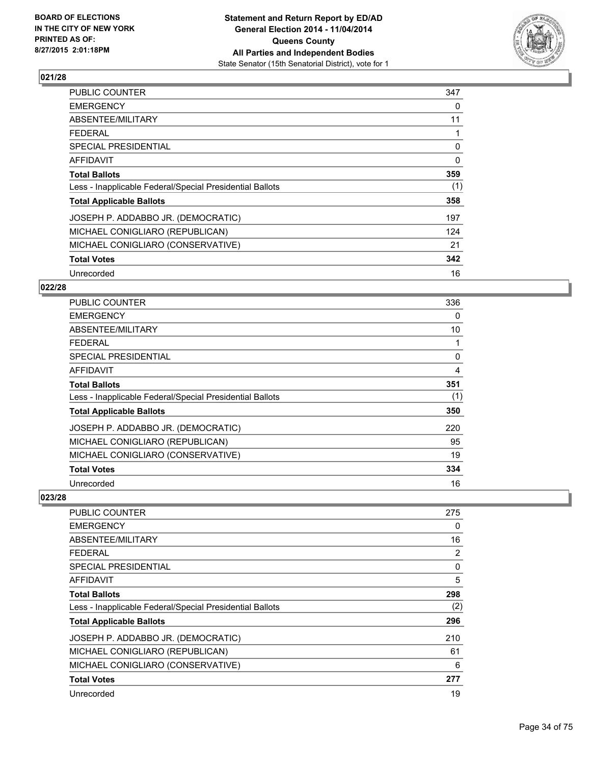### 021/28

| | |
|---|---|
| PUBLIC COUNTER | 347 |
| EMERGENCY | 0 |
| ABSENTEE/MILITARY | 11 |
| FEDERAL | 1 |
| SPECIAL PRESIDENTIAL | 0 |
| AFFIDAVIT | 0 |
| **Total Ballots** | **359** |
| Less - Inapplicable Federal/Special Presidential Ballots | (1) |
| **Total Applicable Ballots** | **358** |
| JOSEPH P. ADDABBO JR. (DEMOCRATIC) | 197 |
| MICHAEL CONIGLIARO (REPUBLICAN) | 124 |
| MICHAEL CONIGLIARO (CONSERVATIVE) | 21 |
| **Total Votes** | **342** |
| Unrecorded | 16 |

### 022/28

| | |
|---|---|
| PUBLIC COUNTER | 336 |
| EMERGENCY | 0 |
| ABSENTEE/MILITARY | 10 |
| FEDERAL | 1 |
| SPECIAL PRESIDENTIAL | 0 |
| AFFIDAVIT | 4 |
| **Total Ballots** | **351** |
| Less - Inapplicable Federal/Special Presidential Ballots | (1) |
| **Total Applicable Ballots** | **350** |
| JOSEPH P. ADDABBO JR. (DEMOCRATIC) | 220 |
| MICHAEL CONIGLIARO (REPUBLICAN) | 95 |
| MICHAEL CONIGLIARO (CONSERVATIVE) | 19 |
| **Total Votes** | **334** |
| Unrecorded | 16 |

### 023/28

| | |
|---|---|
| PUBLIC COUNTER | 275 |
| EMERGENCY | 0 |
| ABSENTEE/MILITARY | 16 |
| FEDERAL | 2 |
| SPECIAL PRESIDENTIAL | 0 |
| AFFIDAVIT | 5 |
| **Total Ballots** | **298** |
| Less - Inapplicable Federal/Special Presidential Ballots | (2) |
| **Total Applicable Ballots** | **296** |
| JOSEPH P. ADDABBO JR. (DEMOCRATIC) | 210 |
| MICHAEL CONIGLIARO (REPUBLICAN) | 61 |
| MICHAEL CONIGLIARO (CONSERVATIVE) | 6 |
| **Total Votes** | **277** |
| Unrecorded | 19 |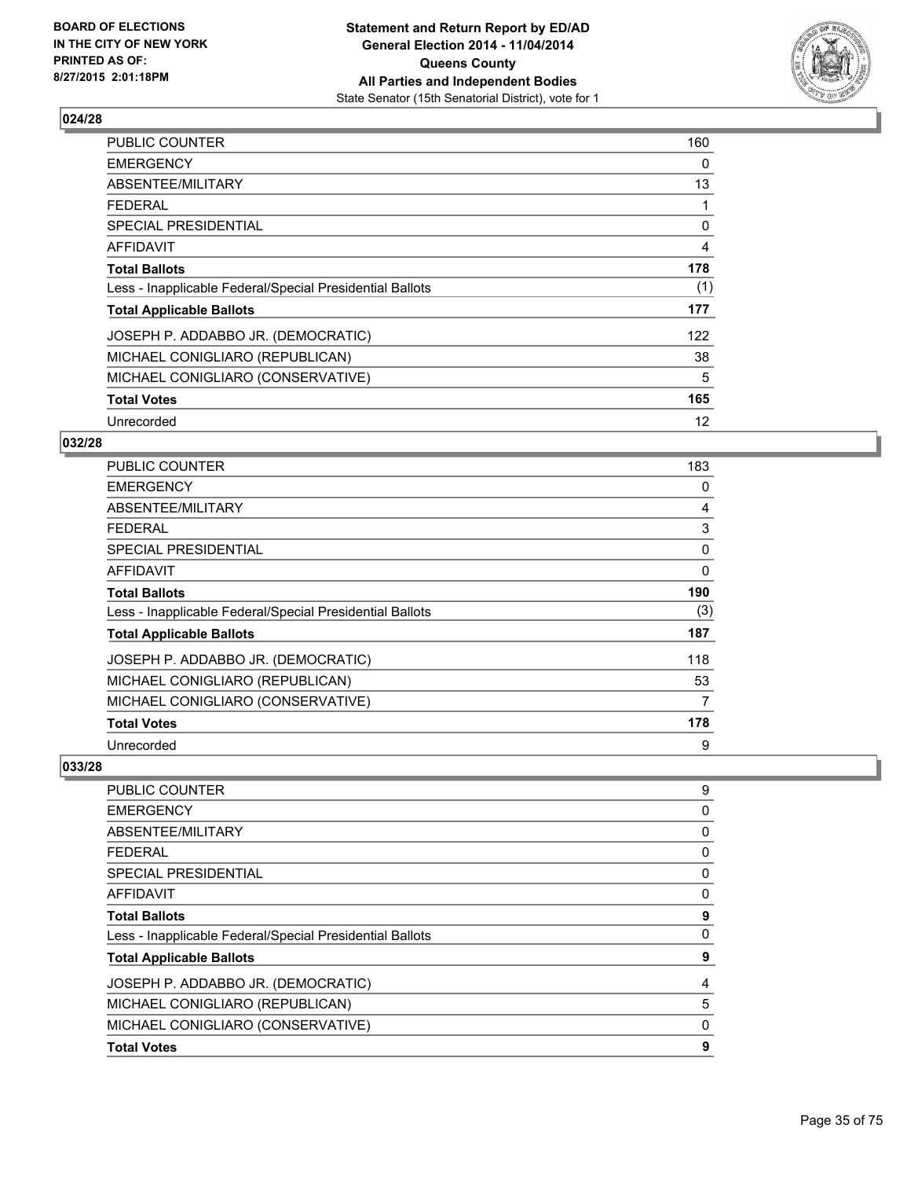## 024/28

| | |
|---|---|
| PUBLIC COUNTER | 160 |
| EMERGENCY | 0 |
| ABSENTEE/MILITARY | 13 |
| FEDERAL | 1 |
| SPECIAL PRESIDENTIAL | 0 |
| AFFIDAVIT | 4 |
| **Total Ballots** | **178** |
| Less - Inapplicable Federal/Special Presidential Ballots | (1) |
| **Total Applicable Ballots** | **177** |
| JOSEPH P. ADDABBO JR. (DEMOCRATIC) | 122 |
| MICHAEL CONIGLIARO (REPUBLICAN) | 38 |
| MICHAEL CONIGLIARO (CONSERVATIVE) | 5 |
| **Total Votes** | **165** |
| Unrecorded | 12 |

## 032/28

| | |
|---|---|
| PUBLIC COUNTER | 183 |
| EMERGENCY | 0 |
| ABSENTEE/MILITARY | 4 |
| FEDERAL | 3 |
| SPECIAL PRESIDENTIAL | 0 |
| AFFIDAVIT | 0 |
| **Total Ballots** | **190** |
| Less - Inapplicable Federal/Special Presidential Ballots | (3) |
| **Total Applicable Ballots** | **187** |
| JOSEPH P. ADDABBO JR. (DEMOCRATIC) | 118 |
| MICHAEL CONIGLIARO (REPUBLICAN) | 53 |
| MICHAEL CONIGLIARO (CONSERVATIVE) | 7 |
| **Total Votes** | **178** |
| Unrecorded | 9 |

## 033/28

| | |
|---|---|
| PUBLIC COUNTER | 9 |
| EMERGENCY | 0 |
| ABSENTEE/MILITARY | 0 |
| FEDERAL | 0 |
| SPECIAL PRESIDENTIAL | 0 |
| AFFIDAVIT | 0 |
| **Total Ballots** | **9** |
| Less - Inapplicable Federal/Special Presidential Ballots | 0 |
| **Total Applicable Ballots** | **9** |
| JOSEPH P. ADDABBO JR. (DEMOCRATIC) | 4 |
| MICHAEL CONIGLIARO (REPUBLICAN) | 5 |
| MICHAEL CONIGLIARO (CONSERVATIVE) | 0 |
| **Total Votes** | **9** |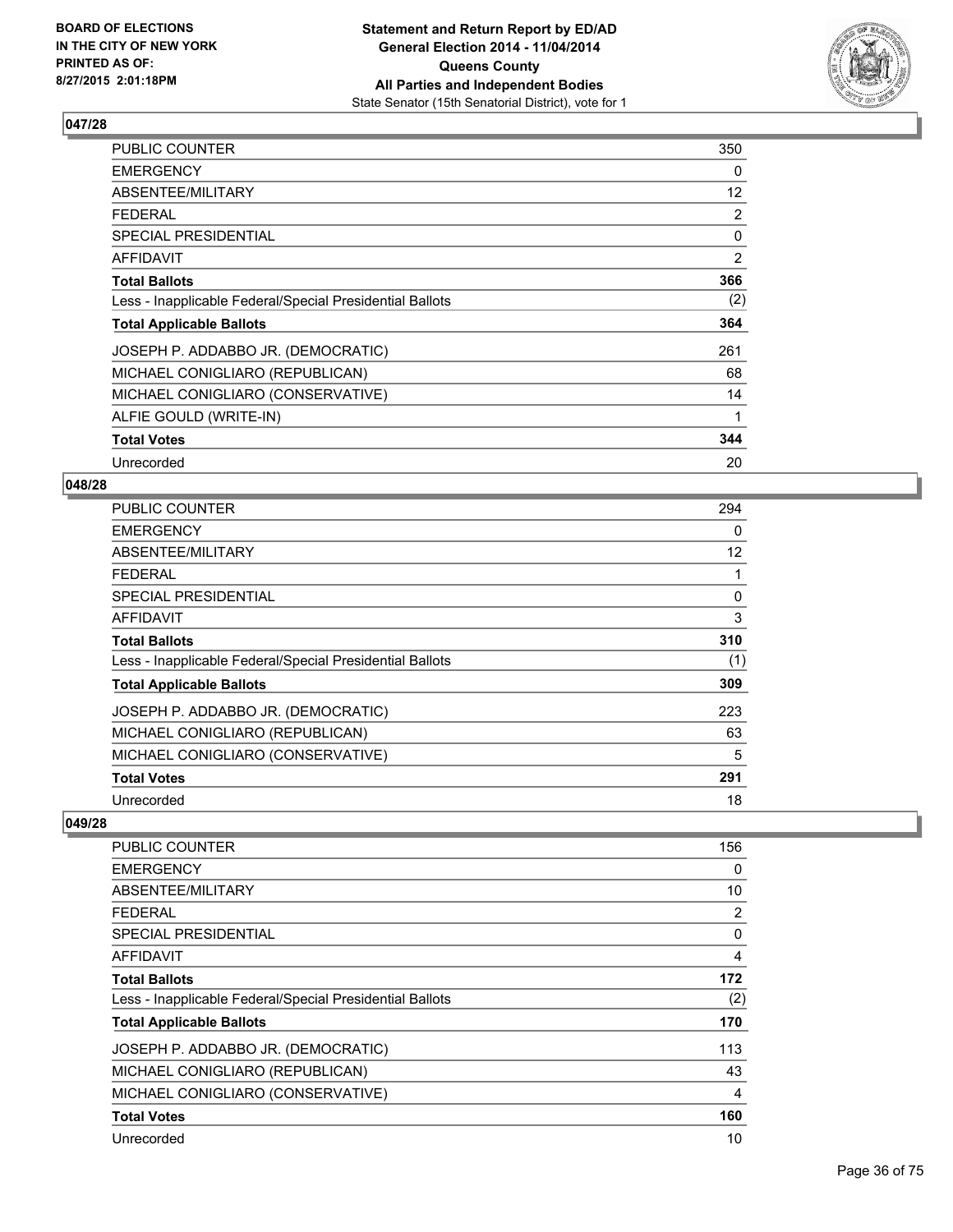### 047/28

| | |
|---|---|
| PUBLIC COUNTER | 350 |
| EMERGENCY | 0 |
| ABSENTEE/MILITARY | 12 |
| FEDERAL | 2 |
| SPECIAL PRESIDENTIAL | 0 |
| AFFIDAVIT | 2 |
| **Total Ballots** | **366** |
| Less - Inapplicable Federal/Special Presidential Ballots | (2) |
| **Total Applicable Ballots** | **364** |
| JOSEPH P. ADDABBO JR. (DEMOCRATIC) | 261 |
| MICHAEL CONIGLIARO (REPUBLICAN) | 68 |
| MICHAEL CONIGLIARO (CONSERVATIVE) | 14 |
| ALFIE GOULD (WRITE-IN) | 1 |
| **Total Votes** | **344** |
| Unrecorded | 20 |

### 048/28

| | |
|---|---|
| PUBLIC COUNTER | 294 |
| EMERGENCY | 0 |
| ABSENTEE/MILITARY | 12 |
| FEDERAL | 1 |
| SPECIAL PRESIDENTIAL | 0 |
| AFFIDAVIT | 3 |
| **Total Ballots** | **310** |
| Less - Inapplicable Federal/Special Presidential Ballots | (1) |
| **Total Applicable Ballots** | **309** |
| JOSEPH P. ADDABBO JR. (DEMOCRATIC) | 223 |
| MICHAEL CONIGLIARO (REPUBLICAN) | 63 |
| MICHAEL CONIGLIARO (CONSERVATIVE) | 5 |
| **Total Votes** | **291** |
| Unrecorded | 18 |

### 049/28

| | |
|---|---|
| PUBLIC COUNTER | 156 |
| EMERGENCY | 0 |
| ABSENTEE/MILITARY | 10 |
| FEDERAL | 2 |
| SPECIAL PRESIDENTIAL | 0 |
| AFFIDAVIT | 4 |
| **Total Ballots** | **172** |
| Less - Inapplicable Federal/Special Presidential Ballots | (2) |
| **Total Applicable Ballots** | **170** |
| JOSEPH P. ADDABBO JR. (DEMOCRATIC) | 113 |
| MICHAEL CONIGLIARO (REPUBLICAN) | 43 |
| MICHAEL CONIGLIARO (CONSERVATIVE) | 4 |
| **Total Votes** | **160** |
| Unrecorded | 10 |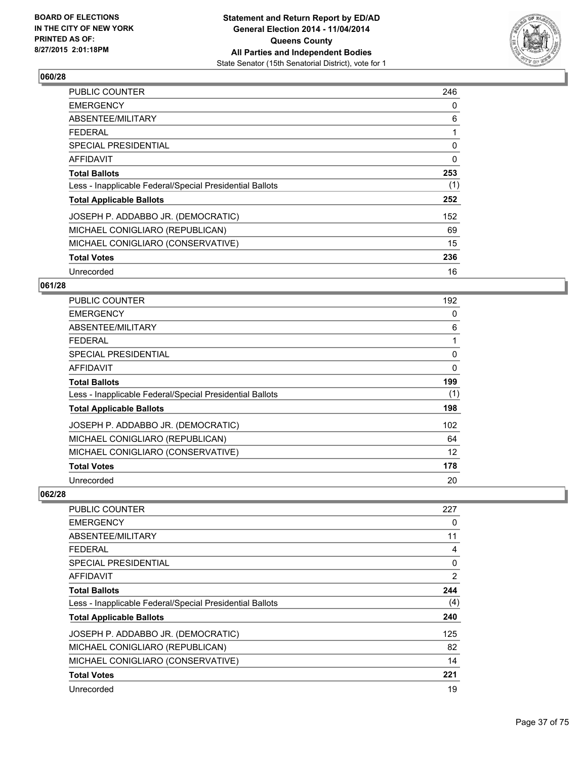**BOARD OF ELECTIONS IN THE CITY OF NEW YORK PRINTED AS OF: 8/27/2015 2:01:18PM**

**Statement and Return Report by ED/AD General Election 2014 - 11/04/2014 Queens County All Parties and Independent Bodies**

State Senator (15th Senatorial District), vote for 1

### 060/28

| | |
|---|---|
| PUBLIC COUNTER | 246 |
| EMERGENCY | 0 |
| ABSENTEE/MILITARY | 6 |
| FEDERAL | 1 |
| SPECIAL PRESIDENTIAL | 0 |
| AFFIDAVIT | 0 |
| **Total Ballots** | **253** |
| Less - Inapplicable Federal/Special Presidential Ballots | (1) |
| **Total Applicable Ballots** | **252** |
| JOSEPH P. ADDABBO JR. (DEMOCRATIC) | 152 |
| MICHAEL CONIGLIARO (REPUBLICAN) | 69 |
| MICHAEL CONIGLIARO (CONSERVATIVE) | 15 |
| **Total Votes** | **236** |
| Unrecorded | 16 |

### 061/28

| | |
|---|---|
| PUBLIC COUNTER | 192 |
| EMERGENCY | 0 |
| ABSENTEE/MILITARY | 6 |
| FEDERAL | 1 |
| SPECIAL PRESIDENTIAL | 0 |
| AFFIDAVIT | 0 |
| **Total Ballots** | **199** |
| Less - Inapplicable Federal/Special Presidential Ballots | (1) |
| **Total Applicable Ballots** | **198** |
| JOSEPH P. ADDABBO JR. (DEMOCRATIC) | 102 |
| MICHAEL CONIGLIARO (REPUBLICAN) | 64 |
| MICHAEL CONIGLIARO (CONSERVATIVE) | 12 |
| **Total Votes** | **178** |
| Unrecorded | 20 |

### 062/28

| | |
|---|---|
| PUBLIC COUNTER | 227 |
| EMERGENCY | 0 |
| ABSENTEE/MILITARY | 11 |
| FEDERAL | 4 |
| SPECIAL PRESIDENTIAL | 0 |
| AFFIDAVIT | 2 |
| **Total Ballots** | **244** |
| Less - Inapplicable Federal/Special Presidential Ballots | (4) |
| **Total Applicable Ballots** | **240** |
| JOSEPH P. ADDABBO JR. (DEMOCRATIC) | 125 |
| MICHAEL CONIGLIARO (REPUBLICAN) | 82 |
| MICHAEL CONIGLIARO (CONSERVATIVE) | 14 |
| **Total Votes** | **221** |
| Unrecorded | 19 |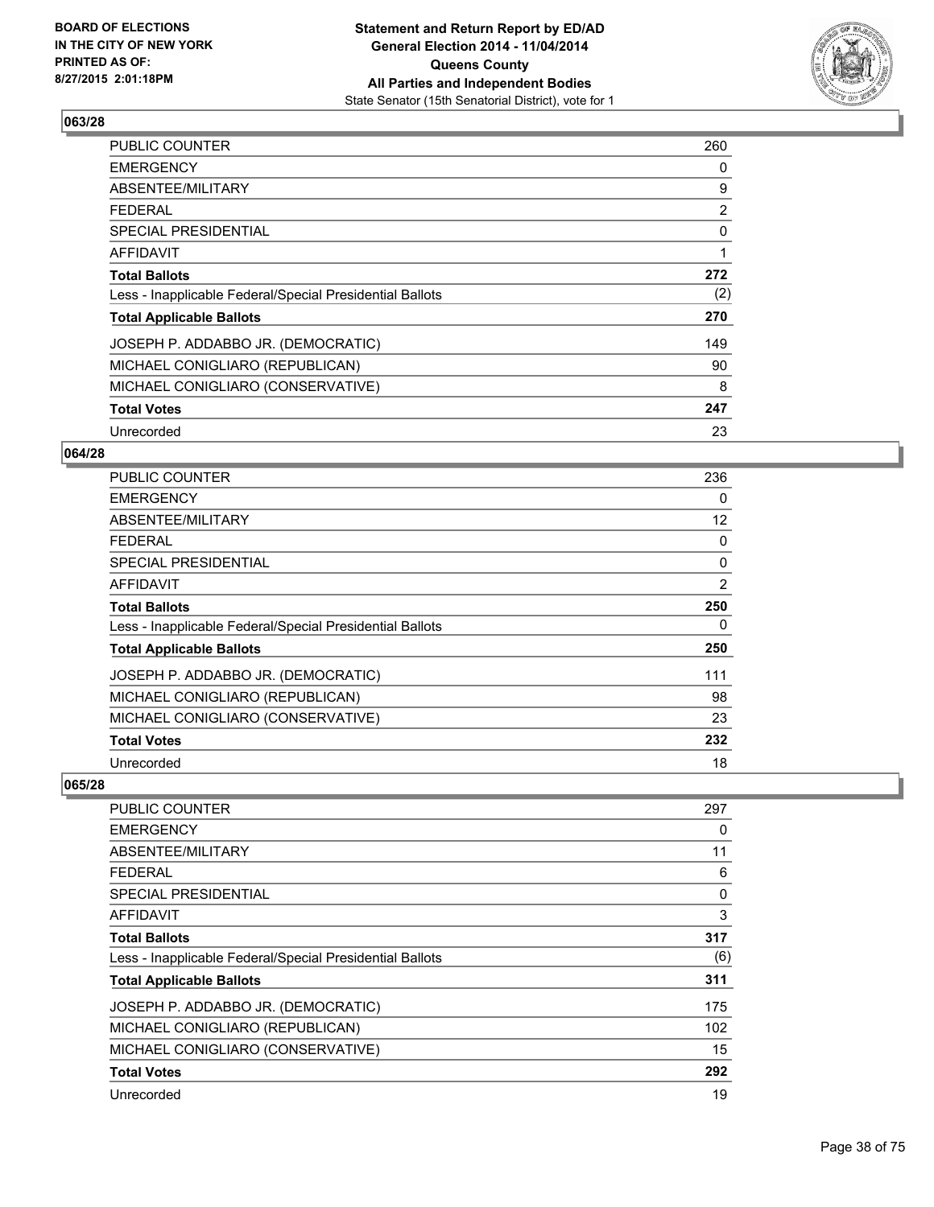## 063/28

| | |
|---|---|
| PUBLIC COUNTER | 260 |
| EMERGENCY | 0 |
| ABSENTEE/MILITARY | 9 |
| FEDERAL | 2 |
| SPECIAL PRESIDENTIAL | 0 |
| AFFIDAVIT | 1 |
| **Total Ballots** | **272** |
| Less - Inapplicable Federal/Special Presidential Ballots | (2) |
| **Total Applicable Ballots** | **270** |
| JOSEPH P. ADDABBO JR. (DEMOCRATIC) | 149 |
| MICHAEL CONIGLIARO (REPUBLICAN) | 90 |
| MICHAEL CONIGLIARO (CONSERVATIVE) | 8 |
| **Total Votes** | **247** |
| Unrecorded | 23 |

## 064/28

| | |
|---|---|
| PUBLIC COUNTER | 236 |
| EMERGENCY | 0 |
| ABSENTEE/MILITARY | 12 |
| FEDERAL | 0 |
| SPECIAL PRESIDENTIAL | 0 |
| AFFIDAVIT | 2 |
| **Total Ballots** | **250** |
| Less - Inapplicable Federal/Special Presidential Ballots | 0 |
| **Total Applicable Ballots** | **250** |
| JOSEPH P. ADDABBO JR. (DEMOCRATIC) | 111 |
| MICHAEL CONIGLIARO (REPUBLICAN) | 98 |
| MICHAEL CONIGLIARO (CONSERVATIVE) | 23 |
| **Total Votes** | **232** |
| Unrecorded | 18 |

## 065/28

| | |
|---|---|
| PUBLIC COUNTER | 297 |
| EMERGENCY | 0 |
| ABSENTEE/MILITARY | 11 |
| FEDERAL | 6 |
| SPECIAL PRESIDENTIAL | 0 |
| AFFIDAVIT | 3 |
| **Total Ballots** | **317** |
| Less - Inapplicable Federal/Special Presidential Ballots | (6) |
| **Total Applicable Ballots** | **311** |
| JOSEPH P. ADDABBO JR. (DEMOCRATIC) | 175 |
| MICHAEL CONIGLIARO (REPUBLICAN) | 102 |
| MICHAEL CONIGLIARO (CONSERVATIVE) | 15 |
| **Total Votes** | **292** |
| Unrecorded | 19 |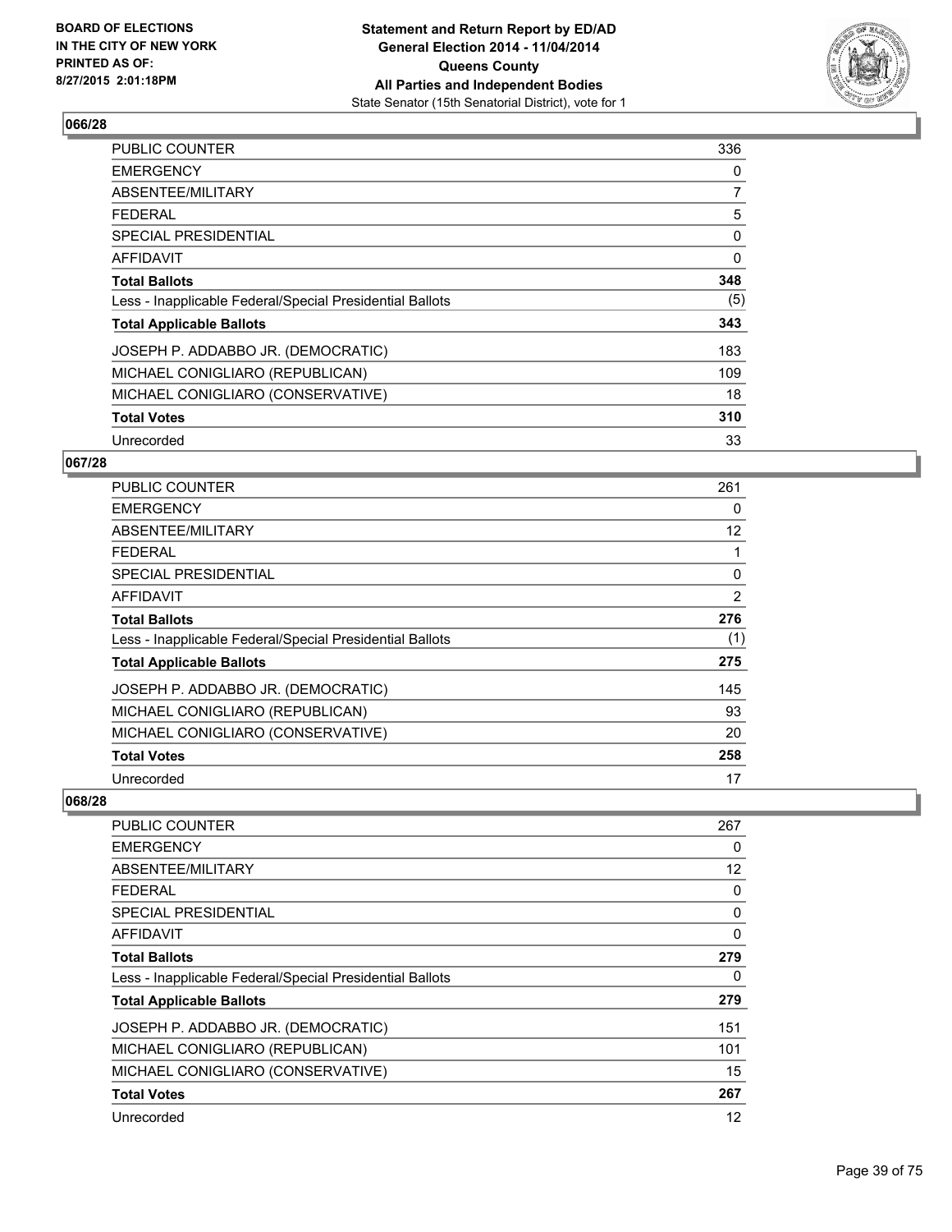**Statement and Return Report by ED/AD**
**General Election 2014 - 11/04/2014**
**Queens County**
**All Parties and Independent Bodies**
State Senator (15th Senatorial District), vote for 1

BOARD OF ELECTIONS
IN THE CITY OF NEW YORK
PRINTED AS OF:
8/27/2015 2:01:18PM

### 066/28

| | |
|---|---|
| PUBLIC COUNTER | 336 |
| EMERGENCY | 0 |
| ABSENTEE/MILITARY | 7 |
| FEDERAL | 5 |
| SPECIAL PRESIDENTIAL | 0 |
| AFFIDAVIT | 0 |
| **Total Ballots** | **348** |
| Less - Inapplicable Federal/Special Presidential Ballots | (5) |
| **Total Applicable Ballots** | **343** |
| JOSEPH P. ADDABBO JR. (DEMOCRATIC) | 183 |
| MICHAEL CONIGLIARO (REPUBLICAN) | 109 |
| MICHAEL CONIGLIARO (CONSERVATIVE) | 18 |
| **Total Votes** | **310** |
| Unrecorded | 33 |

### 067/28

| | |
|---|---|
| PUBLIC COUNTER | 261 |
| EMERGENCY | 0 |
| ABSENTEE/MILITARY | 12 |
| FEDERAL | 1 |
| SPECIAL PRESIDENTIAL | 0 |
| AFFIDAVIT | 2 |
| **Total Ballots** | **276** |
| Less - Inapplicable Federal/Special Presidential Ballots | (1) |
| **Total Applicable Ballots** | **275** |
| JOSEPH P. ADDABBO JR. (DEMOCRATIC) | 145 |
| MICHAEL CONIGLIARO (REPUBLICAN) | 93 |
| MICHAEL CONIGLIARO (CONSERVATIVE) | 20 |
| **Total Votes** | **258** |
| Unrecorded | 17 |

### 068/28

| | |
|---|---|
| PUBLIC COUNTER | 267 |
| EMERGENCY | 0 |
| ABSENTEE/MILITARY | 12 |
| FEDERAL | 0 |
| SPECIAL PRESIDENTIAL | 0 |
| AFFIDAVIT | 0 |
| **Total Ballots** | **279** |
| Less - Inapplicable Federal/Special Presidential Ballots | 0 |
| **Total Applicable Ballots** | **279** |
| JOSEPH P. ADDABBO JR. (DEMOCRATIC) | 151 |
| MICHAEL CONIGLIARO (REPUBLICAN) | 101 |
| MICHAEL CONIGLIARO (CONSERVATIVE) | 15 |
| **Total Votes** | **267** |
| Unrecorded | 12 |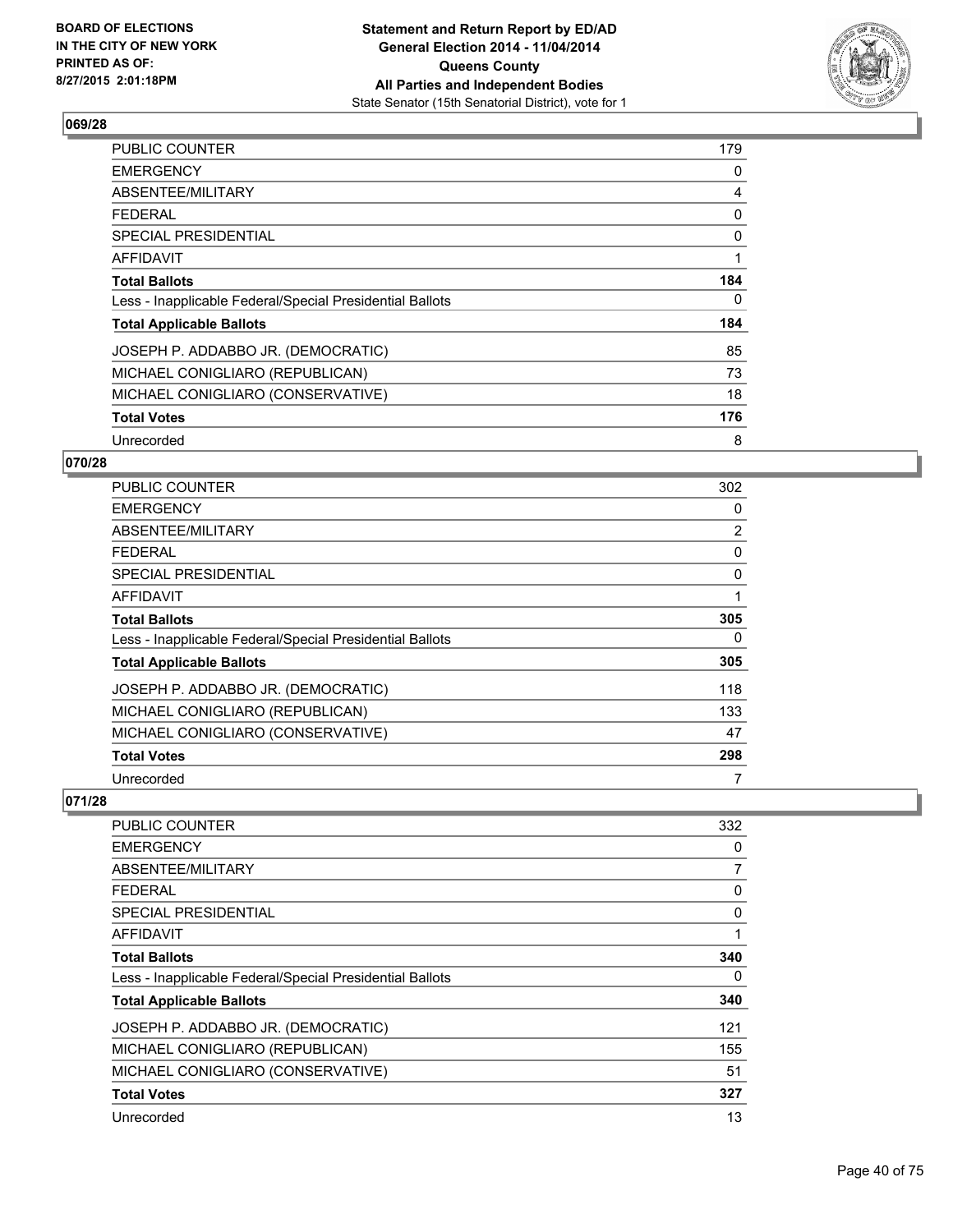## 069/28

| | |
|---|---|
| PUBLIC COUNTER | 179 |
| EMERGENCY | 0 |
| ABSENTEE/MILITARY | 4 |
| FEDERAL | 0 |
| SPECIAL PRESIDENTIAL | 0 |
| AFFIDAVIT | 1 |
| **Total Ballots** | **184** |
| Less - Inapplicable Federal/Special Presidential Ballots | 0 |
| **Total Applicable Ballots** | **184** |
| JOSEPH P. ADDABBO JR. (DEMOCRATIC) | 85 |
| MICHAEL CONIGLIARO (REPUBLICAN) | 73 |
| MICHAEL CONIGLIARO (CONSERVATIVE) | 18 |
| **Total Votes** | **176** |
| Unrecorded | 8 |

## 070/28

| | |
|---|---|
| PUBLIC COUNTER | 302 |
| EMERGENCY | 0 |
| ABSENTEE/MILITARY | 2 |
| FEDERAL | 0 |
| SPECIAL PRESIDENTIAL | 0 |
| AFFIDAVIT | 1 |
| **Total Ballots** | **305** |
| Less - Inapplicable Federal/Special Presidential Ballots | 0 |
| **Total Applicable Ballots** | **305** |
| JOSEPH P. ADDABBO JR. (DEMOCRATIC) | 118 |
| MICHAEL CONIGLIARO (REPUBLICAN) | 133 |
| MICHAEL CONIGLIARO (CONSERVATIVE) | 47 |
| **Total Votes** | **298** |
| Unrecorded | 7 |

## 071/28

| | |
|---|---|
| PUBLIC COUNTER | 332 |
| EMERGENCY | 0 |
| ABSENTEE/MILITARY | 7 |
| FEDERAL | 0 |
| SPECIAL PRESIDENTIAL | 0 |
| AFFIDAVIT | 1 |
| **Total Ballots** | **340** |
| Less - Inapplicable Federal/Special Presidential Ballots | 0 |
| **Total Applicable Ballots** | **340** |
| JOSEPH P. ADDABBO JR. (DEMOCRATIC) | 121 |
| MICHAEL CONIGLIARO (REPUBLICAN) | 155 |
| MICHAEL CONIGLIARO (CONSERVATIVE) | 51 |
| **Total Votes** | **327** |
| Unrecorded | 13 |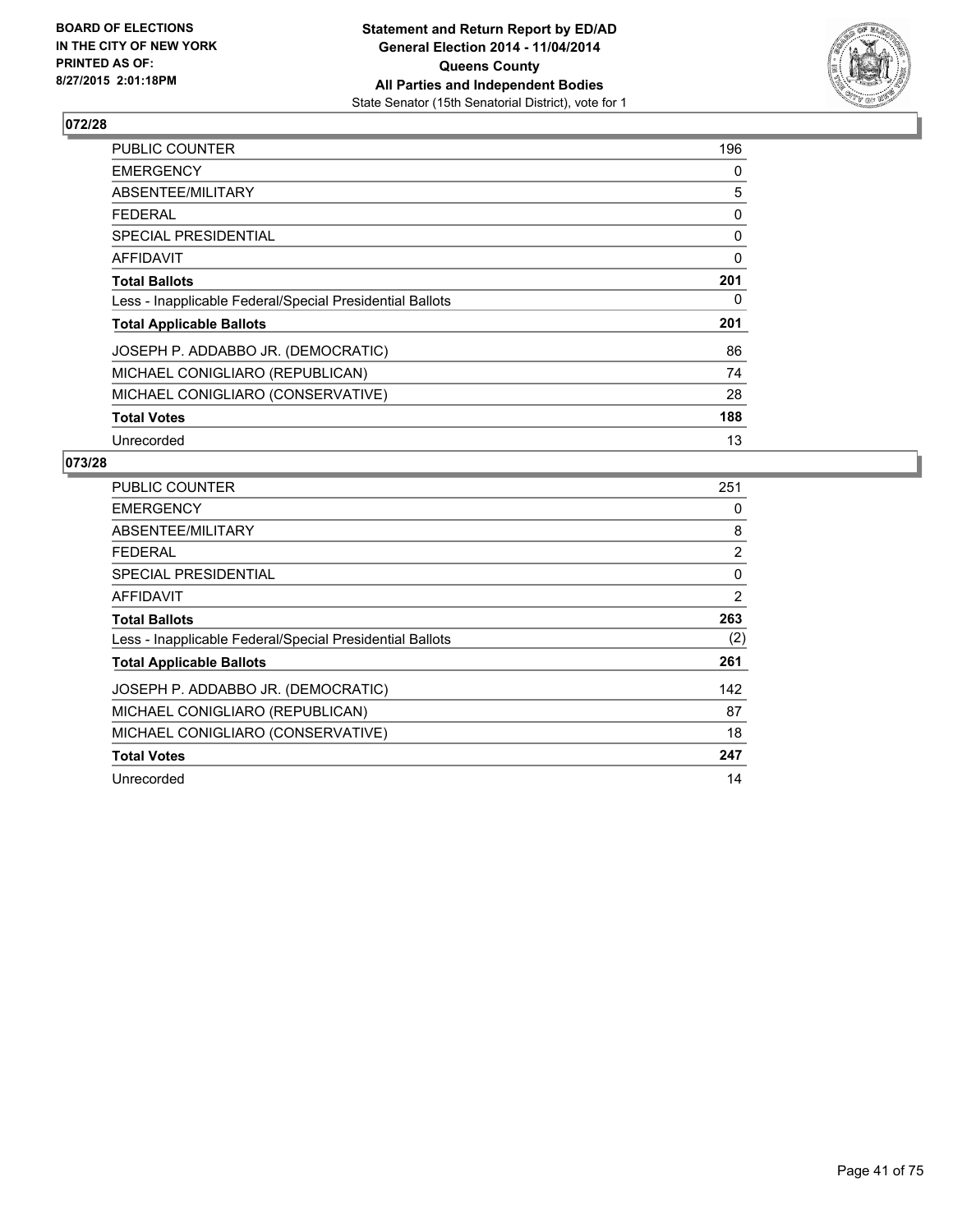**BOARD OF ELECTIONS IN THE CITY OF NEW YORK PRINTED AS OF: 8/27/2015 2:01:18PM**

**Statement and Return Report by ED/AD General Election 2014 - 11/04/2014 Queens County All Parties and Independent Bodies**
State Senator (15th Senatorial District), vote for 1

## 072/28

| | |
|---|---|
| PUBLIC COUNTER | 196 |
| EMERGENCY | 0 |
| ABSENTEE/MILITARY | 5 |
| FEDERAL | 0 |
| SPECIAL PRESIDENTIAL | 0 |
| AFFIDAVIT | 0 |
| **Total Ballots** | **201** |
| Less - Inapplicable Federal/Special Presidential Ballots | 0 |
| **Total Applicable Ballots** | **201** |
| JOSEPH P. ADDABBO JR. (DEMOCRATIC) | 86 |
| MICHAEL CONIGLIARO (REPUBLICAN) | 74 |
| MICHAEL CONIGLIARO (CONSERVATIVE) | 28 |
| **Total Votes** | **188** |
| Unrecorded | 13 |

## 073/28

| | |
|---|---|
| PUBLIC COUNTER | 251 |
| EMERGENCY | 0 |
| ABSENTEE/MILITARY | 8 |
| FEDERAL | 2 |
| SPECIAL PRESIDENTIAL | 0 |
| AFFIDAVIT | 2 |
| **Total Ballots** | **263** |
| Less - Inapplicable Federal/Special Presidential Ballots | (2) |
| **Total Applicable Ballots** | **261** |
| JOSEPH P. ADDABBO JR. (DEMOCRATIC) | 142 |
| MICHAEL CONIGLIARO (REPUBLICAN) | 87 |
| MICHAEL CONIGLIARO (CONSERVATIVE) | 18 |
| **Total Votes** | **247** |
| Unrecorded | 14 |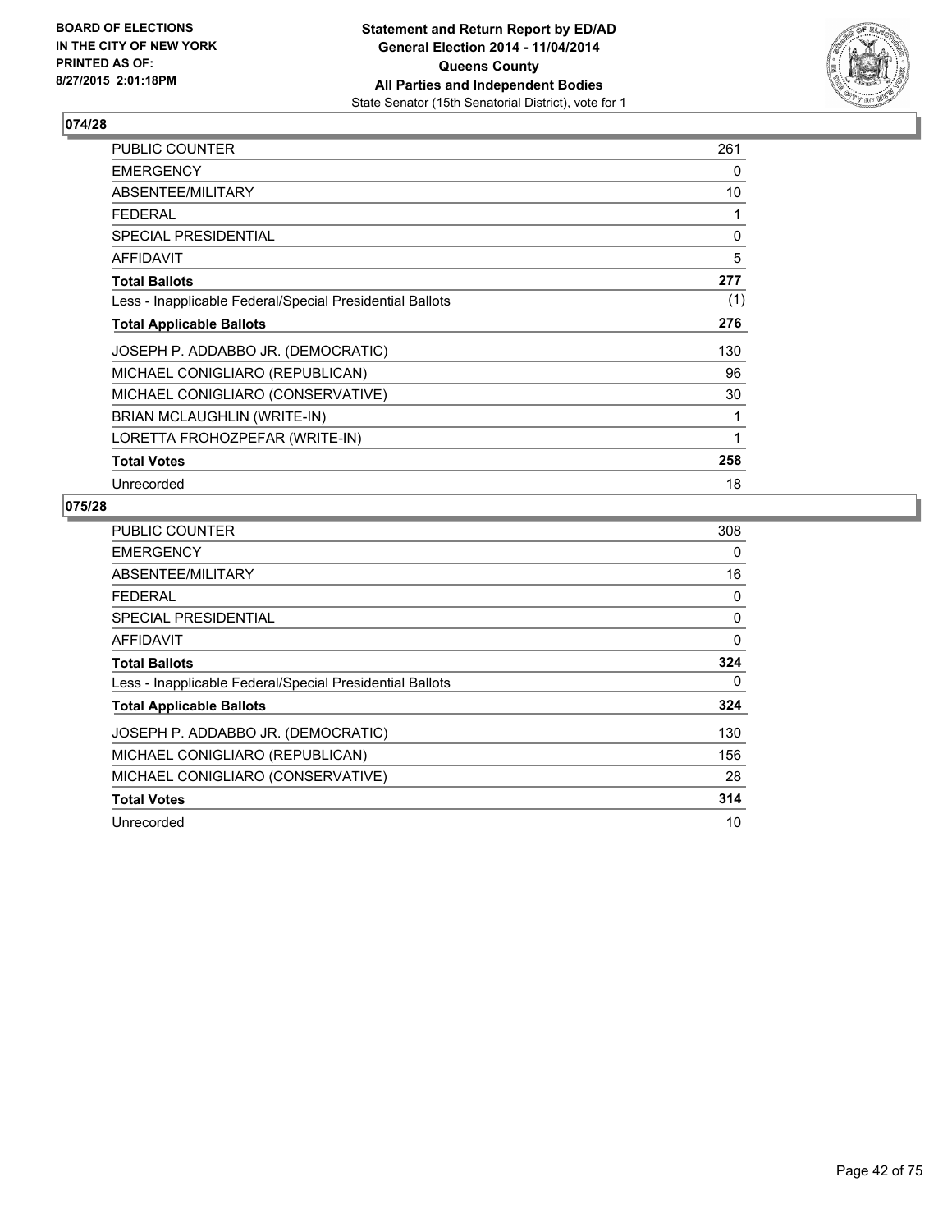**Statement and Return Report by ED/AD**
**General Election 2014 - 11/04/2014**
**Queens County**
**All Parties and Independent Bodies**
State Senator (15th Senatorial District), vote for 1

BOARD OF ELECTIONS
IN THE CITY OF NEW YORK
PRINTED AS OF:
8/27/2015 2:01:18PM

## 074/28

| | |
|---|---|
| PUBLIC COUNTER | 261 |
| EMERGENCY | 0 |
| ABSENTEE/MILITARY | 10 |
| FEDERAL | 1 |
| SPECIAL PRESIDENTIAL | 0 |
| AFFIDAVIT | 5 |
| **Total Ballots** | **277** |
| Less - Inapplicable Federal/Special Presidential Ballots | (1) |
| **Total Applicable Ballots** | **276** |
| JOSEPH P. ADDABBO JR. (DEMOCRATIC) | 130 |
| MICHAEL CONIGLIARO (REPUBLICAN) | 96 |
| MICHAEL CONIGLIARO (CONSERVATIVE) | 30 |
| BRIAN MCLAUGHLIN (WRITE-IN) | 1 |
| LORETTA FROHOZPEFAR (WRITE-IN) | 1 |
| **Total Votes** | **258** |
| Unrecorded | 18 |

## 075/28

| | |
|---|---|
| PUBLIC COUNTER | 308 |
| EMERGENCY | 0 |
| ABSENTEE/MILITARY | 16 |
| FEDERAL | 0 |
| SPECIAL PRESIDENTIAL | 0 |
| AFFIDAVIT | 0 |
| **Total Ballots** | **324** |
| Less - Inapplicable Federal/Special Presidential Ballots | 0 |
| **Total Applicable Ballots** | **324** |
| JOSEPH P. ADDABBO JR. (DEMOCRATIC) | 130 |
| MICHAEL CONIGLIARO (REPUBLICAN) | 156 |
| MICHAEL CONIGLIARO (CONSERVATIVE) | 28 |
| **Total Votes** | **314** |
| Unrecorded | 10 |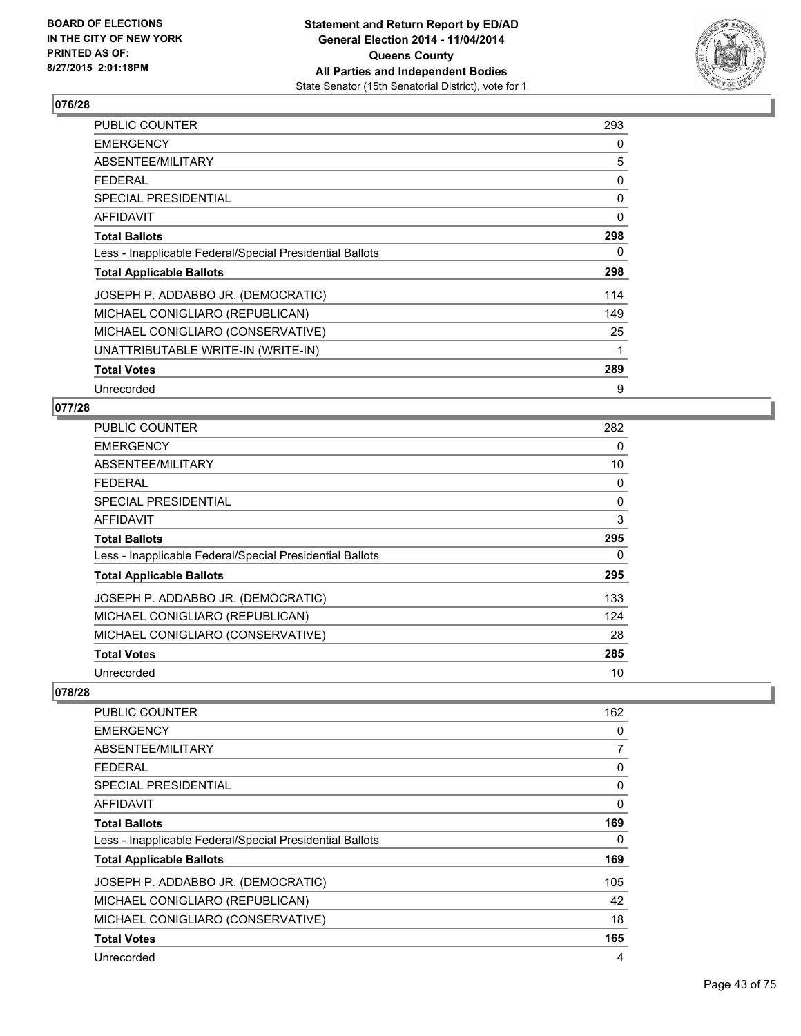**Statement and Return Report by ED/AD**
**General Election 2014 - 11/04/2014**
**Queens County**
**All Parties and Independent Bodies**
State Senator (15th Senatorial District), vote for 1

BOARD OF ELECTIONS IN THE CITY OF NEW YORK PRINTED AS OF: 8/27/2015 2:01:18PM

## 076/28

| | |
|---|---|
| PUBLIC COUNTER | 293 |
| EMERGENCY | 0 |
| ABSENTEE/MILITARY | 5 |
| FEDERAL | 0 |
| SPECIAL PRESIDENTIAL | 0 |
| AFFIDAVIT | 0 |
| **Total Ballots** | **298** |
| Less - Inapplicable Federal/Special Presidential Ballots | 0 |
| **Total Applicable Ballots** | **298** |
| JOSEPH P. ADDABBO JR. (DEMOCRATIC) | 114 |
| MICHAEL CONIGLIARO (REPUBLICAN) | 149 |
| MICHAEL CONIGLIARO (CONSERVATIVE) | 25 |
| UNATTRIBUTABLE WRITE-IN (WRITE-IN) | 1 |
| **Total Votes** | **289** |
| Unrecorded | 9 |

## 077/28

| | |
|---|---|
| PUBLIC COUNTER | 282 |
| EMERGENCY | 0 |
| ABSENTEE/MILITARY | 10 |
| FEDERAL | 0 |
| SPECIAL PRESIDENTIAL | 0 |
| AFFIDAVIT | 3 |
| **Total Ballots** | **295** |
| Less - Inapplicable Federal/Special Presidential Ballots | 0 |
| **Total Applicable Ballots** | **295** |
| JOSEPH P. ADDABBO JR. (DEMOCRATIC) | 133 |
| MICHAEL CONIGLIARO (REPUBLICAN) | 124 |
| MICHAEL CONIGLIARO (CONSERVATIVE) | 28 |
| **Total Votes** | **285** |
| Unrecorded | 10 |

## 078/28

| | |
|---|---|
| PUBLIC COUNTER | 162 |
| EMERGENCY | 0 |
| ABSENTEE/MILITARY | 7 |
| FEDERAL | 0 |
| SPECIAL PRESIDENTIAL | 0 |
| AFFIDAVIT | 0 |
| **Total Ballots** | **169** |
| Less - Inapplicable Federal/Special Presidential Ballots | 0 |
| **Total Applicable Ballots** | **169** |
| JOSEPH P. ADDABBO JR. (DEMOCRATIC) | 105 |
| MICHAEL CONIGLIARO (REPUBLICAN) | 42 |
| MICHAEL CONIGLIARO (CONSERVATIVE) | 18 |
| **Total Votes** | **165** |
| Unrecorded | 4 |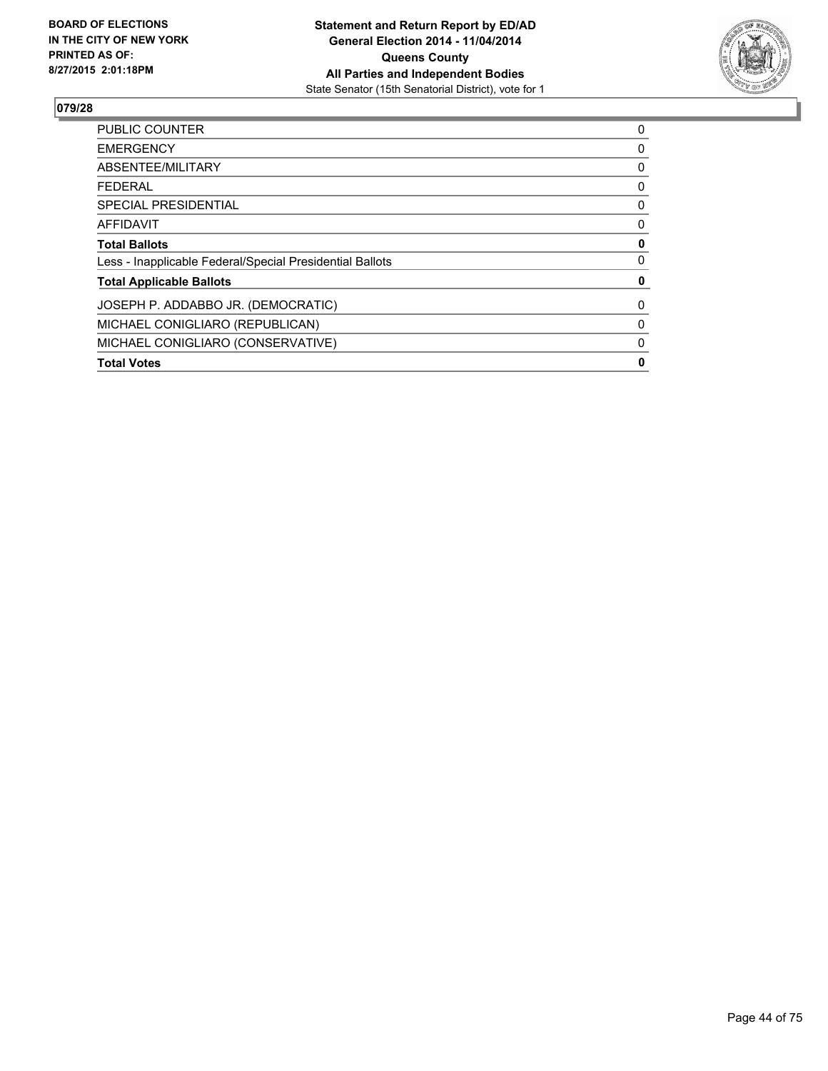BOARD OF ELECTIONS
IN THE CITY OF NEW YORK
PRINTED AS OF:
8/27/2015 2:01:18PM

**Statement and Return Report by ED/AD**
**General Election 2014 - 11/04/2014**
**Queens County**
**All Parties and Independent Bodies**
State Senator (15th Senatorial District), vote for 1

## 079/28

| | |
|---|---|
| PUBLIC COUNTER | 0 |
| EMERGENCY | 0 |
| ABSENTEE/MILITARY | 0 |
| FEDERAL | 0 |
| SPECIAL PRESIDENTIAL | 0 |
| AFFIDAVIT | 0 |
| **Total Ballots** | **0** |
| Less - Inapplicable Federal/Special Presidential Ballots | 0 |
| **Total Applicable Ballots** | **0** |
| JOSEPH P. ADDABBO JR. (DEMOCRATIC) | 0 |
| MICHAEL CONIGLIARO (REPUBLICAN) | 0 |
| MICHAEL CONIGLIARO (CONSERVATIVE) | 0 |
| **Total Votes** | **0** |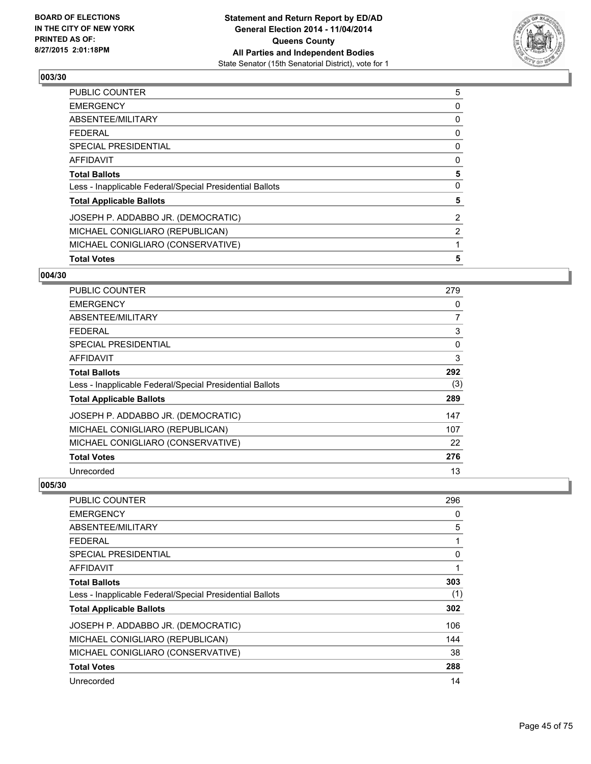**BOARD OF ELECTIONS IN THE CITY OF NEW YORK PRINTED AS OF: 8/27/2015 2:01:18PM**

**Statement and Return Report by ED/AD General Election 2014 - 11/04/2014 Queens County All Parties and Independent Bodies**
State Senator (15th Senatorial District), vote for 1

### 003/30

| | |
|---|---|
| PUBLIC COUNTER | 5 |
| EMERGENCY | 0 |
| ABSENTEE/MILITARY | 0 |
| FEDERAL | 0 |
| SPECIAL PRESIDENTIAL | 0 |
| AFFIDAVIT | 0 |
| **Total Ballots** | **5** |
| Less - Inapplicable Federal/Special Presidential Ballots | 0 |
| **Total Applicable Ballots** | **5** |
| JOSEPH P. ADDABBO JR. (DEMOCRATIC) | 2 |
| MICHAEL CONIGLIARO (REPUBLICAN) | 2 |
| MICHAEL CONIGLIARO (CONSERVATIVE) | 1 |
| **Total Votes** | **5** |

### 004/30

| | |
|---|---|
| PUBLIC COUNTER | 279 |
| EMERGENCY | 0 |
| ABSENTEE/MILITARY | 7 |
| FEDERAL | 3 |
| SPECIAL PRESIDENTIAL | 0 |
| AFFIDAVIT | 3 |
| **Total Ballots** | **292** |
| Less - Inapplicable Federal/Special Presidential Ballots | (3) |
| **Total Applicable Ballots** | **289** |
| JOSEPH P. ADDABBO JR. (DEMOCRATIC) | 147 |
| MICHAEL CONIGLIARO (REPUBLICAN) | 107 |
| MICHAEL CONIGLIARO (CONSERVATIVE) | 22 |
| **Total Votes** | **276** |
| Unrecorded | 13 |

### 005/30

| | |
|---|---|
| PUBLIC COUNTER | 296 |
| EMERGENCY | 0 |
| ABSENTEE/MILITARY | 5 |
| FEDERAL | 1 |
| SPECIAL PRESIDENTIAL | 0 |
| AFFIDAVIT | 1 |
| **Total Ballots** | **303** |
| Less - Inapplicable Federal/Special Presidential Ballots | (1) |
| **Total Applicable Ballots** | **302** |
| JOSEPH P. ADDABBO JR. (DEMOCRATIC) | 106 |
| MICHAEL CONIGLIARO (REPUBLICAN) | 144 |
| MICHAEL CONIGLIARO (CONSERVATIVE) | 38 |
| **Total Votes** | **288** |
| Unrecorded | 14 |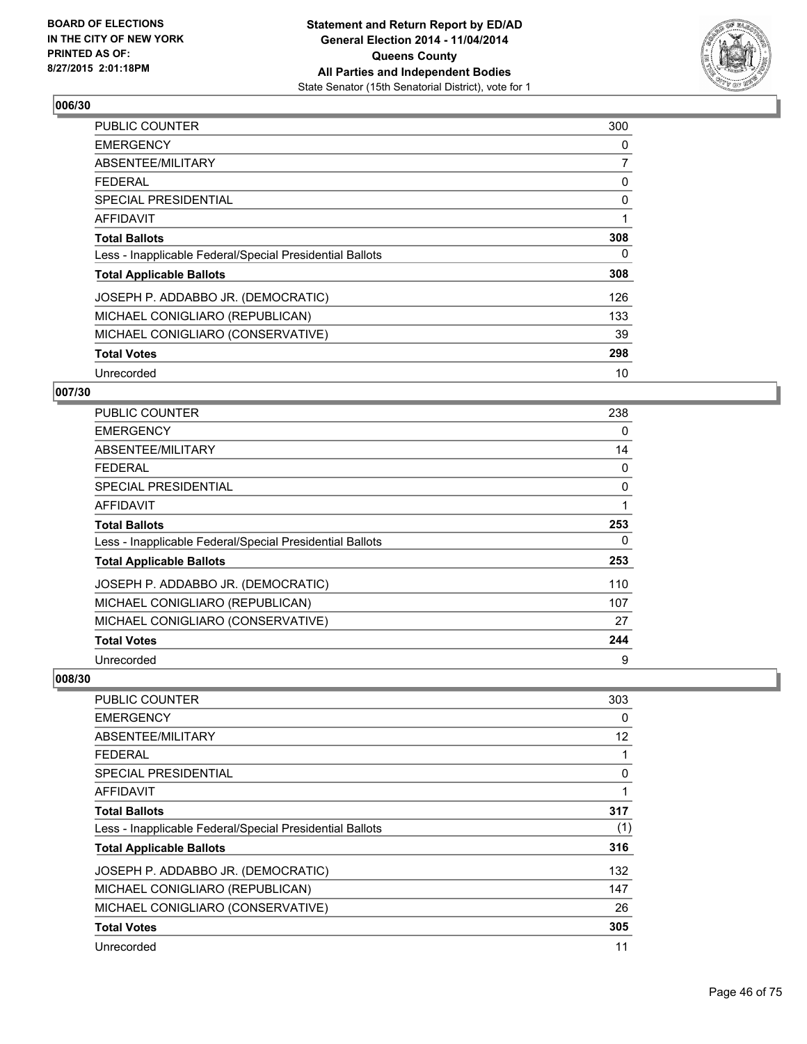**Statement and Return Report by ED/AD**
**General Election 2014 - 11/04/2014**
**Queens County**
**All Parties and Independent Bodies**
State Senator (15th Senatorial District), vote for 1

BOARD OF ELECTIONS
IN THE CITY OF NEW YORK
PRINTED AS OF:
8/27/2015 2:01:18PM

## 006/30

| | |
|---|---|
| PUBLIC COUNTER | 300 |
| EMERGENCY | 0 |
| ABSENTEE/MILITARY | 7 |
| FEDERAL | 0 |
| SPECIAL PRESIDENTIAL | 0 |
| AFFIDAVIT | 1 |
| **Total Ballots** | **308** |
| Less - Inapplicable Federal/Special Presidential Ballots | 0 |
| **Total Applicable Ballots** | **308** |
| JOSEPH P. ADDABBO JR. (DEMOCRATIC) | 126 |
| MICHAEL CONIGLIARO (REPUBLICAN) | 133 |
| MICHAEL CONIGLIARO (CONSERVATIVE) | 39 |
| **Total Votes** | **298** |
| Unrecorded | 10 |

## 007/30

| | |
|---|---|
| PUBLIC COUNTER | 238 |
| EMERGENCY | 0 |
| ABSENTEE/MILITARY | 14 |
| FEDERAL | 0 |
| SPECIAL PRESIDENTIAL | 0 |
| AFFIDAVIT | 1 |
| **Total Ballots** | **253** |
| Less - Inapplicable Federal/Special Presidential Ballots | 0 |
| **Total Applicable Ballots** | **253** |
| JOSEPH P. ADDABBO JR. (DEMOCRATIC) | 110 |
| MICHAEL CONIGLIARO (REPUBLICAN) | 107 |
| MICHAEL CONIGLIARO (CONSERVATIVE) | 27 |
| **Total Votes** | **244** |
| Unrecorded | 9 |

## 008/30

| | |
|---|---|
| PUBLIC COUNTER | 303 |
| EMERGENCY | 0 |
| ABSENTEE/MILITARY | 12 |
| FEDERAL | 1 |
| SPECIAL PRESIDENTIAL | 0 |
| AFFIDAVIT | 1 |
| **Total Ballots** | **317** |
| Less - Inapplicable Federal/Special Presidential Ballots | (1) |
| **Total Applicable Ballots** | **316** |
| JOSEPH P. ADDABBO JR. (DEMOCRATIC) | 132 |
| MICHAEL CONIGLIARO (REPUBLICAN) | 147 |
| MICHAEL CONIGLIARO (CONSERVATIVE) | 26 |
| **Total Votes** | **305** |
| Unrecorded | 11 |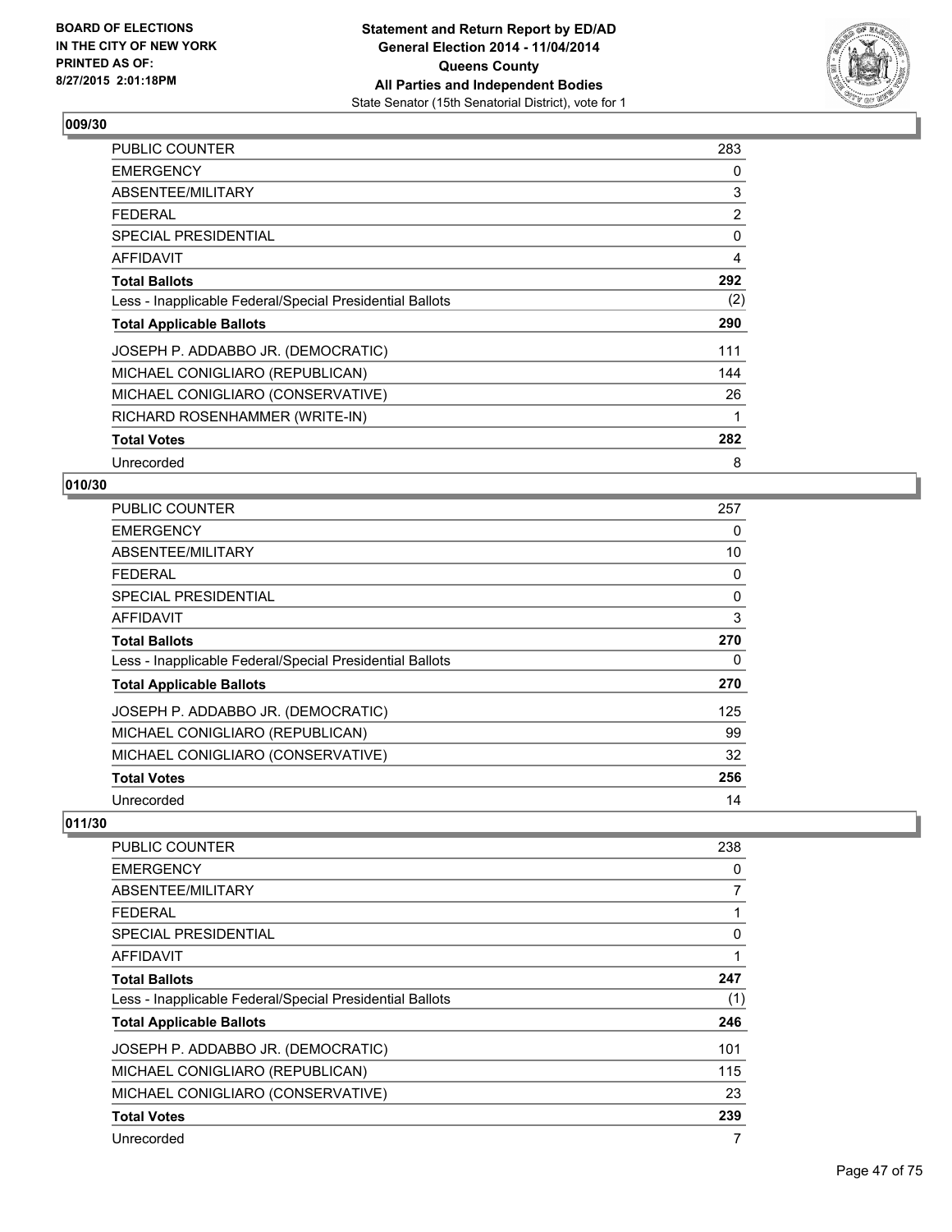## 009/30

| | |
|---|---|
| PUBLIC COUNTER | 283 |
| EMERGENCY | 0 |
| ABSENTEE/MILITARY | 3 |
| FEDERAL | 2 |
| SPECIAL PRESIDENTIAL | 0 |
| AFFIDAVIT | 4 |
| **Total Ballots** | **292** |
| Less - Inapplicable Federal/Special Presidential Ballots | (2) |
| **Total Applicable Ballots** | **290** |
| JOSEPH P. ADDABBO JR. (DEMOCRATIC) | 111 |
| MICHAEL CONIGLIARO (REPUBLICAN) | 144 |
| MICHAEL CONIGLIARO (CONSERVATIVE) | 26 |
| RICHARD ROSENHAMMER (WRITE-IN) | 1 |
| **Total Votes** | **282** |
| Unrecorded | 8 |

## 010/30

| | |
|---|---|
| PUBLIC COUNTER | 257 |
| EMERGENCY | 0 |
| ABSENTEE/MILITARY | 10 |
| FEDERAL | 0 |
| SPECIAL PRESIDENTIAL | 0 |
| AFFIDAVIT | 3 |
| **Total Ballots** | **270** |
| Less - Inapplicable Federal/Special Presidential Ballots | 0 |
| **Total Applicable Ballots** | **270** |
| JOSEPH P. ADDABBO JR. (DEMOCRATIC) | 125 |
| MICHAEL CONIGLIARO (REPUBLICAN) | 99 |
| MICHAEL CONIGLIARO (CONSERVATIVE) | 32 |
| **Total Votes** | **256** |
| Unrecorded | 14 |

## 011/30

| | |
|---|---|
| PUBLIC COUNTER | 238 |
| EMERGENCY | 0 |
| ABSENTEE/MILITARY | 7 |
| FEDERAL | 1 |
| SPECIAL PRESIDENTIAL | 0 |
| AFFIDAVIT | 1 |
| **Total Ballots** | **247** |
| Less - Inapplicable Federal/Special Presidential Ballots | (1) |
| **Total Applicable Ballots** | **246** |
| JOSEPH P. ADDABBO JR. (DEMOCRATIC) | 101 |
| MICHAEL CONIGLIARO (REPUBLICAN) | 115 |
| MICHAEL CONIGLIARO (CONSERVATIVE) | 23 |
| **Total Votes** | **239** |
| Unrecorded | 7 |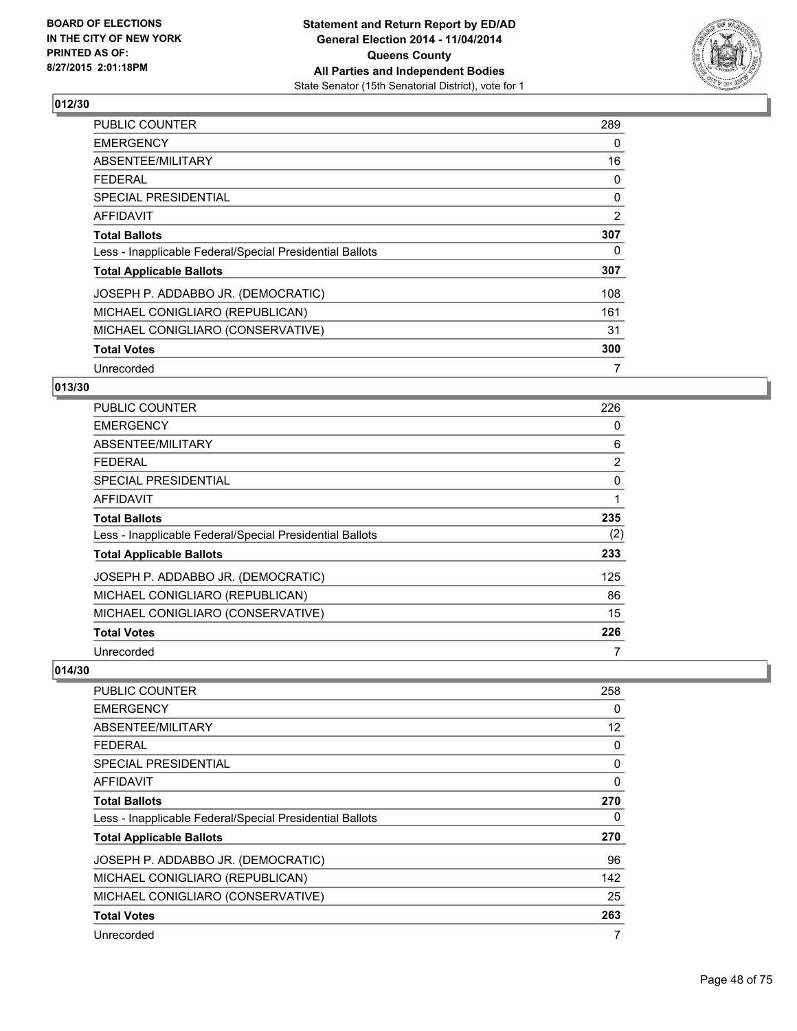## 012/30

| | |
|---|---|
| PUBLIC COUNTER | 289 |
| EMERGENCY | 0 |
| ABSENTEE/MILITARY | 16 |
| FEDERAL | 0 |
| SPECIAL PRESIDENTIAL | 0 |
| AFFIDAVIT | 2 |
| **Total Ballots** | **307** |
| Less - Inapplicable Federal/Special Presidential Ballots | 0 |
| **Total Applicable Ballots** | **307** |
| JOSEPH P. ADDABBO JR. (DEMOCRATIC) | 108 |
| MICHAEL CONIGLIARO (REPUBLICAN) | 161 |
| MICHAEL CONIGLIARO (CONSERVATIVE) | 31 |
| **Total Votes** | **300** |
| Unrecorded | 7 |

## 013/30

| | |
|---|---|
| PUBLIC COUNTER | 226 |
| EMERGENCY | 0 |
| ABSENTEE/MILITARY | 6 |
| FEDERAL | 2 |
| SPECIAL PRESIDENTIAL | 0 |
| AFFIDAVIT | 1 |
| **Total Ballots** | **235** |
| Less - Inapplicable Federal/Special Presidential Ballots | (2) |
| **Total Applicable Ballots** | **233** |
| JOSEPH P. ADDABBO JR. (DEMOCRATIC) | 125 |
| MICHAEL CONIGLIARO (REPUBLICAN) | 86 |
| MICHAEL CONIGLIARO (CONSERVATIVE) | 15 |
| **Total Votes** | **226** |
| Unrecorded | 7 |

## 014/30

| | |
|---|---|
| PUBLIC COUNTER | 258 |
| EMERGENCY | 0 |
| ABSENTEE/MILITARY | 12 |
| FEDERAL | 0 |
| SPECIAL PRESIDENTIAL | 0 |
| AFFIDAVIT | 0 |
| **Total Ballots** | **270** |
| Less - Inapplicable Federal/Special Presidential Ballots | 0 |
| **Total Applicable Ballots** | **270** |
| JOSEPH P. ADDABBO JR. (DEMOCRATIC) | 96 |
| MICHAEL CONIGLIARO (REPUBLICAN) | 142 |
| MICHAEL CONIGLIARO (CONSERVATIVE) | 25 |
| **Total Votes** | **263** |
| Unrecorded | 7 |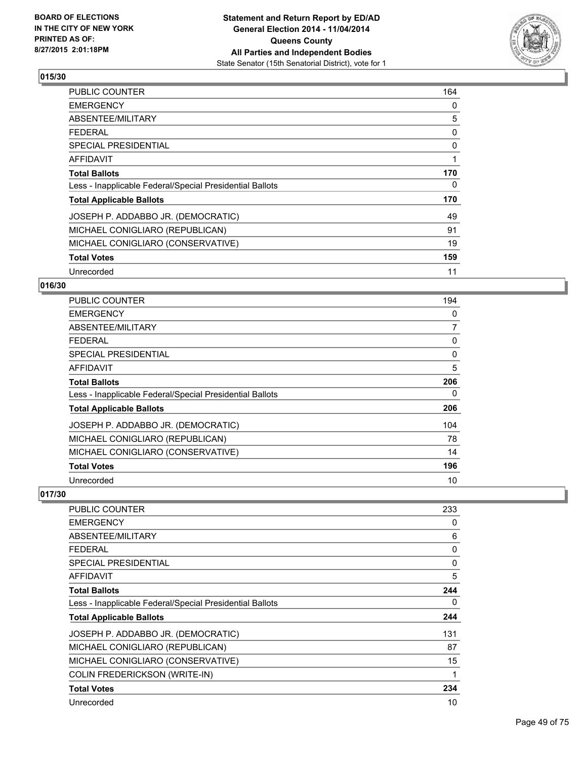**BOARD OF ELECTIONS IN THE CITY OF NEW YORK PRINTED AS OF: 8/27/2015 2:01:18PM**

**Statement and Return Report by ED/AD General Election 2014 - 11/04/2014 Queens County All Parties and Independent Bodies**
State Senator (15th Senatorial District), vote for 1

## 015/30

| | |
|---|---|
| PUBLIC COUNTER | 164 |
| EMERGENCY | 0 |
| ABSENTEE/MILITARY | 5 |
| FEDERAL | 0 |
| SPECIAL PRESIDENTIAL | 0 |
| AFFIDAVIT | 1 |
| **Total Ballots** | **170** |
| Less - Inapplicable Federal/Special Presidential Ballots | 0 |
| **Total Applicable Ballots** | **170** |
| JOSEPH P. ADDABBO JR. (DEMOCRATIC) | 49 |
| MICHAEL CONIGLIARO (REPUBLICAN) | 91 |
| MICHAEL CONIGLIARO (CONSERVATIVE) | 19 |
| **Total Votes** | **159** |
| Unrecorded | 11 |

## 016/30

| | |
|---|---|
| PUBLIC COUNTER | 194 |
| EMERGENCY | 0 |
| ABSENTEE/MILITARY | 7 |
| FEDERAL | 0 |
| SPECIAL PRESIDENTIAL | 0 |
| AFFIDAVIT | 5 |
| **Total Ballots** | **206** |
| Less - Inapplicable Federal/Special Presidential Ballots | 0 |
| **Total Applicable Ballots** | **206** |
| JOSEPH P. ADDABBO JR. (DEMOCRATIC) | 104 |
| MICHAEL CONIGLIARO (REPUBLICAN) | 78 |
| MICHAEL CONIGLIARO (CONSERVATIVE) | 14 |
| **Total Votes** | **196** |
| Unrecorded | 10 |

## 017/30

| | |
|---|---|
| PUBLIC COUNTER | 233 |
| EMERGENCY | 0 |
| ABSENTEE/MILITARY | 6 |
| FEDERAL | 0 |
| SPECIAL PRESIDENTIAL | 0 |
| AFFIDAVIT | 5 |
| **Total Ballots** | **244** |
| Less - Inapplicable Federal/Special Presidential Ballots | 0 |
| **Total Applicable Ballots** | **244** |
| JOSEPH P. ADDABBO JR. (DEMOCRATIC) | 131 |
| MICHAEL CONIGLIARO (REPUBLICAN) | 87 |
| MICHAEL CONIGLIARO (CONSERVATIVE) | 15 |
| COLIN FREDERICKSON (WRITE-IN) | 1 |
| **Total Votes** | **234** |
| Unrecorded | 10 |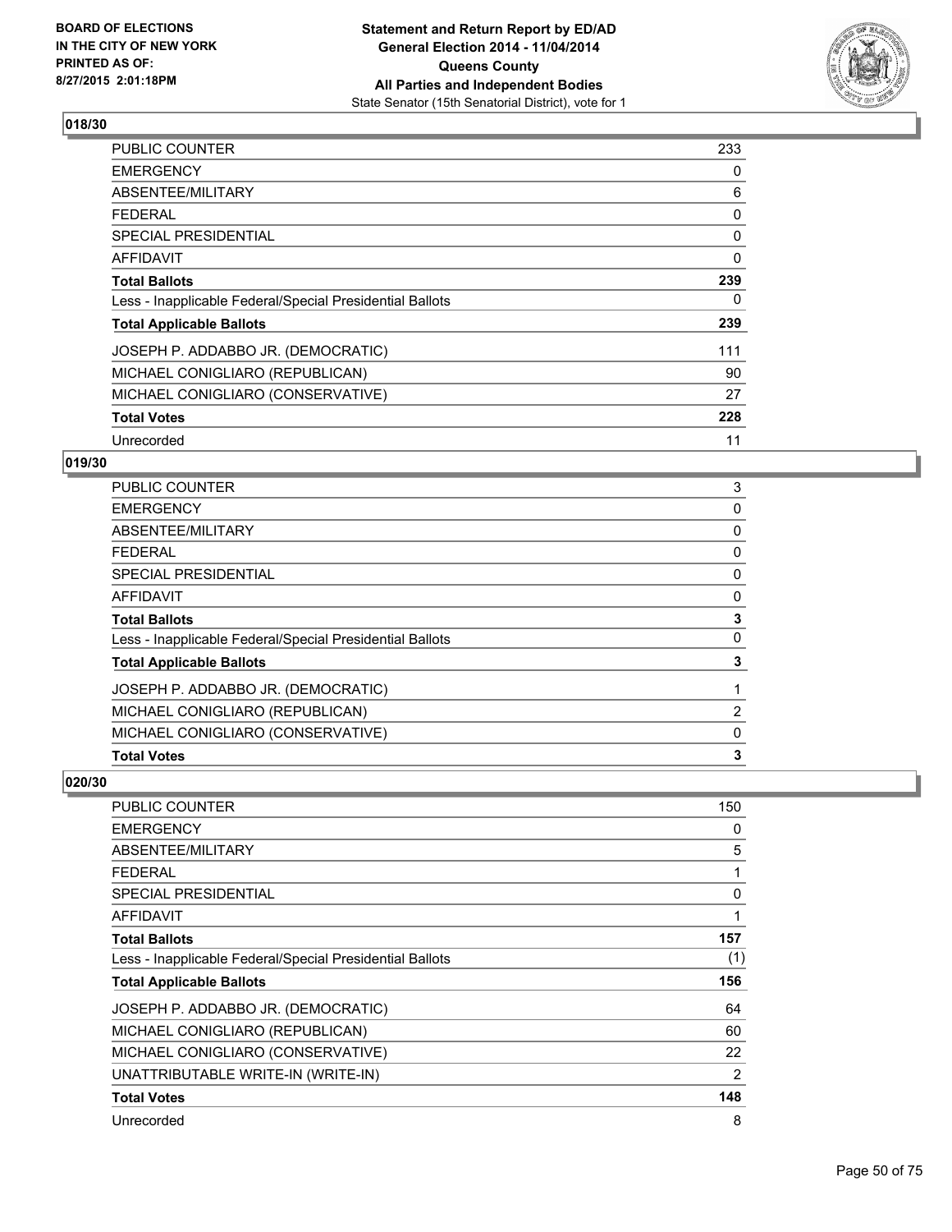## 018/30

| | |
|---|---|
| PUBLIC COUNTER | 233 |
| EMERGENCY | 0 |
| ABSENTEE/MILITARY | 6 |
| FEDERAL | 0 |
| SPECIAL PRESIDENTIAL | 0 |
| AFFIDAVIT | 0 |
| **Total Ballots** | **239** |
| Less - Inapplicable Federal/Special Presidential Ballots | 0 |
| **Total Applicable Ballots** | **239** |
| JOSEPH P. ADDABBO JR. (DEMOCRATIC) | 111 |
| MICHAEL CONIGLIARO (REPUBLICAN) | 90 |
| MICHAEL CONIGLIARO (CONSERVATIVE) | 27 |
| **Total Votes** | **228** |
| Unrecorded | 11 |

## 019/30

| | |
|---|---|
| PUBLIC COUNTER | 3 |
| EMERGENCY | 0 |
| ABSENTEE/MILITARY | 0 |
| FEDERAL | 0 |
| SPECIAL PRESIDENTIAL | 0 |
| AFFIDAVIT | 0 |
| **Total Ballots** | **3** |
| Less - Inapplicable Federal/Special Presidential Ballots | 0 |
| **Total Applicable Ballots** | **3** |
| JOSEPH P. ADDABBO JR. (DEMOCRATIC) | 1 |
| MICHAEL CONIGLIARO (REPUBLICAN) | 2 |
| MICHAEL CONIGLIARO (CONSERVATIVE) | 0 |
| **Total Votes** | **3** |

## 020/30

| | |
|---|---|
| PUBLIC COUNTER | 150 |
| EMERGENCY | 0 |
| ABSENTEE/MILITARY | 5 |
| FEDERAL | 1 |
| SPECIAL PRESIDENTIAL | 0 |
| AFFIDAVIT | 1 |
| **Total Ballots** | **157** |
| Less - Inapplicable Federal/Special Presidential Ballots | (1) |
| **Total Applicable Ballots** | **156** |
| JOSEPH P. ADDABBO JR. (DEMOCRATIC) | 64 |
| MICHAEL CONIGLIARO (REPUBLICAN) | 60 |
| MICHAEL CONIGLIARO (CONSERVATIVE) | 22 |
| UNATTRIBUTABLE WRITE-IN (WRITE-IN) | 2 |
| **Total Votes** | **148** |
| Unrecorded | 8 |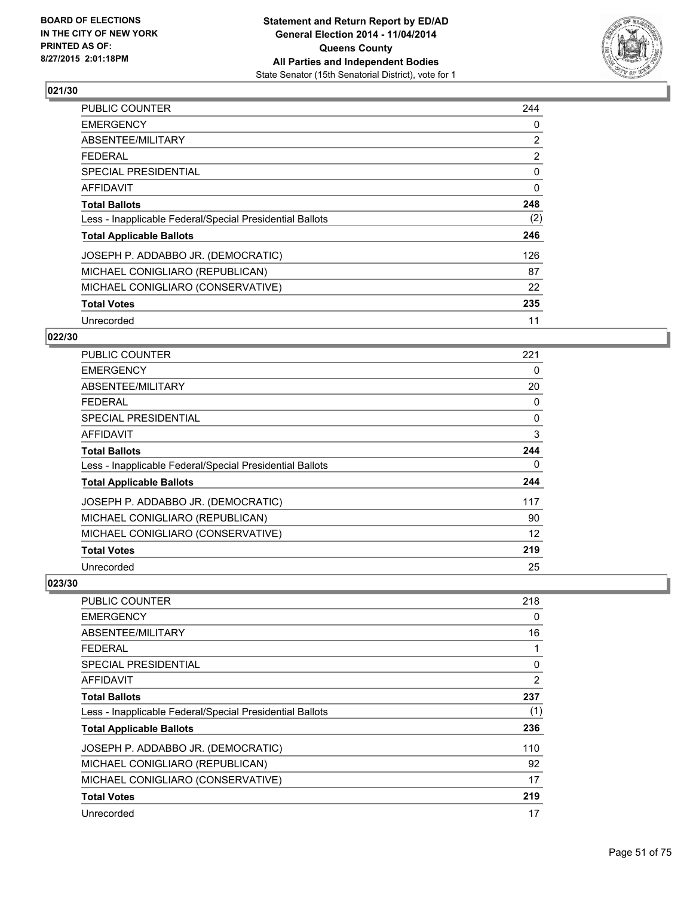## 021/30

| | |
|---|---|
| PUBLIC COUNTER | 244 |
| EMERGENCY | 0 |
| ABSENTEE/MILITARY | 2 |
| FEDERAL | 2 |
| SPECIAL PRESIDENTIAL | 0 |
| AFFIDAVIT | 0 |
| **Total Ballots** | **248** |
| Less - Inapplicable Federal/Special Presidential Ballots | (2) |
| **Total Applicable Ballots** | **246** |
| JOSEPH P. ADDABBO JR. (DEMOCRATIC) | 126 |
| MICHAEL CONIGLIARO (REPUBLICAN) | 87 |
| MICHAEL CONIGLIARO (CONSERVATIVE) | 22 |
| **Total Votes** | **235** |
| Unrecorded | 11 |

## 022/30

| | |
|---|---|
| PUBLIC COUNTER | 221 |
| EMERGENCY | 0 |
| ABSENTEE/MILITARY | 20 |
| FEDERAL | 0 |
| SPECIAL PRESIDENTIAL | 0 |
| AFFIDAVIT | 3 |
| **Total Ballots** | **244** |
| Less - Inapplicable Federal/Special Presidential Ballots | 0 |
| **Total Applicable Ballots** | **244** |
| JOSEPH P. ADDABBO JR. (DEMOCRATIC) | 117 |
| MICHAEL CONIGLIARO (REPUBLICAN) | 90 |
| MICHAEL CONIGLIARO (CONSERVATIVE) | 12 |
| **Total Votes** | **219** |
| Unrecorded | 25 |

## 023/30

| | |
|---|---|
| PUBLIC COUNTER | 218 |
| EMERGENCY | 0 |
| ABSENTEE/MILITARY | 16 |
| FEDERAL | 1 |
| SPECIAL PRESIDENTIAL | 0 |
| AFFIDAVIT | 2 |
| **Total Ballots** | **237** |
| Less - Inapplicable Federal/Special Presidential Ballots | (1) |
| **Total Applicable Ballots** | **236** |
| JOSEPH P. ADDABBO JR. (DEMOCRATIC) | 110 |
| MICHAEL CONIGLIARO (REPUBLICAN) | 92 |
| MICHAEL CONIGLIARO (CONSERVATIVE) | 17 |
| **Total Votes** | **219** |
| Unrecorded | 17 |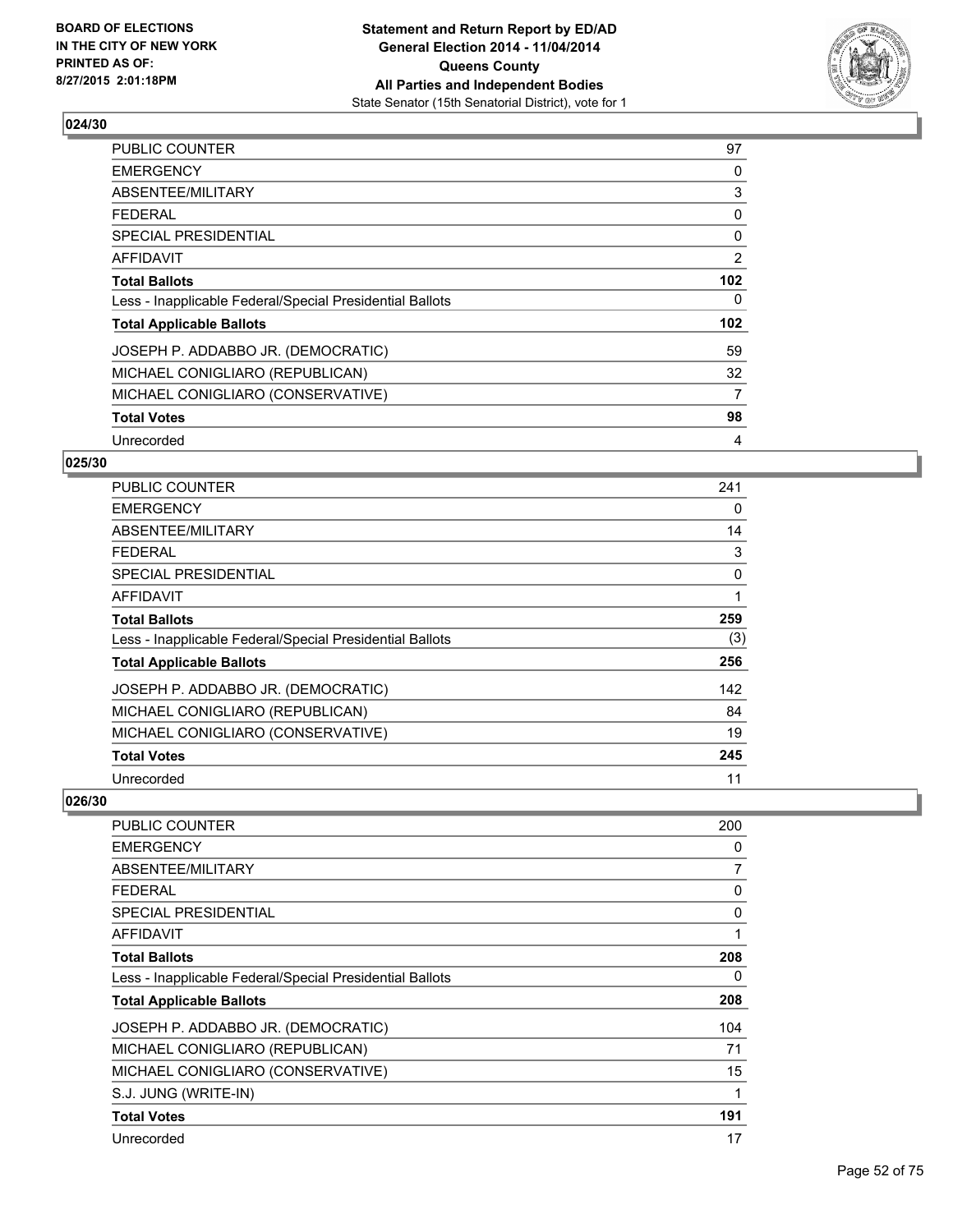## 024/30

| | |
|---|---|
| PUBLIC COUNTER | 97 |
| EMERGENCY | 0 |
| ABSENTEE/MILITARY | 3 |
| FEDERAL | 0 |
| SPECIAL PRESIDENTIAL | 0 |
| AFFIDAVIT | 2 |
| **Total Ballots** | **102** |
| Less - Inapplicable Federal/Special Presidential Ballots | 0 |
| **Total Applicable Ballots** | **102** |
| JOSEPH P. ADDABBO JR. (DEMOCRATIC) | 59 |
| MICHAEL CONIGLIARO (REPUBLICAN) | 32 |
| MICHAEL CONIGLIARO (CONSERVATIVE) | 7 |
| **Total Votes** | **98** |
| Unrecorded | 4 |

## 025/30

| | |
|---|---|
| PUBLIC COUNTER | 241 |
| EMERGENCY | 0 |
| ABSENTEE/MILITARY | 14 |
| FEDERAL | 3 |
| SPECIAL PRESIDENTIAL | 0 |
| AFFIDAVIT | 1 |
| **Total Ballots** | **259** |
| Less - Inapplicable Federal/Special Presidential Ballots | (3) |
| **Total Applicable Ballots** | **256** |
| JOSEPH P. ADDABBO JR. (DEMOCRATIC) | 142 |
| MICHAEL CONIGLIARO (REPUBLICAN) | 84 |
| MICHAEL CONIGLIARO (CONSERVATIVE) | 19 |
| **Total Votes** | **245** |
| Unrecorded | 11 |

## 026/30

| | |
|---|---|
| PUBLIC COUNTER | 200 |
| EMERGENCY | 0 |
| ABSENTEE/MILITARY | 7 |
| FEDERAL | 0 |
| SPECIAL PRESIDENTIAL | 0 |
| AFFIDAVIT | 1 |
| **Total Ballots** | **208** |
| Less - Inapplicable Federal/Special Presidential Ballots | 0 |
| **Total Applicable Ballots** | **208** |
| JOSEPH P. ADDABBO JR. (DEMOCRATIC) | 104 |
| MICHAEL CONIGLIARO (REPUBLICAN) | 71 |
| MICHAEL CONIGLIARO (CONSERVATIVE) | 15 |
| S.J. JUNG (WRITE-IN) | 1 |
| **Total Votes** | **191** |
| Unrecorded | 17 |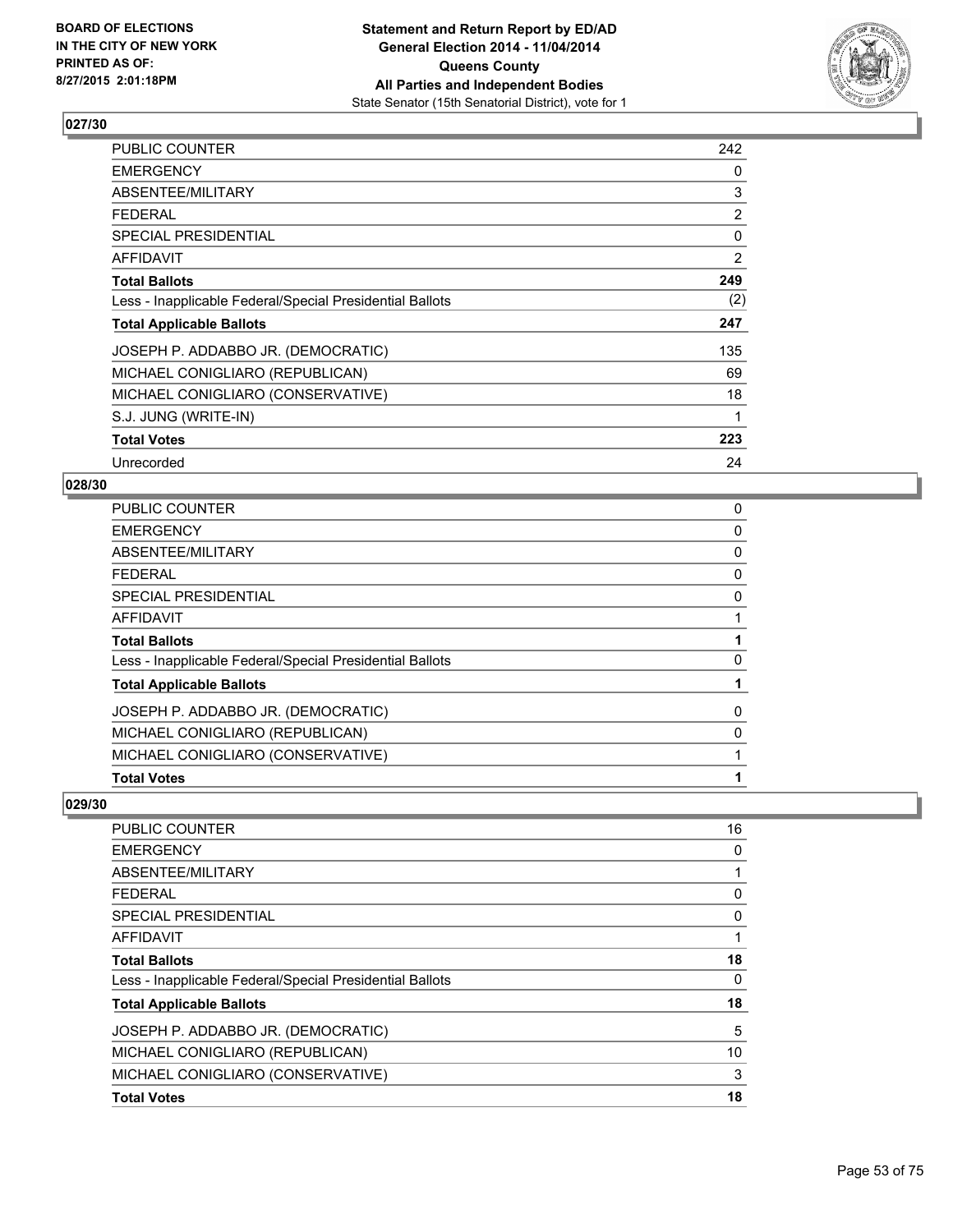**BOARD OF ELECTIONS IN THE CITY OF NEW YORK PRINTED AS OF: 8/27/2015 2:01:18PM**

**Statement and Return Report by ED/AD General Election 2014 - 11/04/2014 Queens County All Parties and Independent Bodies**
State Senator (15th Senatorial District), vote for 1

## 027/30

| | |
|---|---|
| PUBLIC COUNTER | 242 |
| EMERGENCY | 0 |
| ABSENTEE/MILITARY | 3 |
| FEDERAL | 2 |
| SPECIAL PRESIDENTIAL | 0 |
| AFFIDAVIT | 2 |
| **Total Ballots** | **249** |
| Less - Inapplicable Federal/Special Presidential Ballots | (2) |
| **Total Applicable Ballots** | **247** |
| JOSEPH P. ADDABBO JR. (DEMOCRATIC) | 135 |
| MICHAEL CONIGLIARO (REPUBLICAN) | 69 |
| MICHAEL CONIGLIARO (CONSERVATIVE) | 18 |
| S.J. JUNG (WRITE-IN) | 1 |
| **Total Votes** | **223** |
| Unrecorded | 24 |

## 028/30

| | |
|---|---|
| PUBLIC COUNTER | 0 |
| EMERGENCY | 0 |
| ABSENTEE/MILITARY | 0 |
| FEDERAL | 0 |
| SPECIAL PRESIDENTIAL | 0 |
| AFFIDAVIT | 1 |
| **Total Ballots** | **1** |
| Less - Inapplicable Federal/Special Presidential Ballots | 0 |
| **Total Applicable Ballots** | **1** |
| JOSEPH P. ADDABBO JR. (DEMOCRATIC) | 0 |
| MICHAEL CONIGLIARO (REPUBLICAN) | 0 |
| MICHAEL CONIGLIARO (CONSERVATIVE) | 1 |
| **Total Votes** | **1** |

## 029/30

| | |
|---|---|
| PUBLIC COUNTER | 16 |
| EMERGENCY | 0 |
| ABSENTEE/MILITARY | 1 |
| FEDERAL | 0 |
| SPECIAL PRESIDENTIAL | 0 |
| AFFIDAVIT | 1 |
| **Total Ballots** | **18** |
| Less - Inapplicable Federal/Special Presidential Ballots | 0 |
| **Total Applicable Ballots** | **18** |
| JOSEPH P. ADDABBO JR. (DEMOCRATIC) | 5 |
| MICHAEL CONIGLIARO (REPUBLICAN) | 10 |
| MICHAEL CONIGLIARO (CONSERVATIVE) | 3 |
| **Total Votes** | **18** |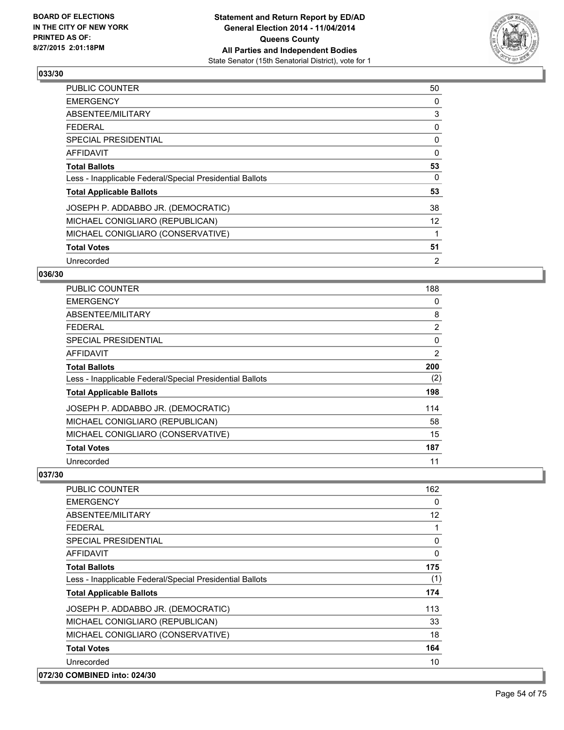## 033/30

| | |
|---|---|
| PUBLIC COUNTER | 50 |
| EMERGENCY | 0 |
| ABSENTEE/MILITARY | 3 |
| FEDERAL | 0 |
| SPECIAL PRESIDENTIAL | 0 |
| AFFIDAVIT | 0 |
| **Total Ballots** | **53** |
| Less - Inapplicable Federal/Special Presidential Ballots | 0 |
| **Total Applicable Ballots** | **53** |
| JOSEPH P. ADDABBO JR. (DEMOCRATIC) | 38 |
| MICHAEL CONIGLIARO (REPUBLICAN) | 12 |
| MICHAEL CONIGLIARO (CONSERVATIVE) | 1 |
| **Total Votes** | **51** |
| Unrecorded | 2 |

## 036/30

| | |
|---|---|
| PUBLIC COUNTER | 188 |
| EMERGENCY | 0 |
| ABSENTEE/MILITARY | 8 |
| FEDERAL | 2 |
| SPECIAL PRESIDENTIAL | 0 |
| AFFIDAVIT | 2 |
| **Total Ballots** | **200** |
| Less - Inapplicable Federal/Special Presidential Ballots | (2) |
| **Total Applicable Ballots** | **198** |
| JOSEPH P. ADDABBO JR. (DEMOCRATIC) | 114 |
| MICHAEL CONIGLIARO (REPUBLICAN) | 58 |
| MICHAEL CONIGLIARO (CONSERVATIVE) | 15 |
| **Total Votes** | **187** |
| Unrecorded | 11 |

## 037/30

| | |
|---|---|
| PUBLIC COUNTER | 162 |
| EMERGENCY | 0 |
| ABSENTEE/MILITARY | 12 |
| FEDERAL | 1 |
| SPECIAL PRESIDENTIAL | 0 |
| AFFIDAVIT | 0 |
| **Total Ballots** | **175** |
| Less - Inapplicable Federal/Special Presidential Ballots | (1) |
| **Total Applicable Ballots** | **174** |
| JOSEPH P. ADDABBO JR. (DEMOCRATIC) | 113 |
| MICHAEL CONIGLIARO (REPUBLICAN) | 33 |
| MICHAEL CONIGLIARO (CONSERVATIVE) | 18 |
| **Total Votes** | **164** |
| Unrecorded | 10 |

## 072/30 COMBINED into: 024/30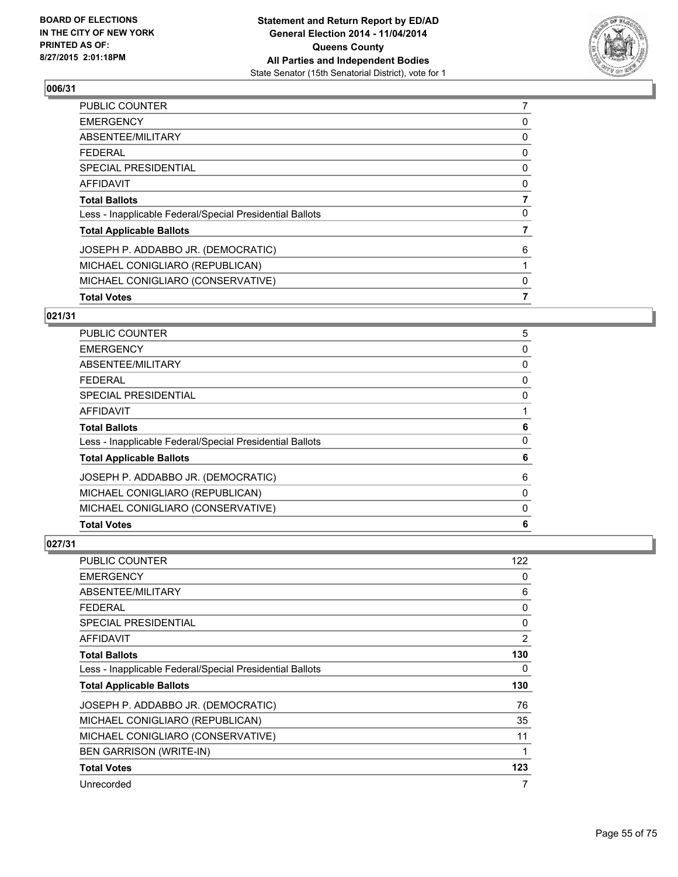**BOARD OF ELECTIONS IN THE CITY OF NEW YORK PRINTED AS OF: 8/27/2015 2:01:18PM**

**Statement and Return Report by ED/AD General Election 2014 - 11/04/2014 Queens County All Parties and Independent Bodies**
State Senator (15th Senatorial District), vote for 1

## 006/31

| | |
|---|---|
| PUBLIC COUNTER | 7 |
| EMERGENCY | 0 |
| ABSENTEE/MILITARY | 0 |
| FEDERAL | 0 |
| SPECIAL PRESIDENTIAL | 0 |
| AFFIDAVIT | 0 |
| **Total Ballots** | **7** |
| Less - Inapplicable Federal/Special Presidential Ballots | 0 |
| **Total Applicable Ballots** | **7** |
| JOSEPH P. ADDABBO JR. (DEMOCRATIC) | 6 |
| MICHAEL CONIGLIARO (REPUBLICAN) | 1 |
| MICHAEL CONIGLIARO (CONSERVATIVE) | 0 |
| **Total Votes** | **7** |

## 021/31

| | |
|---|---|
| PUBLIC COUNTER | 5 |
| EMERGENCY | 0 |
| ABSENTEE/MILITARY | 0 |
| FEDERAL | 0 |
| SPECIAL PRESIDENTIAL | 0 |
| AFFIDAVIT | 1 |
| **Total Ballots** | **6** |
| Less - Inapplicable Federal/Special Presidential Ballots | 0 |
| **Total Applicable Ballots** | **6** |
| JOSEPH P. ADDABBO JR. (DEMOCRATIC) | 6 |
| MICHAEL CONIGLIARO (REPUBLICAN) | 0 |
| MICHAEL CONIGLIARO (CONSERVATIVE) | 0 |
| **Total Votes** | **6** |

## 027/31

| | |
|---|---|
| PUBLIC COUNTER | 122 |
| EMERGENCY | 0 |
| ABSENTEE/MILITARY | 6 |
| FEDERAL | 0 |
| SPECIAL PRESIDENTIAL | 0 |
| AFFIDAVIT | 2 |
| **Total Ballots** | **130** |
| Less - Inapplicable Federal/Special Presidential Ballots | 0 |
| **Total Applicable Ballots** | **130** |
| JOSEPH P. ADDABBO JR. (DEMOCRATIC) | 76 |
| MICHAEL CONIGLIARO (REPUBLICAN) | 35 |
| MICHAEL CONIGLIARO (CONSERVATIVE) | 11 |
| BEN GARRISON (WRITE-IN) | 1 |
| **Total Votes** | **123** |
| Unrecorded | 7 |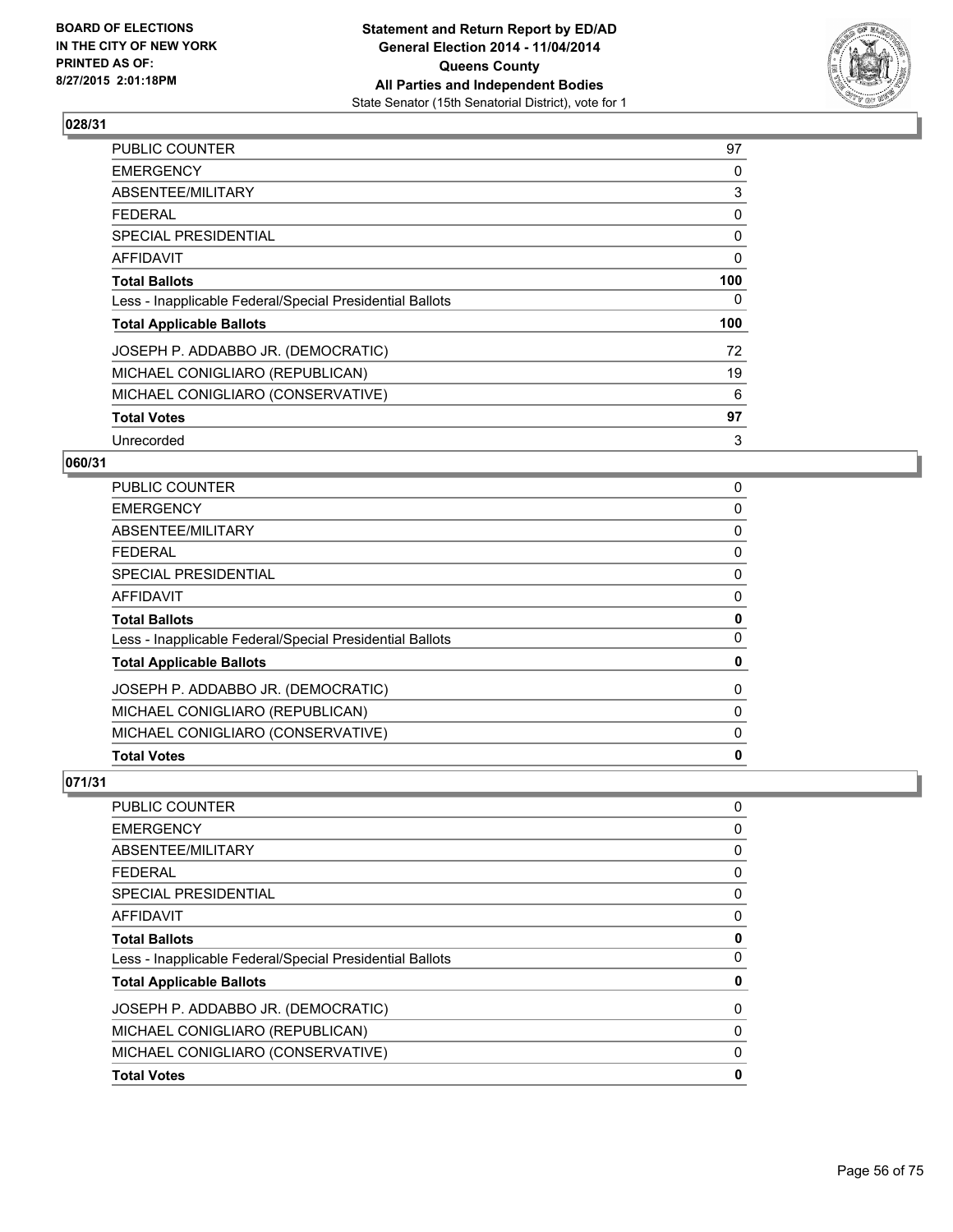## 028/31

| | |
|---|---|
| PUBLIC COUNTER | 97 |
| EMERGENCY | 0 |
| ABSENTEE/MILITARY | 3 |
| FEDERAL | 0 |
| SPECIAL PRESIDENTIAL | 0 |
| AFFIDAVIT | 0 |
| **Total Ballots** | **100** |
| Less - Inapplicable Federal/Special Presidential Ballots | 0 |
| **Total Applicable Ballots** | **100** |
| JOSEPH P. ADDABBO JR. (DEMOCRATIC) | 72 |
| MICHAEL CONIGLIARO (REPUBLICAN) | 19 |
| MICHAEL CONIGLIARO (CONSERVATIVE) | 6 |
| **Total Votes** | **97** |
| Unrecorded | 3 |

## 060/31

| | |
|---|---|
| PUBLIC COUNTER | 0 |
| EMERGENCY | 0 |
| ABSENTEE/MILITARY | 0 |
| FEDERAL | 0 |
| SPECIAL PRESIDENTIAL | 0 |
| AFFIDAVIT | 0 |
| **Total Ballots** | **0** |
| Less - Inapplicable Federal/Special Presidential Ballots | 0 |
| **Total Applicable Ballots** | **0** |
| JOSEPH P. ADDABBO JR. (DEMOCRATIC) | 0 |
| MICHAEL CONIGLIARO (REPUBLICAN) | 0 |
| MICHAEL CONIGLIARO (CONSERVATIVE) | 0 |
| **Total Votes** | **0** |

## 071/31

| | |
|---|---|
| PUBLIC COUNTER | 0 |
| EMERGENCY | 0 |
| ABSENTEE/MILITARY | 0 |
| FEDERAL | 0 |
| SPECIAL PRESIDENTIAL | 0 |
| AFFIDAVIT | 0 |
| **Total Ballots** | **0** |
| Less - Inapplicable Federal/Special Presidential Ballots | 0 |
| **Total Applicable Ballots** | **0** |
| JOSEPH P. ADDABBO JR. (DEMOCRATIC) | 0 |
| MICHAEL CONIGLIARO (REPUBLICAN) | 0 |
| MICHAEL CONIGLIARO (CONSERVATIVE) | 0 |
| **Total Votes** | **0** |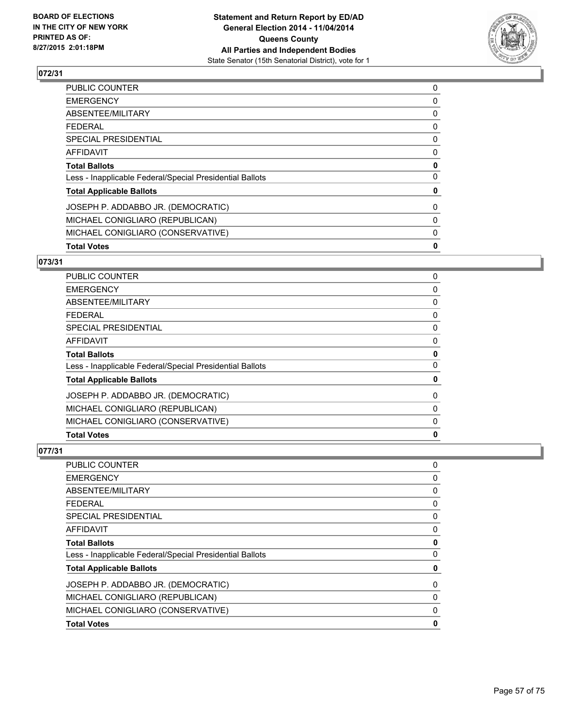BOARD OF ELECTIONS
IN THE CITY OF NEW YORK
PRINTED AS OF:
8/27/2015 2:01:18PM

**Statement and Return Report by ED/AD**
**General Election 2014 - 11/04/2014**
**Queens County**
**All Parties and Independent Bodies**
State Senator (15th Senatorial District), vote for 1

## 072/31

| | |
|---|---|
| PUBLIC COUNTER | 0 |
| EMERGENCY | 0 |
| ABSENTEE/MILITARY | 0 |
| FEDERAL | 0 |
| SPECIAL PRESIDENTIAL | 0 |
| AFFIDAVIT | 0 |
| **Total Ballots** | **0** |
| Less - Inapplicable Federal/Special Presidential Ballots | 0 |
| **Total Applicable Ballots** | **0** |
| JOSEPH P. ADDABBO JR. (DEMOCRATIC) | 0 |
| MICHAEL CONIGLIARO (REPUBLICAN) | 0 |
| MICHAEL CONIGLIARO (CONSERVATIVE) | 0 |
| **Total Votes** | **0** |

## 073/31

| | |
|---|---|
| PUBLIC COUNTER | 0 |
| EMERGENCY | 0 |
| ABSENTEE/MILITARY | 0 |
| FEDERAL | 0 |
| SPECIAL PRESIDENTIAL | 0 |
| AFFIDAVIT | 0 |
| **Total Ballots** | **0** |
| Less - Inapplicable Federal/Special Presidential Ballots | 0 |
| **Total Applicable Ballots** | **0** |
| JOSEPH P. ADDABBO JR. (DEMOCRATIC) | 0 |
| MICHAEL CONIGLIARO (REPUBLICAN) | 0 |
| MICHAEL CONIGLIARO (CONSERVATIVE) | 0 |
| **Total Votes** | **0** |

## 077/31

| | |
|---|---|
| PUBLIC COUNTER | 0 |
| EMERGENCY | 0 |
| ABSENTEE/MILITARY | 0 |
| FEDERAL | 0 |
| SPECIAL PRESIDENTIAL | 0 |
| AFFIDAVIT | 0 |
| **Total Ballots** | **0** |
| Less - Inapplicable Federal/Special Presidential Ballots | 0 |
| **Total Applicable Ballots** | **0** |
| JOSEPH P. ADDABBO JR. (DEMOCRATIC) | 0 |
| MICHAEL CONIGLIARO (REPUBLICAN) | 0 |
| MICHAEL CONIGLIARO (CONSERVATIVE) | 0 |
| **Total Votes** | **0** |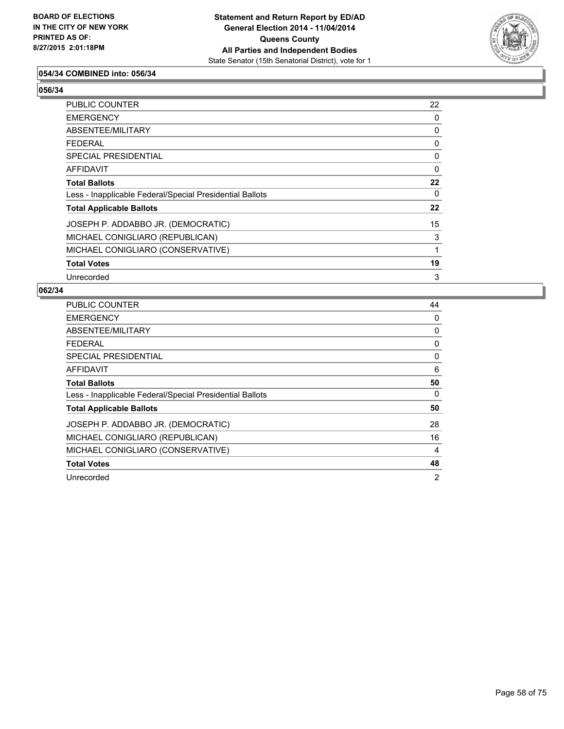**BOARD OF ELECTIONS**
**IN THE CITY OF NEW YORK**
**PRINTED AS OF:**
**8/27/2015 2:01:18PM**

**Statement and Return Report by ED/AD**
**General Election 2014 - 11/04/2014**
**Queens County**
**All Parties and Independent Bodies**
State Senator (15th Senatorial District), vote for 1

### 054/34 COMBINED into: 056/34

### 056/34

| | |
|---|---|
| PUBLIC COUNTER | 22 |
| EMERGENCY | 0 |
| ABSENTEE/MILITARY | 0 |
| FEDERAL | 0 |
| SPECIAL PRESIDENTIAL | 0 |
| AFFIDAVIT | 0 |
| **Total Ballots** | **22** |
| Less - Inapplicable Federal/Special Presidential Ballots | 0 |
| **Total Applicable Ballots** | **22** |
| JOSEPH P. ADDABBO JR. (DEMOCRATIC) | 15 |
| MICHAEL CONIGLIARO (REPUBLICAN) | 3 |
| MICHAEL CONIGLIARO (CONSERVATIVE) | 1 |
| **Total Votes** | **19** |
| Unrecorded | 3 |

### 062/34

| | |
|---|---|
| PUBLIC COUNTER | 44 |
| EMERGENCY | 0 |
| ABSENTEE/MILITARY | 0 |
| FEDERAL | 0 |
| SPECIAL PRESIDENTIAL | 0 |
| AFFIDAVIT | 6 |
| **Total Ballots** | **50** |
| Less - Inapplicable Federal/Special Presidential Ballots | 0 |
| **Total Applicable Ballots** | **50** |
| JOSEPH P. ADDABBO JR. (DEMOCRATIC) | 28 |
| MICHAEL CONIGLIARO (REPUBLICAN) | 16 |
| MICHAEL CONIGLIARO (CONSERVATIVE) | 4 |
| **Total Votes** | **48** |
| Unrecorded | 2 |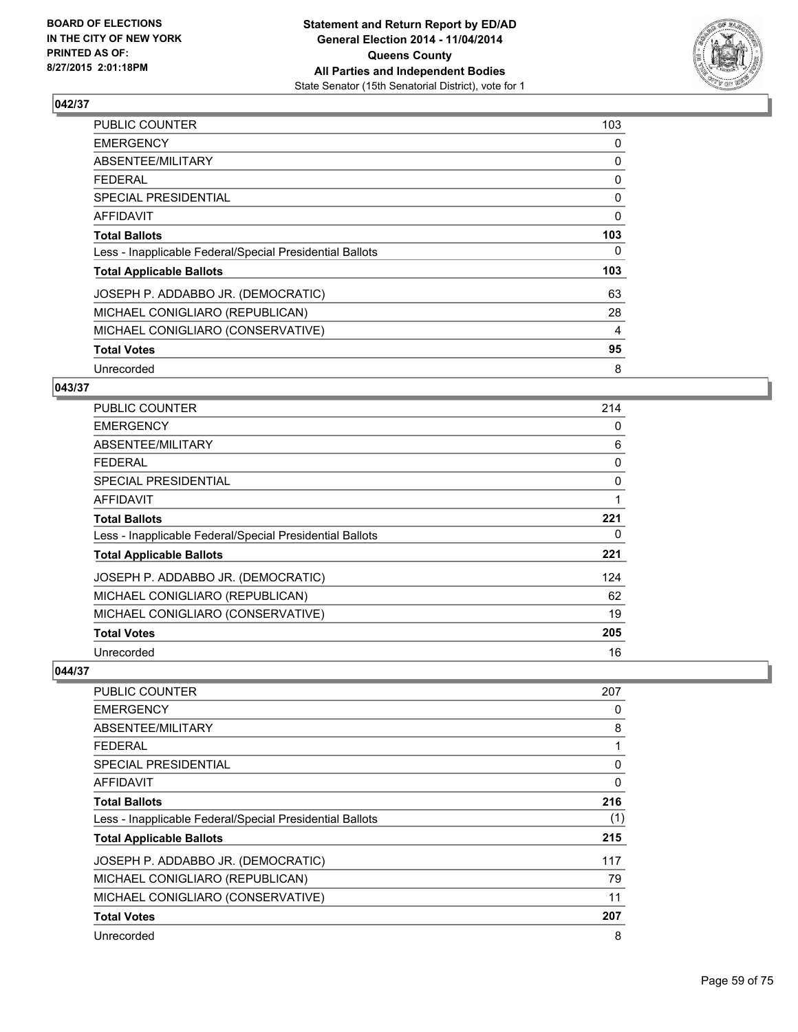## 042/37

| | |
|---|---|
| PUBLIC COUNTER | 103 |
| EMERGENCY | 0 |
| ABSENTEE/MILITARY | 0 |
| FEDERAL | 0 |
| SPECIAL PRESIDENTIAL | 0 |
| AFFIDAVIT | 0 |
| **Total Ballots** | **103** |
| Less - Inapplicable Federal/Special Presidential Ballots | 0 |
| **Total Applicable Ballots** | **103** |
| JOSEPH P. ADDABBO JR. (DEMOCRATIC) | 63 |
| MICHAEL CONIGLIARO (REPUBLICAN) | 28 |
| MICHAEL CONIGLIARO (CONSERVATIVE) | 4 |
| **Total Votes** | **95** |
| Unrecorded | 8 |

## 043/37

| | |
|---|---|
| PUBLIC COUNTER | 214 |
| EMERGENCY | 0 |
| ABSENTEE/MILITARY | 6 |
| FEDERAL | 0 |
| SPECIAL PRESIDENTIAL | 0 |
| AFFIDAVIT | 1 |
| **Total Ballots** | **221** |
| Less - Inapplicable Federal/Special Presidential Ballots | 0 |
| **Total Applicable Ballots** | **221** |
| JOSEPH P. ADDABBO JR. (DEMOCRATIC) | 124 |
| MICHAEL CONIGLIARO (REPUBLICAN) | 62 |
| MICHAEL CONIGLIARO (CONSERVATIVE) | 19 |
| **Total Votes** | **205** |
| Unrecorded | 16 |

## 044/37

| | |
|---|---|
| PUBLIC COUNTER | 207 |
| EMERGENCY | 0 |
| ABSENTEE/MILITARY | 8 |
| FEDERAL | 1 |
| SPECIAL PRESIDENTIAL | 0 |
| AFFIDAVIT | 0 |
| **Total Ballots** | **216** |
| Less - Inapplicable Federal/Special Presidential Ballots | (1) |
| **Total Applicable Ballots** | **215** |
| JOSEPH P. ADDABBO JR. (DEMOCRATIC) | 117 |
| MICHAEL CONIGLIARO (REPUBLICAN) | 79 |
| MICHAEL CONIGLIARO (CONSERVATIVE) | 11 |
| **Total Votes** | **207** |
| Unrecorded | 8 |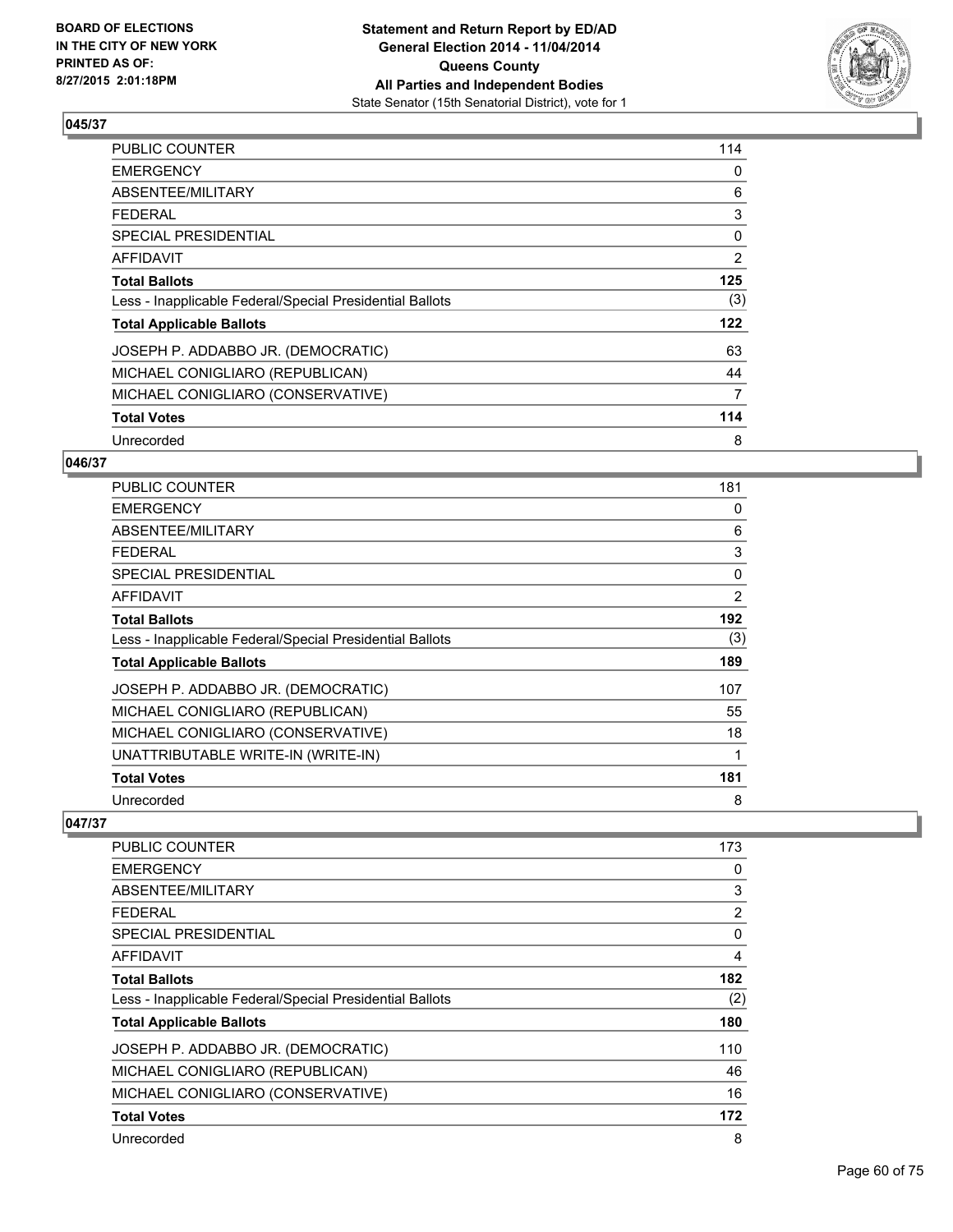**BOARD OF ELECTIONS IN THE CITY OF NEW YORK PRINTED AS OF: 8/27/2015 2:01:18PM**

**Statement and Return Report by ED/AD General Election 2014 - 11/04/2014 Queens County All Parties and Independent Bodies**
State Senator (15th Senatorial District), vote for 1

### 045/37

| | |
|---|---|
| PUBLIC COUNTER | 114 |
| EMERGENCY | 0 |
| ABSENTEE/MILITARY | 6 |
| FEDERAL | 3 |
| SPECIAL PRESIDENTIAL | 0 |
| AFFIDAVIT | 2 |
| **Total Ballots** | **125** |
| Less - Inapplicable Federal/Special Presidential Ballots | (3) |
| **Total Applicable Ballots** | **122** |
| JOSEPH P. ADDABBO JR. (DEMOCRATIC) | 63 |
| MICHAEL CONIGLIARO (REPUBLICAN) | 44 |
| MICHAEL CONIGLIARO (CONSERVATIVE) | 7 |
| **Total Votes** | **114** |
| Unrecorded | 8 |

### 046/37

| | |
|---|---|
| PUBLIC COUNTER | 181 |
| EMERGENCY | 0 |
| ABSENTEE/MILITARY | 6 |
| FEDERAL | 3 |
| SPECIAL PRESIDENTIAL | 0 |
| AFFIDAVIT | 2 |
| **Total Ballots** | **192** |
| Less - Inapplicable Federal/Special Presidential Ballots | (3) |
| **Total Applicable Ballots** | **189** |
| JOSEPH P. ADDABBO JR. (DEMOCRATIC) | 107 |
| MICHAEL CONIGLIARO (REPUBLICAN) | 55 |
| MICHAEL CONIGLIARO (CONSERVATIVE) | 18 |
| UNATTRIBUTABLE WRITE-IN (WRITE-IN) | 1 |
| **Total Votes** | **181** |
| Unrecorded | 8 |

### 047/37

| | |
|---|---|
| PUBLIC COUNTER | 173 |
| EMERGENCY | 0 |
| ABSENTEE/MILITARY | 3 |
| FEDERAL | 2 |
| SPECIAL PRESIDENTIAL | 0 |
| AFFIDAVIT | 4 |
| **Total Ballots** | **182** |
| Less - Inapplicable Federal/Special Presidential Ballots | (2) |
| **Total Applicable Ballots** | **180** |
| JOSEPH P. ADDABBO JR. (DEMOCRATIC) | 110 |
| MICHAEL CONIGLIARO (REPUBLICAN) | 46 |
| MICHAEL CONIGLIARO (CONSERVATIVE) | 16 |
| **Total Votes** | **172** |
| Unrecorded | 8 |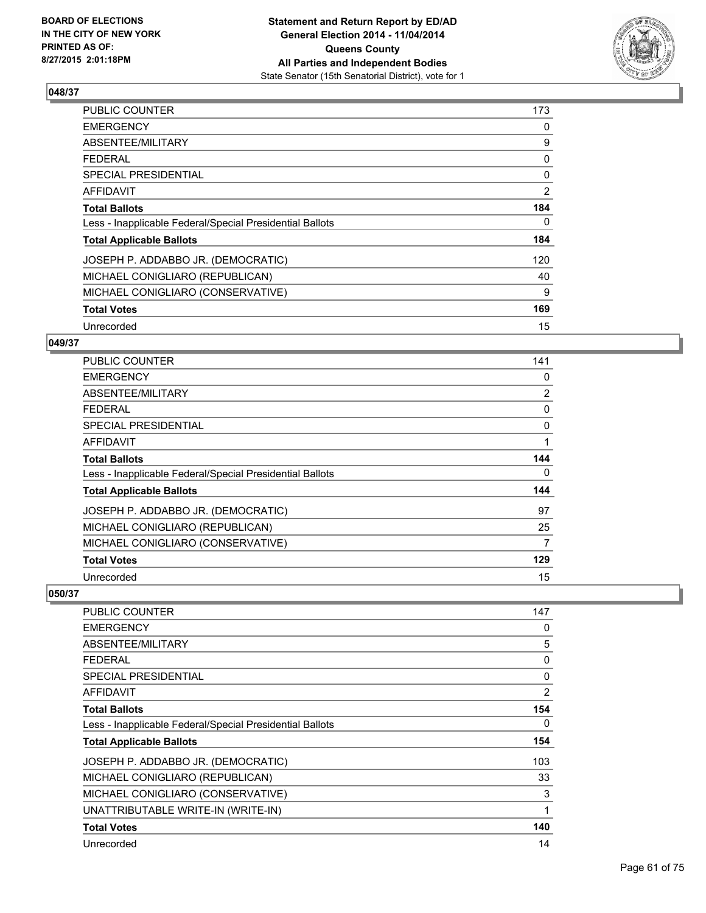## 048/37

| | |
|---|---|
| PUBLIC COUNTER | 173 |
| EMERGENCY | 0 |
| ABSENTEE/MILITARY | 9 |
| FEDERAL | 0 |
| SPECIAL PRESIDENTIAL | 0 |
| AFFIDAVIT | 2 |
| **Total Ballots** | **184** |
| Less - Inapplicable Federal/Special Presidential Ballots | 0 |
| **Total Applicable Ballots** | **184** |
| JOSEPH P. ADDABBO JR. (DEMOCRATIC) | 120 |
| MICHAEL CONIGLIARO (REPUBLICAN) | 40 |
| MICHAEL CONIGLIARO (CONSERVATIVE) | 9 |
| **Total Votes** | **169** |
| Unrecorded | 15 |

## 049/37

| | |
|---|---|
| PUBLIC COUNTER | 141 |
| EMERGENCY | 0 |
| ABSENTEE/MILITARY | 2 |
| FEDERAL | 0 |
| SPECIAL PRESIDENTIAL | 0 |
| AFFIDAVIT | 1 |
| **Total Ballots** | **144** |
| Less - Inapplicable Federal/Special Presidential Ballots | 0 |
| **Total Applicable Ballots** | **144** |
| JOSEPH P. ADDABBO JR. (DEMOCRATIC) | 97 |
| MICHAEL CONIGLIARO (REPUBLICAN) | 25 |
| MICHAEL CONIGLIARO (CONSERVATIVE) | 7 |
| **Total Votes** | **129** |
| Unrecorded | 15 |

## 050/37

| | |
|---|---|
| PUBLIC COUNTER | 147 |
| EMERGENCY | 0 |
| ABSENTEE/MILITARY | 5 |
| FEDERAL | 0 |
| SPECIAL PRESIDENTIAL | 0 |
| AFFIDAVIT | 2 |
| **Total Ballots** | **154** |
| Less - Inapplicable Federal/Special Presidential Ballots | 0 |
| **Total Applicable Ballots** | **154** |
| JOSEPH P. ADDABBO JR. (DEMOCRATIC) | 103 |
| MICHAEL CONIGLIARO (REPUBLICAN) | 33 |
| MICHAEL CONIGLIARO (CONSERVATIVE) | 3 |
| UNATTRIBUTABLE WRITE-IN (WRITE-IN) | 1 |
| **Total Votes** | **140** |
| Unrecorded | 14 |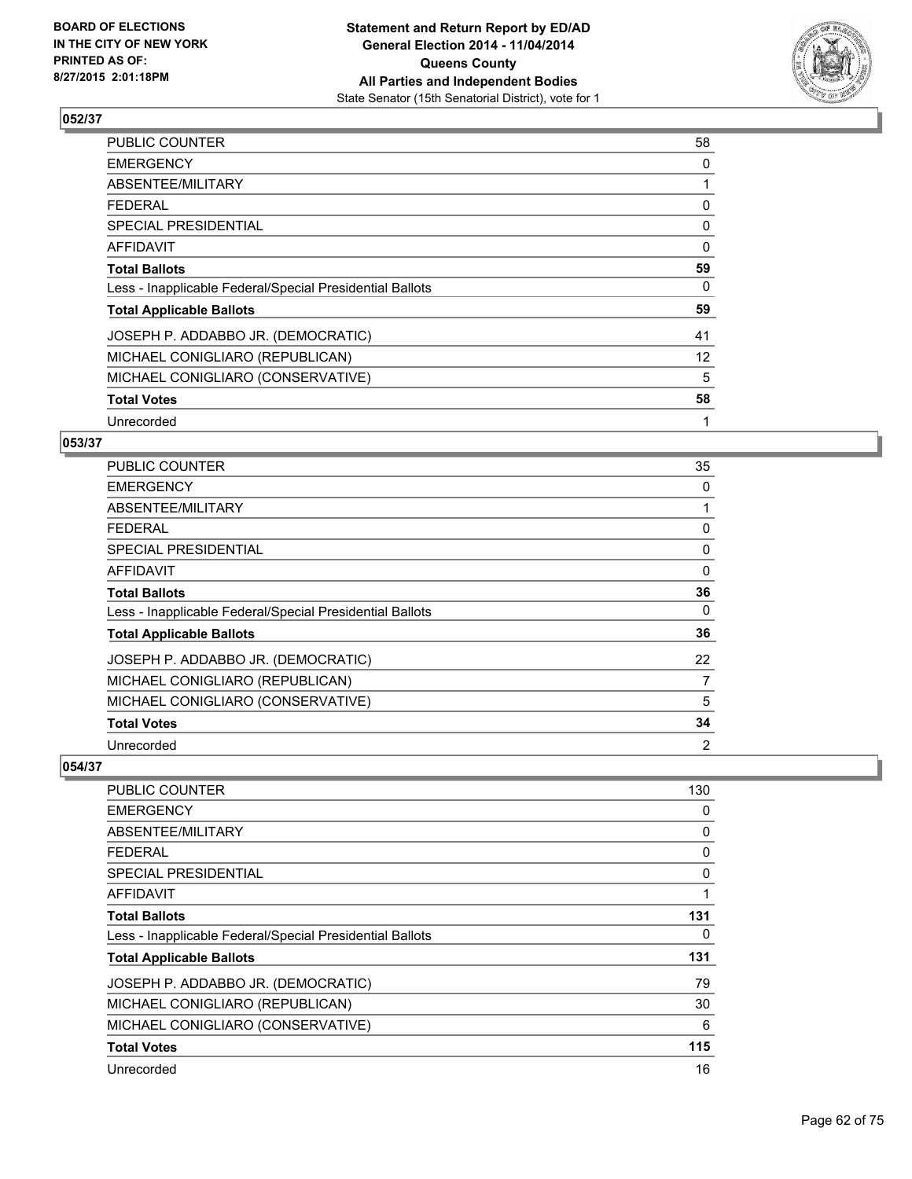## 052/37

| | |
|---|---|
| PUBLIC COUNTER | 58 |
| EMERGENCY | 0 |
| ABSENTEE/MILITARY | 1 |
| FEDERAL | 0 |
| SPECIAL PRESIDENTIAL | 0 |
| AFFIDAVIT | 0 |
| **Total Ballots** | **59** |
| Less - Inapplicable Federal/Special Presidential Ballots | 0 |
| **Total Applicable Ballots** | **59** |
| JOSEPH P. ADDABBO JR. (DEMOCRATIC) | 41 |
| MICHAEL CONIGLIARO (REPUBLICAN) | 12 |
| MICHAEL CONIGLIARO (CONSERVATIVE) | 5 |
| **Total Votes** | **58** |
| Unrecorded | 1 |

## 053/37

| | |
|---|---|
| PUBLIC COUNTER | 35 |
| EMERGENCY | 0 |
| ABSENTEE/MILITARY | 1 |
| FEDERAL | 0 |
| SPECIAL PRESIDENTIAL | 0 |
| AFFIDAVIT | 0 |
| **Total Ballots** | **36** |
| Less - Inapplicable Federal/Special Presidential Ballots | 0 |
| **Total Applicable Ballots** | **36** |
| JOSEPH P. ADDABBO JR. (DEMOCRATIC) | 22 |
| MICHAEL CONIGLIARO (REPUBLICAN) | 7 |
| MICHAEL CONIGLIARO (CONSERVATIVE) | 5 |
| **Total Votes** | **34** |
| Unrecorded | 2 |

## 054/37

| | |
|---|---|
| PUBLIC COUNTER | 130 |
| EMERGENCY | 0 |
| ABSENTEE/MILITARY | 0 |
| FEDERAL | 0 |
| SPECIAL PRESIDENTIAL | 0 |
| AFFIDAVIT | 1 |
| **Total Ballots** | **131** |
| Less - Inapplicable Federal/Special Presidential Ballots | 0 |
| **Total Applicable Ballots** | **131** |
| JOSEPH P. ADDABBO JR. (DEMOCRATIC) | 79 |
| MICHAEL CONIGLIARO (REPUBLICAN) | 30 |
| MICHAEL CONIGLIARO (CONSERVATIVE) | 6 |
| **Total Votes** | **115** |
| Unrecorded | 16 |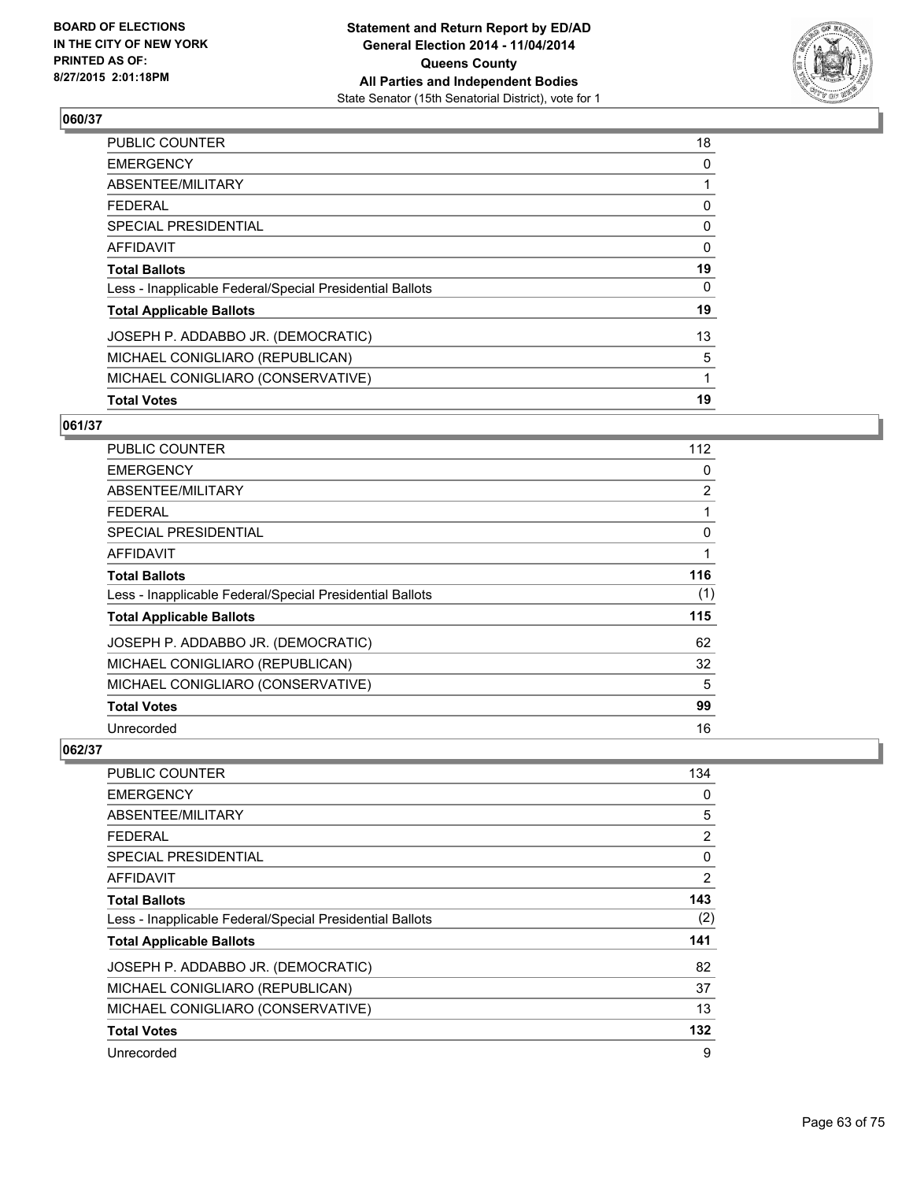## 060/37

| | |
|---|---|
| PUBLIC COUNTER | 18 |
| EMERGENCY | 0 |
| ABSENTEE/MILITARY | 1 |
| FEDERAL | 0 |
| SPECIAL PRESIDENTIAL | 0 |
| AFFIDAVIT | 0 |
| **Total Ballots** | **19** |
| Less - Inapplicable Federal/Special Presidential Ballots | 0 |
| **Total Applicable Ballots** | **19** |
| JOSEPH P. ADDABBO JR. (DEMOCRATIC) | 13 |
| MICHAEL CONIGLIARO (REPUBLICAN) | 5 |
| MICHAEL CONIGLIARO (CONSERVATIVE) | 1 |
| **Total Votes** | **19** |

## 061/37

| | |
|---|---|
| PUBLIC COUNTER | 112 |
| EMERGENCY | 0 |
| ABSENTEE/MILITARY | 2 |
| FEDERAL | 1 |
| SPECIAL PRESIDENTIAL | 0 |
| AFFIDAVIT | 1 |
| **Total Ballots** | **116** |
| Less - Inapplicable Federal/Special Presidential Ballots | (1) |
| **Total Applicable Ballots** | **115** |
| JOSEPH P. ADDABBO JR. (DEMOCRATIC) | 62 |
| MICHAEL CONIGLIARO (REPUBLICAN) | 32 |
| MICHAEL CONIGLIARO (CONSERVATIVE) | 5 |
| **Total Votes** | **99** |
| Unrecorded | 16 |

## 062/37

| | |
|---|---|
| PUBLIC COUNTER | 134 |
| EMERGENCY | 0 |
| ABSENTEE/MILITARY | 5 |
| FEDERAL | 2 |
| SPECIAL PRESIDENTIAL | 0 |
| AFFIDAVIT | 2 |
| **Total Ballots** | **143** |
| Less - Inapplicable Federal/Special Presidential Ballots | (2) |
| **Total Applicable Ballots** | **141** |
| JOSEPH P. ADDABBO JR. (DEMOCRATIC) | 82 |
| MICHAEL CONIGLIARO (REPUBLICAN) | 37 |
| MICHAEL CONIGLIARO (CONSERVATIVE) | 13 |
| **Total Votes** | **132** |
| Unrecorded | 9 |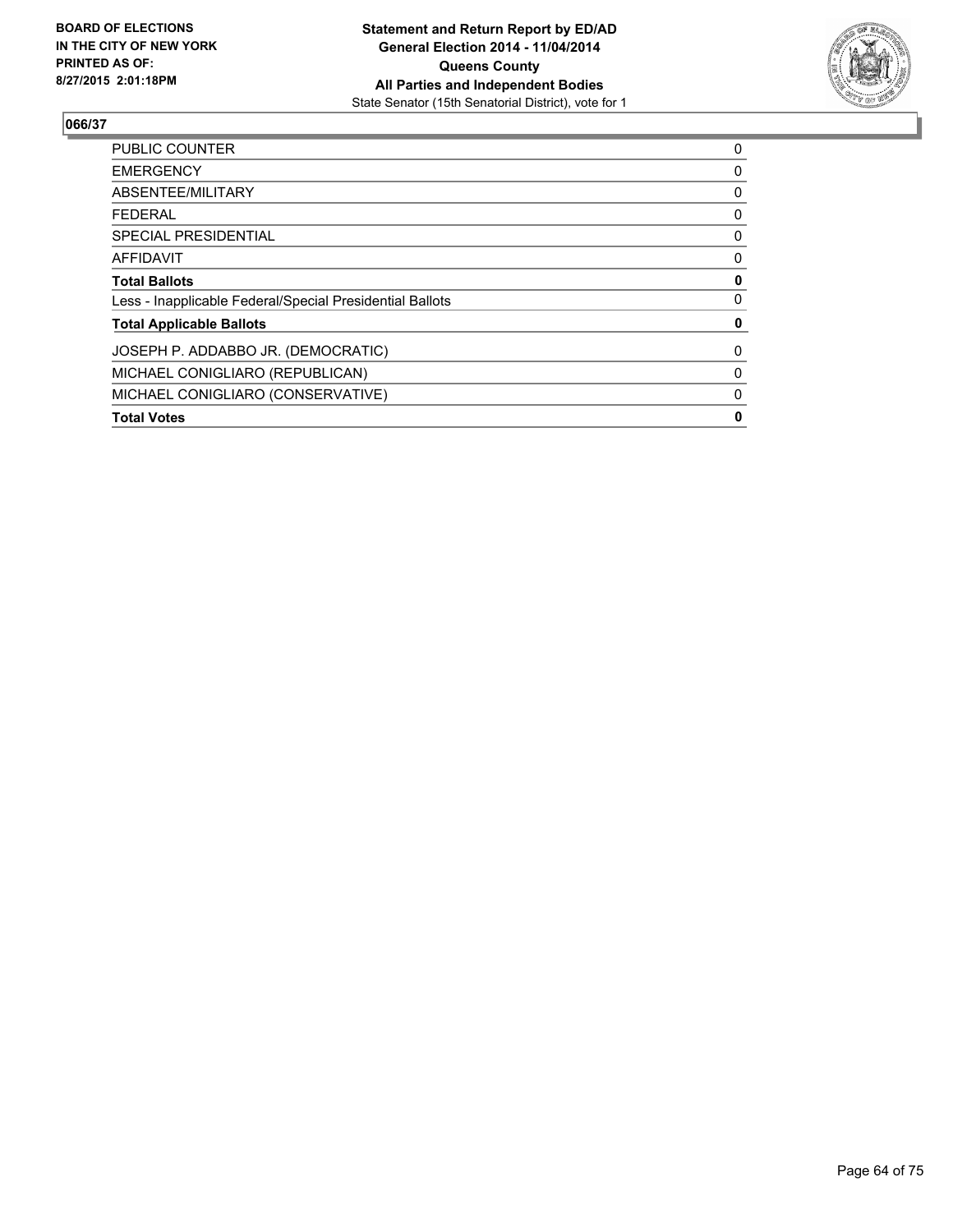BOARD OF ELECTIONS
IN THE CITY OF NEW YORK
PRINTED AS OF:
8/27/2015 2:01:18PM

**Statement and Return Report by ED/AD**
**General Election 2014 - 11/04/2014**
**Queens County**
**All Parties and Independent Bodies**
State Senator (15th Senatorial District), vote for 1

## 066/37

| | |
|---|---|
| PUBLIC COUNTER | 0 |
| EMERGENCY | 0 |
| ABSENTEE/MILITARY | 0 |
| FEDERAL | 0 |
| SPECIAL PRESIDENTIAL | 0 |
| AFFIDAVIT | 0 |
| **Total Ballots** | **0** |
| Less - Inapplicable Federal/Special Presidential Ballots | 0 |
| **Total Applicable Ballots** | **0** |
| JOSEPH P. ADDABBO JR. (DEMOCRATIC) | 0 |
| MICHAEL CONIGLIARO (REPUBLICAN) | 0 |
| MICHAEL CONIGLIARO (CONSERVATIVE) | 0 |
| **Total Votes** | **0** |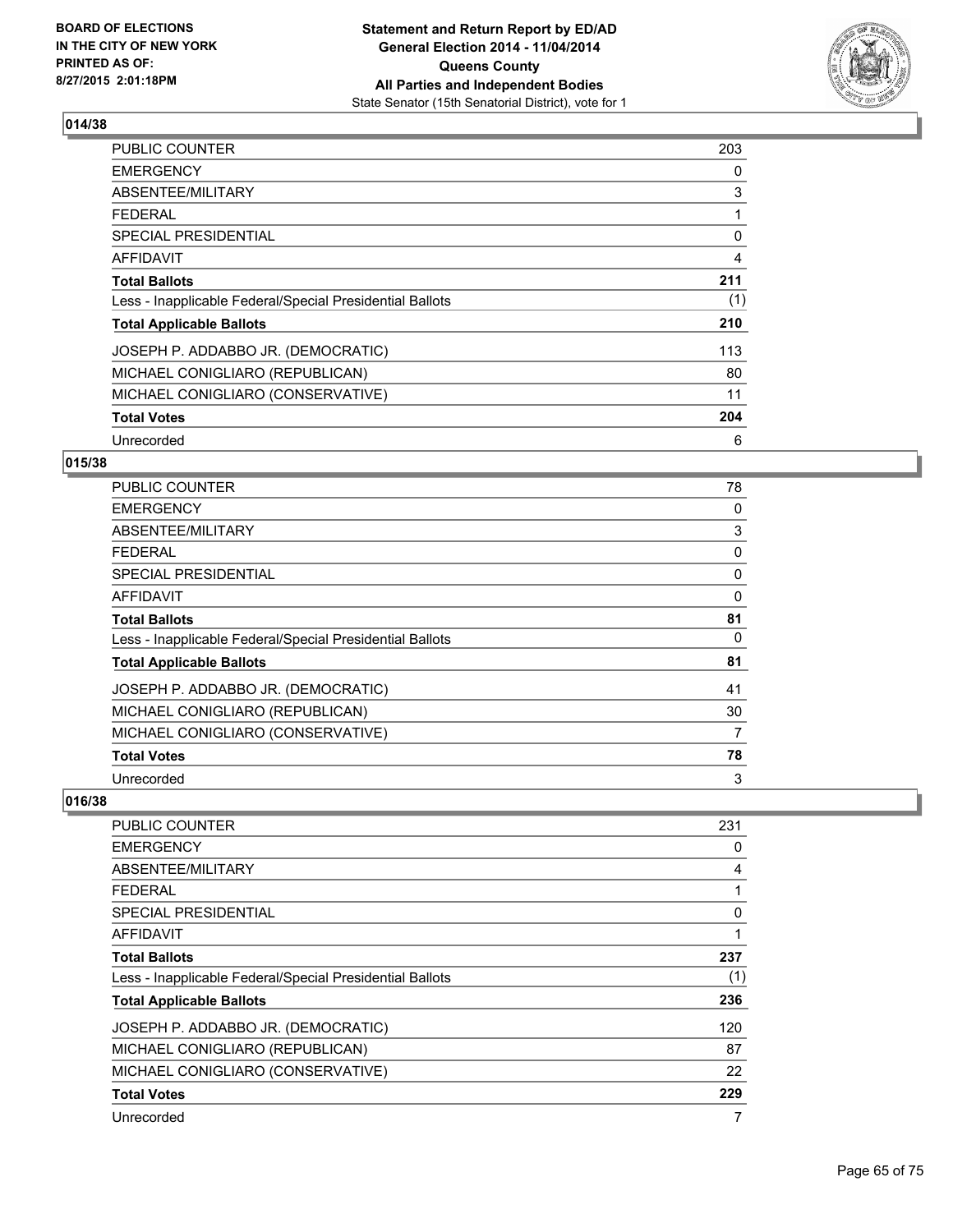**BOARD OF ELECTIONS IN THE CITY OF NEW YORK PRINTED AS OF: 8/27/2015 2:01:18PM**

**Statement and Return Report by ED/AD General Election 2014 - 11/04/2014 Queens County All Parties and Independent Bodies**
State Senator (15th Senatorial District), vote for 1

## 014/38

| | |
|---|---|
| PUBLIC COUNTER | 203 |
| EMERGENCY | 0 |
| ABSENTEE/MILITARY | 3 |
| FEDERAL | 1 |
| SPECIAL PRESIDENTIAL | 0 |
| AFFIDAVIT | 4 |
| **Total Ballots** | **211** |
| Less - Inapplicable Federal/Special Presidential Ballots | (1) |
| **Total Applicable Ballots** | **210** |
| JOSEPH P. ADDABBO JR. (DEMOCRATIC) | 113 |
| MICHAEL CONIGLIARO (REPUBLICAN) | 80 |
| MICHAEL CONIGLIARO (CONSERVATIVE) | 11 |
| **Total Votes** | **204** |
| Unrecorded | 6 |

## 015/38

| | |
|---|---|
| PUBLIC COUNTER | 78 |
| EMERGENCY | 0 |
| ABSENTEE/MILITARY | 3 |
| FEDERAL | 0 |
| SPECIAL PRESIDENTIAL | 0 |
| AFFIDAVIT | 0 |
| **Total Ballots** | **81** |
| Less - Inapplicable Federal/Special Presidential Ballots | 0 |
| **Total Applicable Ballots** | **81** |
| JOSEPH P. ADDABBO JR. (DEMOCRATIC) | 41 |
| MICHAEL CONIGLIARO (REPUBLICAN) | 30 |
| MICHAEL CONIGLIARO (CONSERVATIVE) | 7 |
| **Total Votes** | **78** |
| Unrecorded | 3 |

## 016/38

| | |
|---|---|
| PUBLIC COUNTER | 231 |
| EMERGENCY | 0 |
| ABSENTEE/MILITARY | 4 |
| FEDERAL | 1 |
| SPECIAL PRESIDENTIAL | 0 |
| AFFIDAVIT | 1 |
| **Total Ballots** | **237** |
| Less - Inapplicable Federal/Special Presidential Ballots | (1) |
| **Total Applicable Ballots** | **236** |
| JOSEPH P. ADDABBO JR. (DEMOCRATIC) | 120 |
| MICHAEL CONIGLIARO (REPUBLICAN) | 87 |
| MICHAEL CONIGLIARO (CONSERVATIVE) | 22 |
| **Total Votes** | **229** |
| Unrecorded | 7 |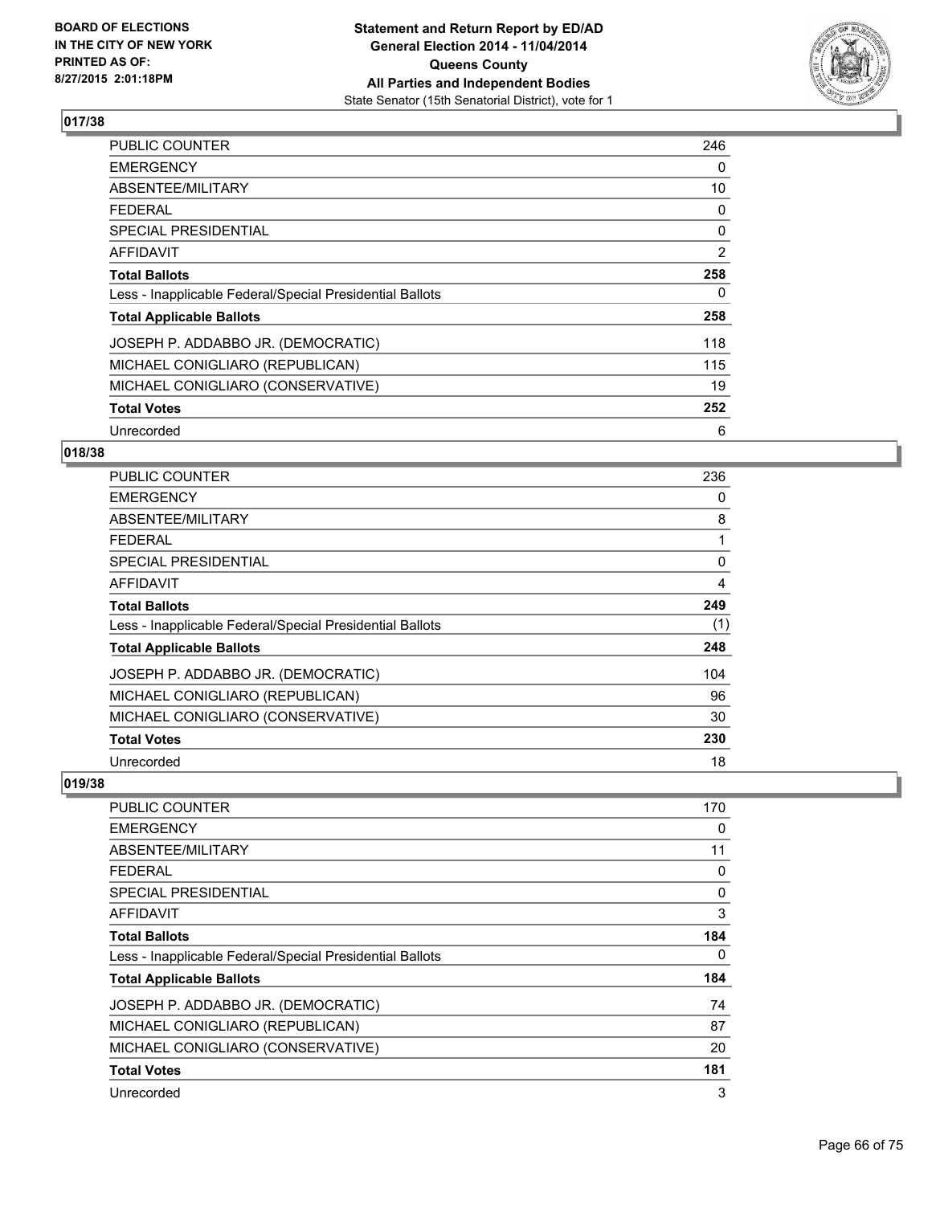## 017/38

| | |
|---|---|
| PUBLIC COUNTER | 246 |
| EMERGENCY | 0 |
| ABSENTEE/MILITARY | 10 |
| FEDERAL | 0 |
| SPECIAL PRESIDENTIAL | 0 |
| AFFIDAVIT | 2 |
| **Total Ballots** | **258** |
| Less - Inapplicable Federal/Special Presidential Ballots | 0 |
| **Total Applicable Ballots** | **258** |
| JOSEPH P. ADDABBO JR. (DEMOCRATIC) | 118 |
| MICHAEL CONIGLIARO (REPUBLICAN) | 115 |
| MICHAEL CONIGLIARO (CONSERVATIVE) | 19 |
| **Total Votes** | **252** |
| Unrecorded | 6 |

## 018/38

| | |
|---|---|
| PUBLIC COUNTER | 236 |
| EMERGENCY | 0 |
| ABSENTEE/MILITARY | 8 |
| FEDERAL | 1 |
| SPECIAL PRESIDENTIAL | 0 |
| AFFIDAVIT | 4 |
| **Total Ballots** | **249** |
| Less - Inapplicable Federal/Special Presidential Ballots | (1) |
| **Total Applicable Ballots** | **248** |
| JOSEPH P. ADDABBO JR. (DEMOCRATIC) | 104 |
| MICHAEL CONIGLIARO (REPUBLICAN) | 96 |
| MICHAEL CONIGLIARO (CONSERVATIVE) | 30 |
| **Total Votes** | **230** |
| Unrecorded | 18 |

## 019/38

| | |
|---|---|
| PUBLIC COUNTER | 170 |
| EMERGENCY | 0 |
| ABSENTEE/MILITARY | 11 |
| FEDERAL | 0 |
| SPECIAL PRESIDENTIAL | 0 |
| AFFIDAVIT | 3 |
| **Total Ballots** | **184** |
| Less - Inapplicable Federal/Special Presidential Ballots | 0 |
| **Total Applicable Ballots** | **184** |
| JOSEPH P. ADDABBO JR. (DEMOCRATIC) | 74 |
| MICHAEL CONIGLIARO (REPUBLICAN) | 87 |
| MICHAEL CONIGLIARO (CONSERVATIVE) | 20 |
| **Total Votes** | **181** |
| Unrecorded | 3 |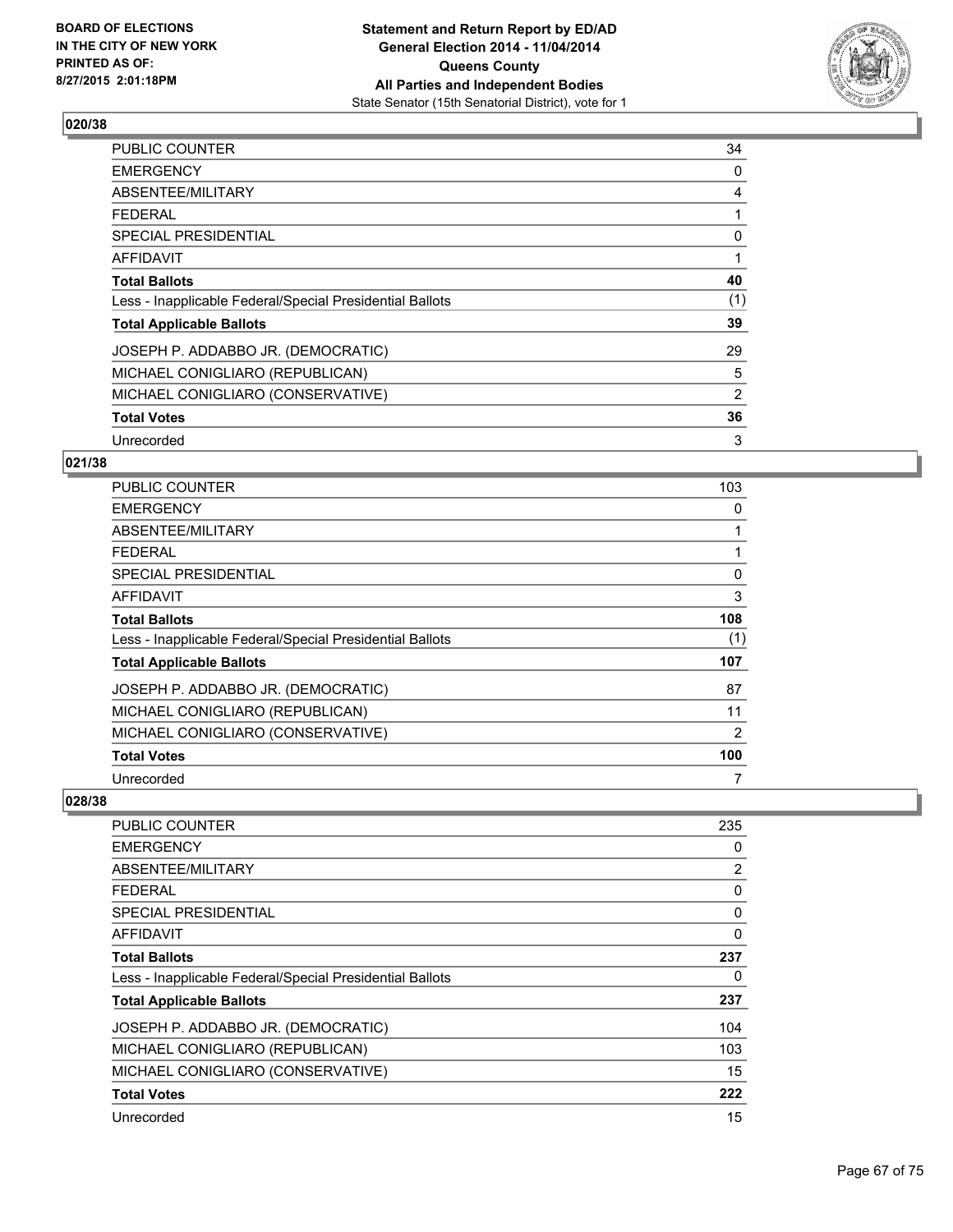**BOARD OF ELECTIONS IN THE CITY OF NEW YORK PRINTED AS OF: 8/27/2015 2:01:18PM**

**Statement and Return Report by ED/AD General Election 2014 - 11/04/2014 Queens County All Parties and Independent Bodies**
State Senator (15th Senatorial District), vote for 1

### 020/38

| | |
|---|---|
| PUBLIC COUNTER | 34 |
| EMERGENCY | 0 |
| ABSENTEE/MILITARY | 4 |
| FEDERAL | 1 |
| SPECIAL PRESIDENTIAL | 0 |
| AFFIDAVIT | 1 |
| **Total Ballots** | **40** |
| Less - Inapplicable Federal/Special Presidential Ballots | (1) |
| **Total Applicable Ballots** | **39** |
| JOSEPH P. ADDABBO JR. (DEMOCRATIC) | 29 |
| MICHAEL CONIGLIARO (REPUBLICAN) | 5 |
| MICHAEL CONIGLIARO (CONSERVATIVE) | 2 |
| **Total Votes** | **36** |
| Unrecorded | 3 |

### 021/38

| | |
|---|---|
| PUBLIC COUNTER | 103 |
| EMERGENCY | 0 |
| ABSENTEE/MILITARY | 1 |
| FEDERAL | 1 |
| SPECIAL PRESIDENTIAL | 0 |
| AFFIDAVIT | 3 |
| **Total Ballots** | **108** |
| Less - Inapplicable Federal/Special Presidential Ballots | (1) |
| **Total Applicable Ballots** | **107** |
| JOSEPH P. ADDABBO JR. (DEMOCRATIC) | 87 |
| MICHAEL CONIGLIARO (REPUBLICAN) | 11 |
| MICHAEL CONIGLIARO (CONSERVATIVE) | 2 |
| **Total Votes** | **100** |
| Unrecorded | 7 |

### 028/38

| | |
|---|---|
| PUBLIC COUNTER | 235 |
| EMERGENCY | 0 |
| ABSENTEE/MILITARY | 2 |
| FEDERAL | 0 |
| SPECIAL PRESIDENTIAL | 0 |
| AFFIDAVIT | 0 |
| **Total Ballots** | **237** |
| Less - Inapplicable Federal/Special Presidential Ballots | 0 |
| **Total Applicable Ballots** | **237** |
| JOSEPH P. ADDABBO JR. (DEMOCRATIC) | 104 |
| MICHAEL CONIGLIARO (REPUBLICAN) | 103 |
| MICHAEL CONIGLIARO (CONSERVATIVE) | 15 |
| **Total Votes** | **222** |
| Unrecorded | 15 |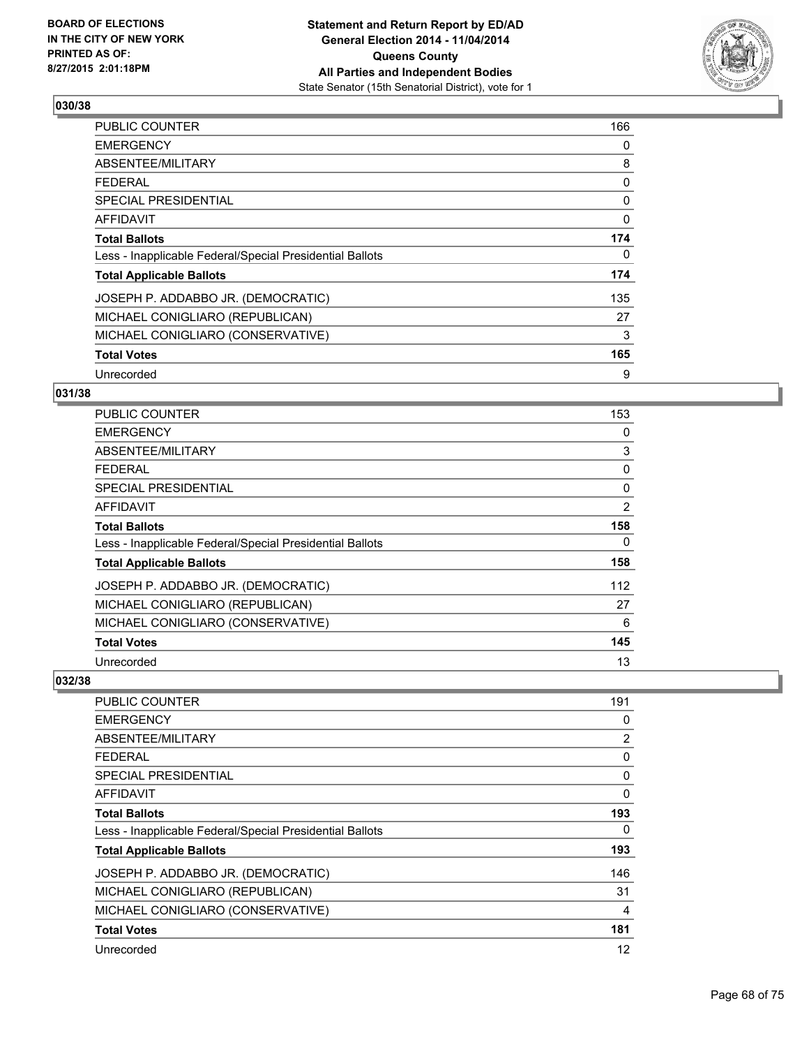## 030/38

| | |
|---|---|
| PUBLIC COUNTER | 166 |
| EMERGENCY | 0 |
| ABSENTEE/MILITARY | 8 |
| FEDERAL | 0 |
| SPECIAL PRESIDENTIAL | 0 |
| AFFIDAVIT | 0 |
| **Total Ballots** | **174** |
| Less - Inapplicable Federal/Special Presidential Ballots | 0 |
| **Total Applicable Ballots** | **174** |
| JOSEPH P. ADDABBO JR. (DEMOCRATIC) | 135 |
| MICHAEL CONIGLIARO (REPUBLICAN) | 27 |
| MICHAEL CONIGLIARO (CONSERVATIVE) | 3 |
| **Total Votes** | **165** |
| Unrecorded | 9 |

## 031/38

| | |
|---|---|
| PUBLIC COUNTER | 153 |
| EMERGENCY | 0 |
| ABSENTEE/MILITARY | 3 |
| FEDERAL | 0 |
| SPECIAL PRESIDENTIAL | 0 |
| AFFIDAVIT | 2 |
| **Total Ballots** | **158** |
| Less - Inapplicable Federal/Special Presidential Ballots | 0 |
| **Total Applicable Ballots** | **158** |
| JOSEPH P. ADDABBO JR. (DEMOCRATIC) | 112 |
| MICHAEL CONIGLIARO (REPUBLICAN) | 27 |
| MICHAEL CONIGLIARO (CONSERVATIVE) | 6 |
| **Total Votes** | **145** |
| Unrecorded | 13 |

## 032/38

| | |
|---|---|
| PUBLIC COUNTER | 191 |
| EMERGENCY | 0 |
| ABSENTEE/MILITARY | 2 |
| FEDERAL | 0 |
| SPECIAL PRESIDENTIAL | 0 |
| AFFIDAVIT | 0 |
| **Total Ballots** | **193** |
| Less - Inapplicable Federal/Special Presidential Ballots | 0 |
| **Total Applicable Ballots** | **193** |
| JOSEPH P. ADDABBO JR. (DEMOCRATIC) | 146 |
| MICHAEL CONIGLIARO (REPUBLICAN) | 31 |
| MICHAEL CONIGLIARO (CONSERVATIVE) | 4 |
| **Total Votes** | **181** |
| Unrecorded | 12 |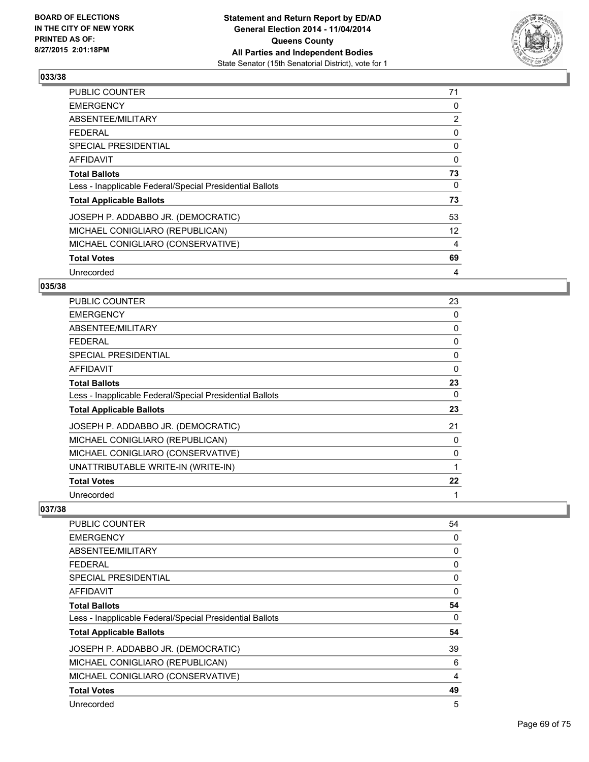**BOARD OF ELECTIONS IN THE CITY OF NEW YORK PRINTED AS OF: 8/27/2015 2:01:18PM**

**Statement and Return Report by ED/AD General Election 2014 - 11/04/2014 Queens County All Parties and Independent Bodies**
State Senator (15th Senatorial District), vote for 1

### 033/38

| | |
|---|---|
| PUBLIC COUNTER | 71 |
| EMERGENCY | 0 |
| ABSENTEE/MILITARY | 2 |
| FEDERAL | 0 |
| SPECIAL PRESIDENTIAL | 0 |
| AFFIDAVIT | 0 |
| **Total Ballots** | **73** |
| Less - Inapplicable Federal/Special Presidential Ballots | 0 |
| **Total Applicable Ballots** | **73** |
| JOSEPH P. ADDABBO JR. (DEMOCRATIC) | 53 |
| MICHAEL CONIGLIARO (REPUBLICAN) | 12 |
| MICHAEL CONIGLIARO (CONSERVATIVE) | 4 |
| **Total Votes** | **69** |
| Unrecorded | 4 |

### 035/38

| | |
|---|---|
| PUBLIC COUNTER | 23 |
| EMERGENCY | 0 |
| ABSENTEE/MILITARY | 0 |
| FEDERAL | 0 |
| SPECIAL PRESIDENTIAL | 0 |
| AFFIDAVIT | 0 |
| **Total Ballots** | **23** |
| Less - Inapplicable Federal/Special Presidential Ballots | 0 |
| **Total Applicable Ballots** | **23** |
| JOSEPH P. ADDABBO JR. (DEMOCRATIC) | 21 |
| MICHAEL CONIGLIARO (REPUBLICAN) | 0 |
| MICHAEL CONIGLIARO (CONSERVATIVE) | 0 |
| UNATTRIBUTABLE WRITE-IN (WRITE-IN) | 1 |
| **Total Votes** | **22** |
| Unrecorded | 1 |

### 037/38

| | |
|---|---|
| PUBLIC COUNTER | 54 |
| EMERGENCY | 0 |
| ABSENTEE/MILITARY | 0 |
| FEDERAL | 0 |
| SPECIAL PRESIDENTIAL | 0 |
| AFFIDAVIT | 0 |
| **Total Ballots** | **54** |
| Less - Inapplicable Federal/Special Presidential Ballots | 0 |
| **Total Applicable Ballots** | **54** |
| JOSEPH P. ADDABBO JR. (DEMOCRATIC) | 39 |
| MICHAEL CONIGLIARO (REPUBLICAN) | 6 |
| MICHAEL CONIGLIARO (CONSERVATIVE) | 4 |
| **Total Votes** | **49** |
| Unrecorded | 5 |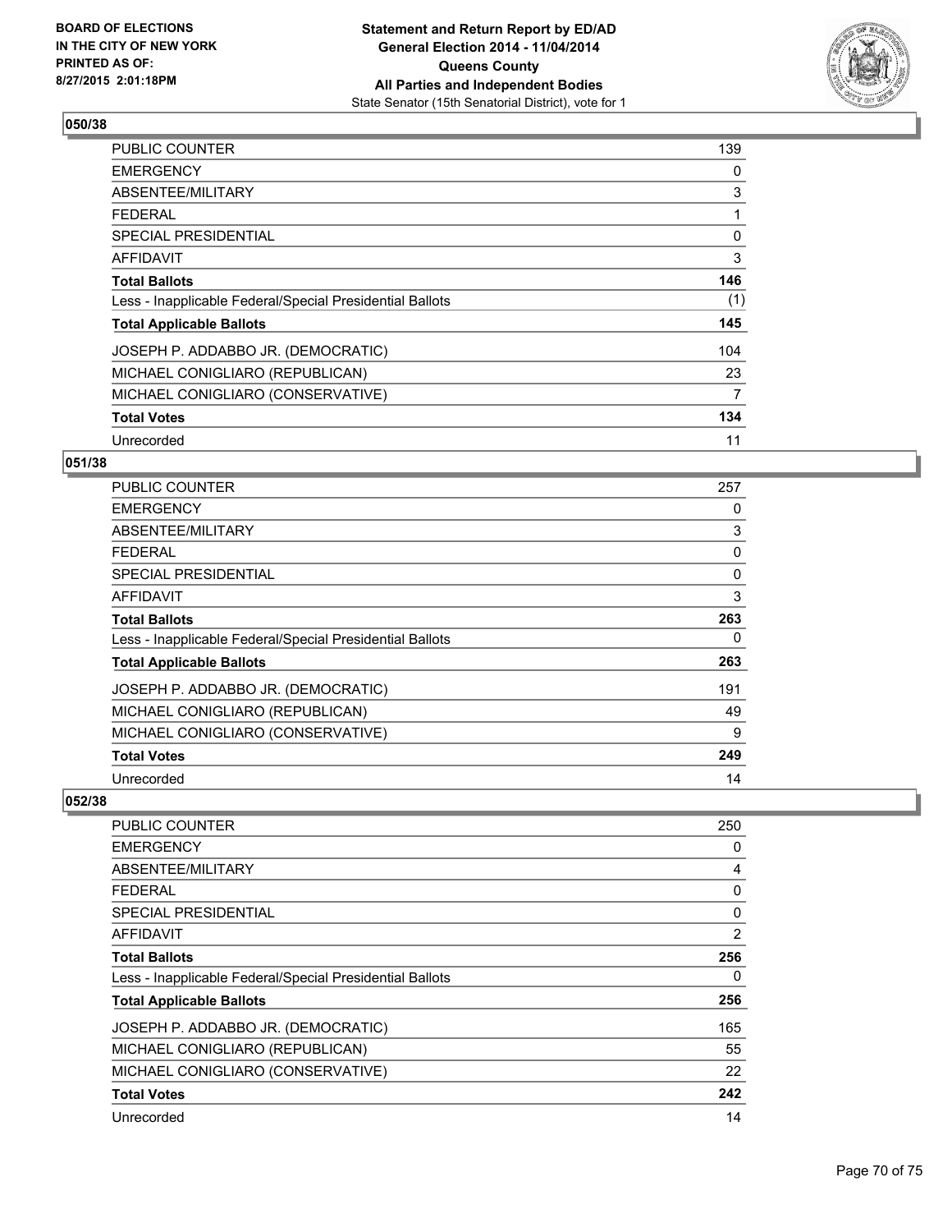**Statement and Return Report by ED/AD**
**General Election 2014 - 11/04/2014**
**Queens County**
**All Parties and Independent Bodies**
State Senator (15th Senatorial District), vote for 1

BOARD OF ELECTIONS
IN THE CITY OF NEW YORK
PRINTED AS OF:
8/27/2015 2:01:18PM

### 050/38

| | |
|---|---|
| PUBLIC COUNTER | 139 |
| EMERGENCY | 0 |
| ABSENTEE/MILITARY | 3 |
| FEDERAL | 1 |
| SPECIAL PRESIDENTIAL | 0 |
| AFFIDAVIT | 3 |
| **Total Ballots** | **146** |
| Less - Inapplicable Federal/Special Presidential Ballots | (1) |
| **Total Applicable Ballots** | **145** |
| JOSEPH P. ADDABBO JR. (DEMOCRATIC) | 104 |
| MICHAEL CONIGLIARO (REPUBLICAN) | 23 |
| MICHAEL CONIGLIARO (CONSERVATIVE) | 7 |
| **Total Votes** | **134** |
| Unrecorded | 11 |

### 051/38

| | |
|---|---|
| PUBLIC COUNTER | 257 |
| EMERGENCY | 0 |
| ABSENTEE/MILITARY | 3 |
| FEDERAL | 0 |
| SPECIAL PRESIDENTIAL | 0 |
| AFFIDAVIT | 3 |
| **Total Ballots** | **263** |
| Less - Inapplicable Federal/Special Presidential Ballots | 0 |
| **Total Applicable Ballots** | **263** |
| JOSEPH P. ADDABBO JR. (DEMOCRATIC) | 191 |
| MICHAEL CONIGLIARO (REPUBLICAN) | 49 |
| MICHAEL CONIGLIARO (CONSERVATIVE) | 9 |
| **Total Votes** | **249** |
| Unrecorded | 14 |

### 052/38

| | |
|---|---|
| PUBLIC COUNTER | 250 |
| EMERGENCY | 0 |
| ABSENTEE/MILITARY | 4 |
| FEDERAL | 0 |
| SPECIAL PRESIDENTIAL | 0 |
| AFFIDAVIT | 2 |
| **Total Ballots** | **256** |
| Less - Inapplicable Federal/Special Presidential Ballots | 0 |
| **Total Applicable Ballots** | **256** |
| JOSEPH P. ADDABBO JR. (DEMOCRATIC) | 165 |
| MICHAEL CONIGLIARO (REPUBLICAN) | 55 |
| MICHAEL CONIGLIARO (CONSERVATIVE) | 22 |
| **Total Votes** | **242** |
| Unrecorded | 14 |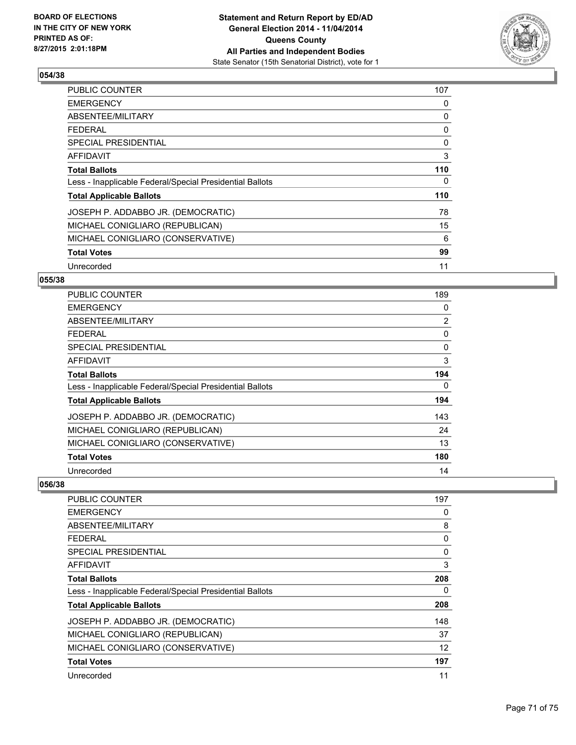## 054/38

| | |
|---|---|
| PUBLIC COUNTER | 107 |
| EMERGENCY | 0 |
| ABSENTEE/MILITARY | 0 |
| FEDERAL | 0 |
| SPECIAL PRESIDENTIAL | 0 |
| AFFIDAVIT | 3 |
| **Total Ballots** | **110** |
| Less - Inapplicable Federal/Special Presidential Ballots | 0 |
| **Total Applicable Ballots** | **110** |
| JOSEPH P. ADDABBO JR. (DEMOCRATIC) | 78 |
| MICHAEL CONIGLIARO (REPUBLICAN) | 15 |
| MICHAEL CONIGLIARO (CONSERVATIVE) | 6 |
| **Total Votes** | **99** |
| Unrecorded | 11 |

## 055/38

| | |
|---|---|
| PUBLIC COUNTER | 189 |
| EMERGENCY | 0 |
| ABSENTEE/MILITARY | 2 |
| FEDERAL | 0 |
| SPECIAL PRESIDENTIAL | 0 |
| AFFIDAVIT | 3 |
| **Total Ballots** | **194** |
| Less - Inapplicable Federal/Special Presidential Ballots | 0 |
| **Total Applicable Ballots** | **194** |
| JOSEPH P. ADDABBO JR. (DEMOCRATIC) | 143 |
| MICHAEL CONIGLIARO (REPUBLICAN) | 24 |
| MICHAEL CONIGLIARO (CONSERVATIVE) | 13 |
| **Total Votes** | **180** |
| Unrecorded | 14 |

## 056/38

| | |
|---|---|
| PUBLIC COUNTER | 197 |
| EMERGENCY | 0 |
| ABSENTEE/MILITARY | 8 |
| FEDERAL | 0 |
| SPECIAL PRESIDENTIAL | 0 |
| AFFIDAVIT | 3 |
| **Total Ballots** | **208** |
| Less - Inapplicable Federal/Special Presidential Ballots | 0 |
| **Total Applicable Ballots** | **208** |
| JOSEPH P. ADDABBO JR. (DEMOCRATIC) | 148 |
| MICHAEL CONIGLIARO (REPUBLICAN) | 37 |
| MICHAEL CONIGLIARO (CONSERVATIVE) | 12 |
| **Total Votes** | **197** |
| Unrecorded | 11 |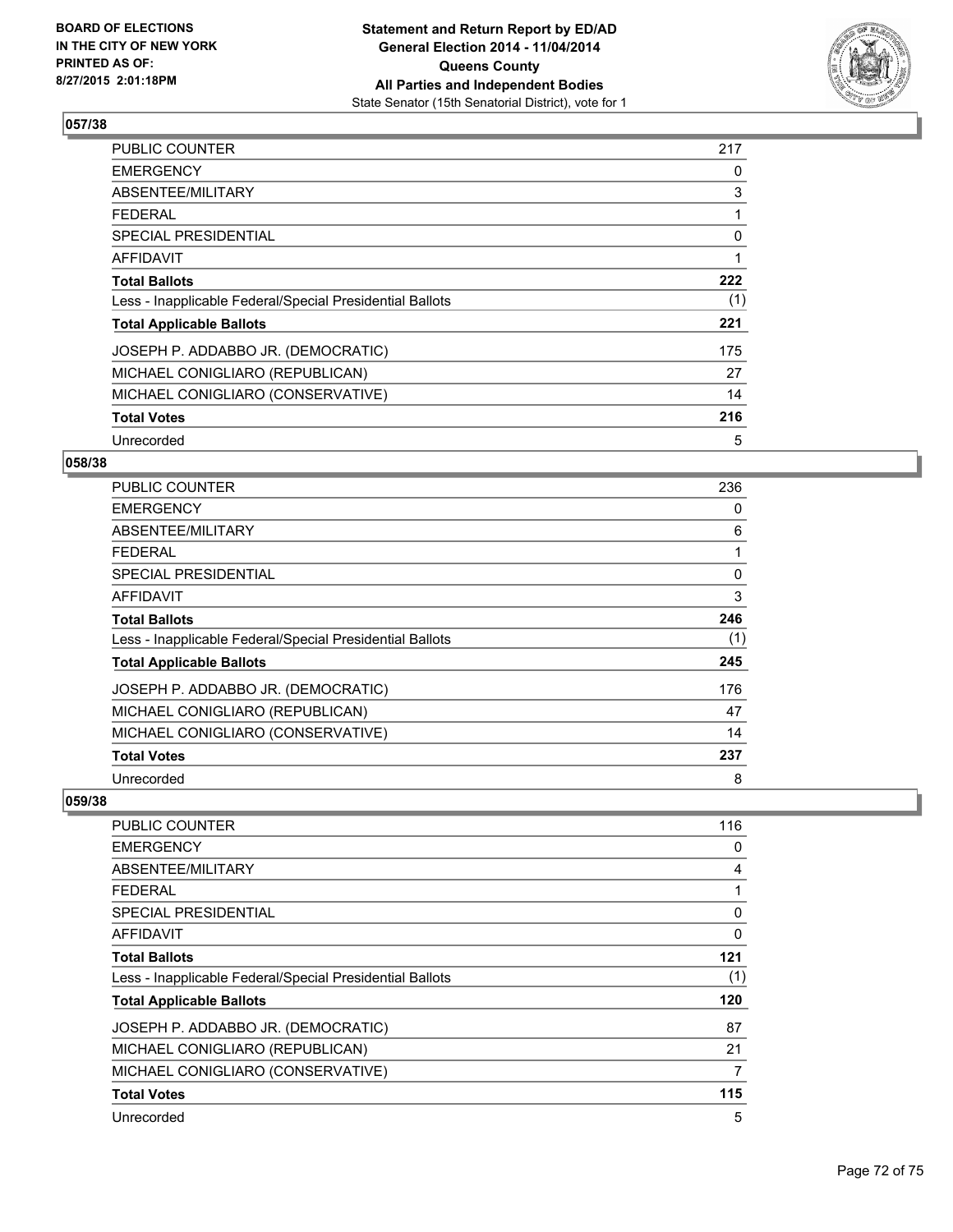BOARD OF ELECTIONS
IN THE CITY OF NEW YORK
PRINTED AS OF:
8/27/2015 2:01:18PM

**Statement and Return Report by ED/AD**
**General Election 2014 - 11/04/2014**
**Queens County**
**All Parties and Independent Bodies**
State Senator (15th Senatorial District), vote for 1

### 057/38

| | |
|---|---|
| PUBLIC COUNTER | 217 |
| EMERGENCY | 0 |
| ABSENTEE/MILITARY | 3 |
| FEDERAL | 1 |
| SPECIAL PRESIDENTIAL | 0 |
| AFFIDAVIT | 1 |
| **Total Ballots** | **222** |
| Less - Inapplicable Federal/Special Presidential Ballots | (1) |
| **Total Applicable Ballots** | **221** |
| JOSEPH P. ADDABBO JR. (DEMOCRATIC) | 175 |
| MICHAEL CONIGLIARO (REPUBLICAN) | 27 |
| MICHAEL CONIGLIARO (CONSERVATIVE) | 14 |
| **Total Votes** | **216** |
| Unrecorded | 5 |

### 058/38

| | |
|---|---|
| PUBLIC COUNTER | 236 |
| EMERGENCY | 0 |
| ABSENTEE/MILITARY | 6 |
| FEDERAL | 1 |
| SPECIAL PRESIDENTIAL | 0 |
| AFFIDAVIT | 3 |
| **Total Ballots** | **246** |
| Less - Inapplicable Federal/Special Presidential Ballots | (1) |
| **Total Applicable Ballots** | **245** |
| JOSEPH P. ADDABBO JR. (DEMOCRATIC) | 176 |
| MICHAEL CONIGLIARO (REPUBLICAN) | 47 |
| MICHAEL CONIGLIARO (CONSERVATIVE) | 14 |
| **Total Votes** | **237** |
| Unrecorded | 8 |

### 059/38

| | |
|---|---|
| PUBLIC COUNTER | 116 |
| EMERGENCY | 0 |
| ABSENTEE/MILITARY | 4 |
| FEDERAL | 1 |
| SPECIAL PRESIDENTIAL | 0 |
| AFFIDAVIT | 0 |
| **Total Ballots** | **121** |
| Less - Inapplicable Federal/Special Presidential Ballots | (1) |
| **Total Applicable Ballots** | **120** |
| JOSEPH P. ADDABBO JR. (DEMOCRATIC) | 87 |
| MICHAEL CONIGLIARO (REPUBLICAN) | 21 |
| MICHAEL CONIGLIARO (CONSERVATIVE) | 7 |
| **Total Votes** | **115** |
| Unrecorded | 5 |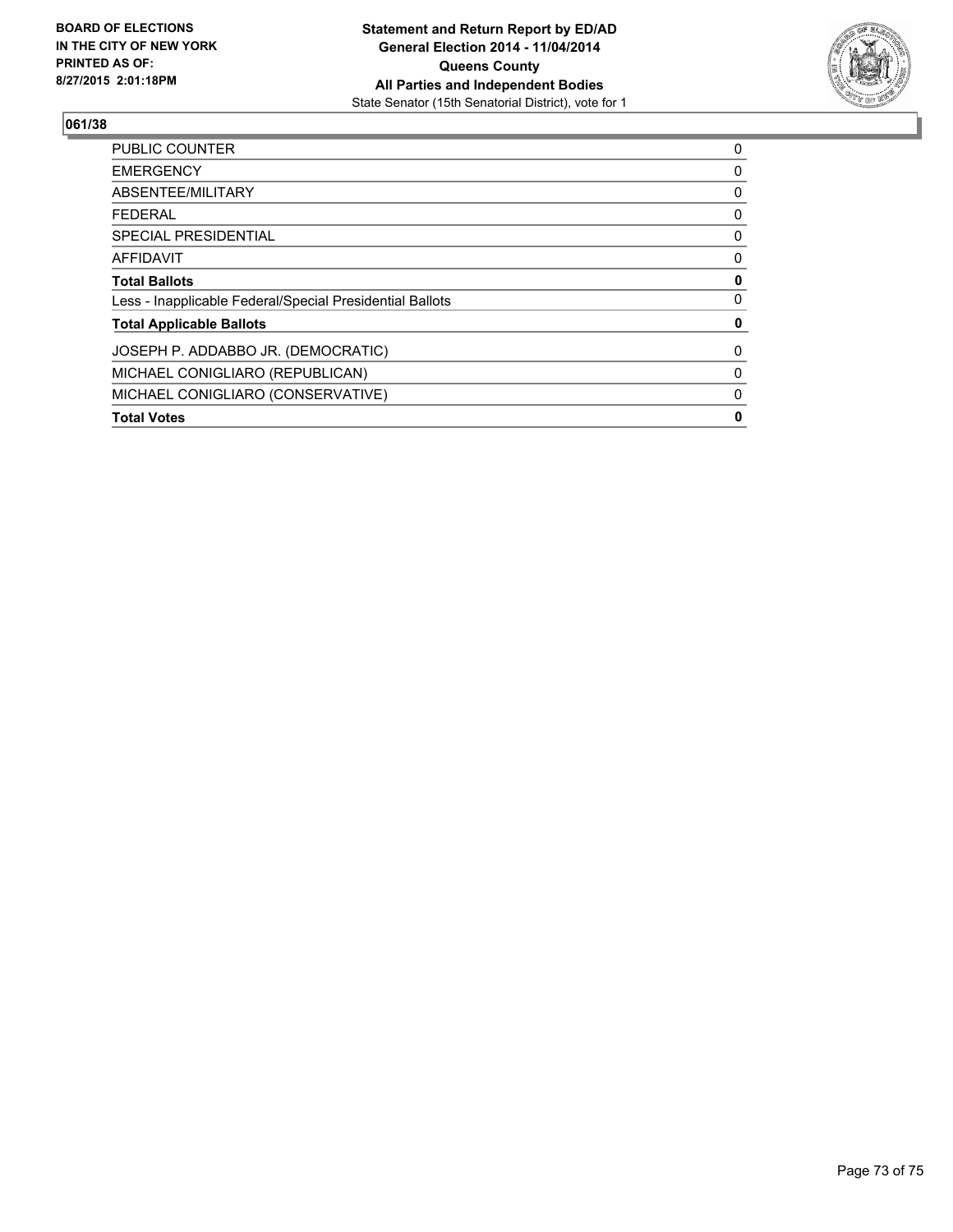BOARD OF ELECTIONS
IN THE CITY OF NEW YORK
PRINTED AS OF:
8/27/2015 2:01:18PM

**Statement and Return Report by ED/AD**
**General Election 2014 - 11/04/2014**
**Queens County**
**All Parties and Independent Bodies**
State Senator (15th Senatorial District), vote for 1

## 061/38

| | |
|---|---|
| PUBLIC COUNTER | 0 |
| EMERGENCY | 0 |
| ABSENTEE/MILITARY | 0 |
| FEDERAL | 0 |
| SPECIAL PRESIDENTIAL | 0 |
| AFFIDAVIT | 0 |
| **Total Ballots** | **0** |
| Less - Inapplicable Federal/Special Presidential Ballots | 0 |
| **Total Applicable Ballots** | **0** |
| JOSEPH P. ADDABBO JR. (DEMOCRATIC) | 0 |
| MICHAEL CONIGLIARO (REPUBLICAN) | 0 |
| MICHAEL CONIGLIARO (CONSERVATIVE) | 0 |
| **Total Votes** | **0** |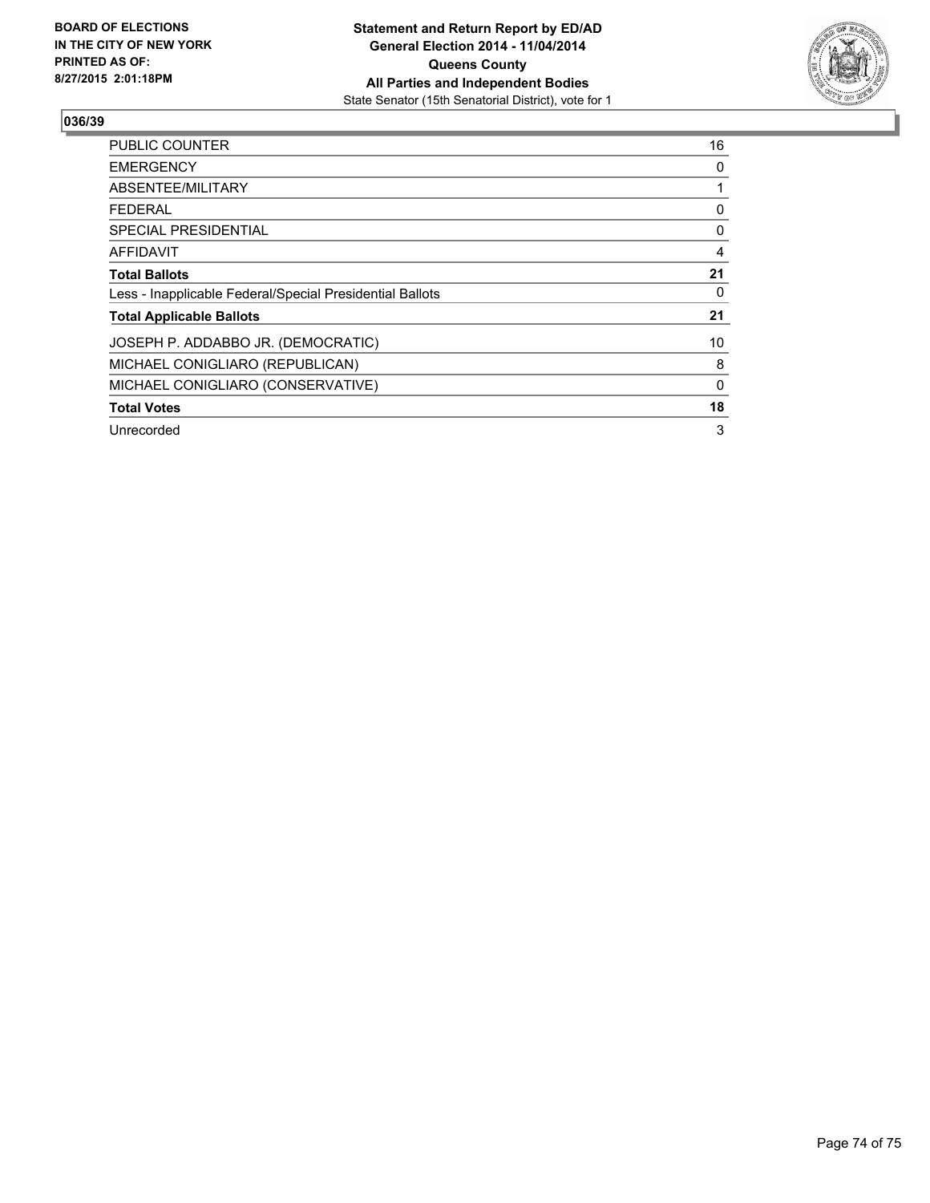**BOARD OF ELECTIONS IN THE CITY OF NEW YORK PRINTED AS OF: 8/27/2015 2:01:18PM**

**Statement and Return Report by ED/AD**
**General Election 2014 - 11/04/2014**
**Queens County**
**All Parties and Independent Bodies**
State Senator (15th Senatorial District), vote for 1

## 036/39

| | |
|---|---|
| PUBLIC COUNTER | 16 |
| EMERGENCY | 0 |
| ABSENTEE/MILITARY | 1 |
| FEDERAL | 0 |
| SPECIAL PRESIDENTIAL | 0 |
| AFFIDAVIT | 4 |
| **Total Ballots** | **21** |
| Less - Inapplicable Federal/Special Presidential Ballots | 0 |
| **Total Applicable Ballots** | **21** |
| JOSEPH P. ADDABBO JR. (DEMOCRATIC) | 10 |
| MICHAEL CONIGLIARO (REPUBLICAN) | 8 |
| MICHAEL CONIGLIARO (CONSERVATIVE) | 0 |
| **Total Votes** | **18** |
| Unrecorded | 3 |